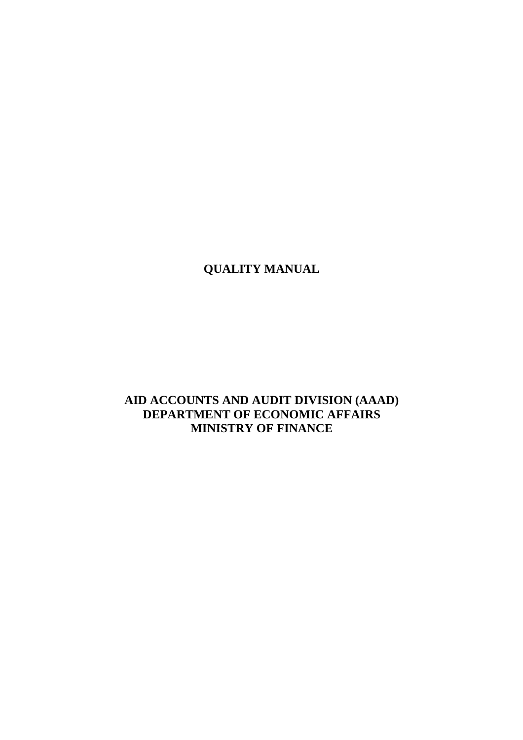# QUALITY MANUAL

**AID ACCOUNTS AND AUDIT DIVISION (AAAD)**
**DEPARTMENT OF ECONOMIC AFFAIRS**
**MINISTRY OF FINANCE**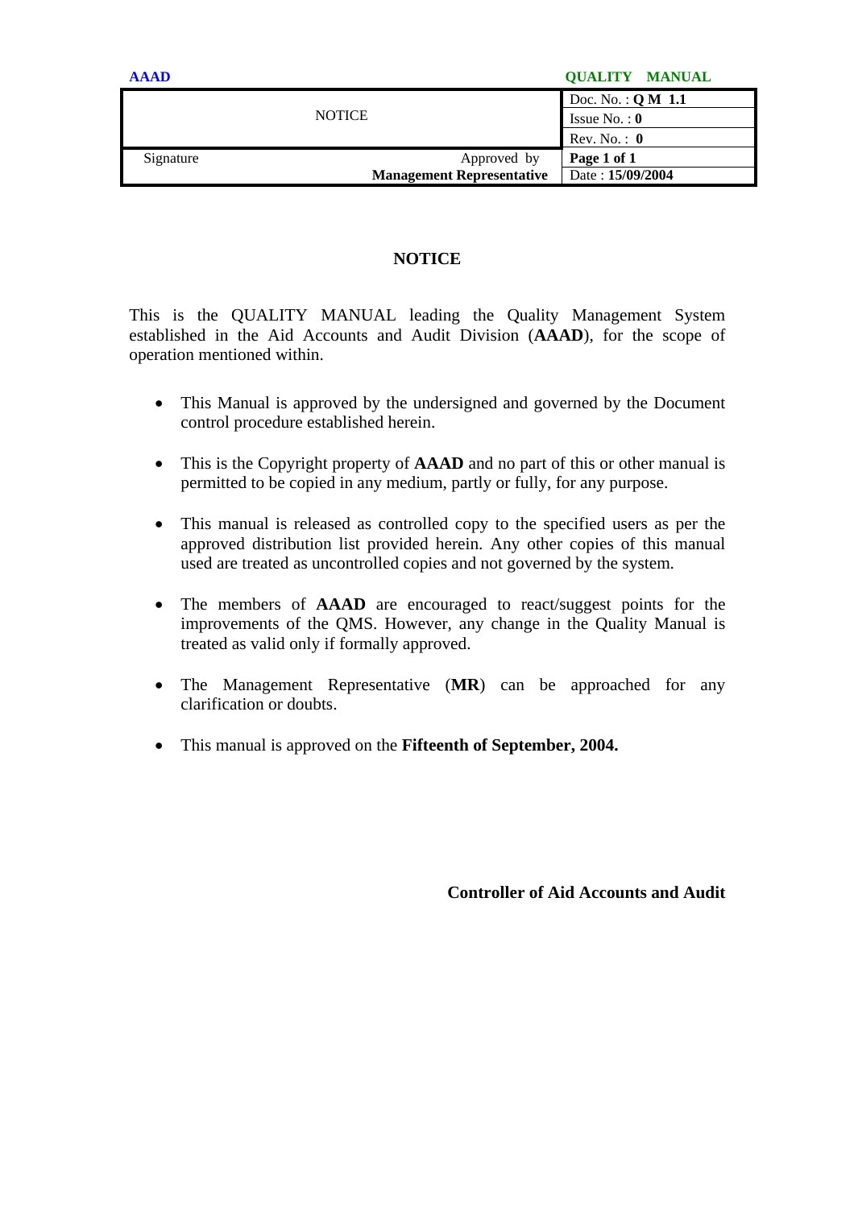# NOTICE

This is the QUALITY MANUAL leading the Quality Management System established in the Aid Accounts and Audit Division (**AAAD**), for the scope of operation mentioned within.

- This Manual is approved by the undersigned and governed by the Document control procedure established herein.
- This is the Copyright property of **AAAD** and no part of this or other manual is permitted to be copied in any medium, partly or fully, for any purpose.
- This manual is released as controlled copy to the specified users as per the approved distribution list provided herein. Any other copies of this manual used are treated as uncontrolled copies and not governed by the system.
- The members of **AAAD** are encouraged to react/suggest points for the improvements of the QMS. However, any change in the Quality Manual is treated as valid only if formally approved.
- The Management Representative (**MR**) can be approached for any clarification or doubts.
- This manual is approved on the **Fifteenth of September, 2004.**

**Controller of Aid Accounts and Audit**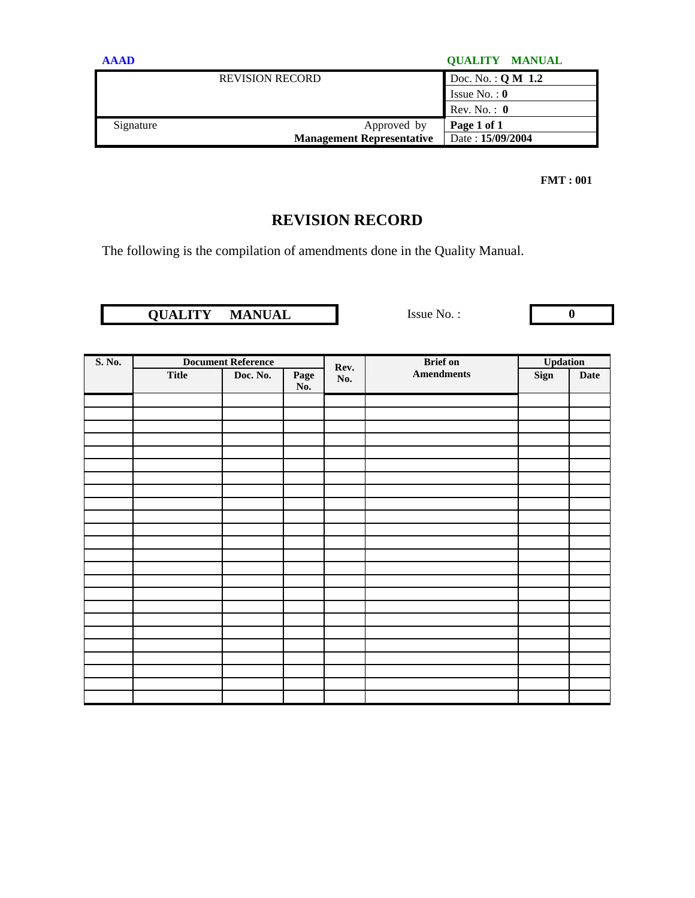| REVISION RECORD | | Doc. No. : **Q M 1.2** |
|---|---|---|
| | | Issue No. : **0** |
| | | Rev. No. : **0** |
| Signature | Approved by **Management Representative** | **Page 1 of 1** |
| | | Date : **15/09/2004** |

**FMT : 001**

# REVISION RECORD

The following is the compilation of amendments done in the Quality Manual.

| **QUALITY MANUAL** | Issue No. : | **0** |
|---|---|---|

| S. No. | Document Reference | | | Rev. No. | Brief on Amendments | Updation | |
|---|---|---|---|---|---|---|---|
| | Title | Doc. No. | Page No. | | | Sign | Date |
| | | | | | | | |
| | | | | | | | |
| | | | | | | | |
| | | | | | | | |
| | | | | | | | |
| | | | | | | | |
| | | | | | | | |
| | | | | | | | |
| | | | | | | | |
| | | | | | | | |
| | | | | | | | |
| | | | | | | | |
| | | | | | | | |
| | | | | | | | |
| | | | | | | | |
| | | | | | | | |
| | | | | | | | |
| | | | | | | | |
| | | | | | | | |
| | | | | | | | |
| | | | | | | | |
| | | | | | | | |
| | | | | | | | |
| | | | | | | | |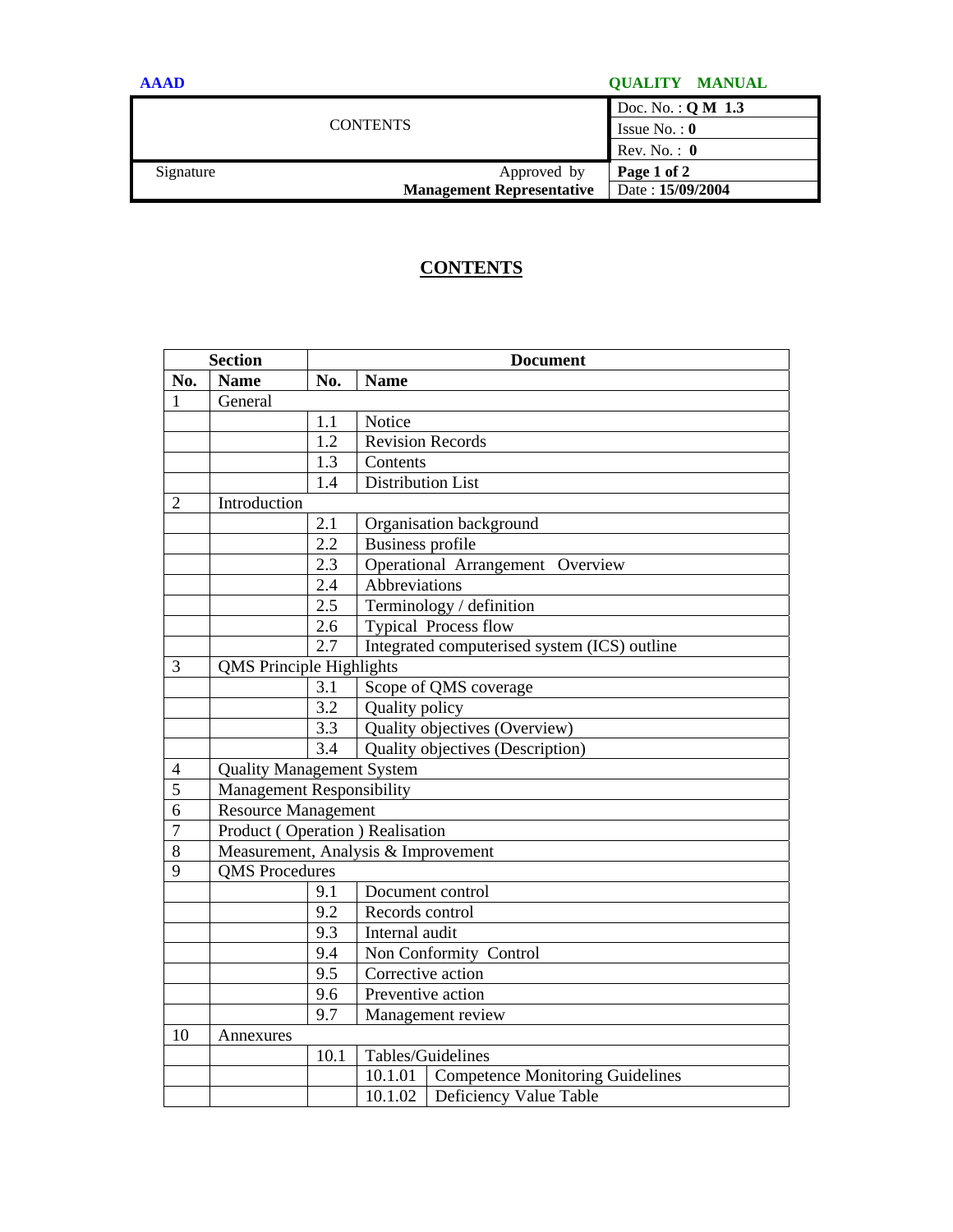## CONTENTS

| Section | | Document | | |
|---|---|---|---|---|
| **No.** | **Name** | **No.** | **Name** | |
| 1 | General | | | |
| | | 1.1 | Notice | |
| | | 1.2 | Revision Records | |
| | | 1.3 | Contents | |
| | | 1.4 | Distribution List | |
| 2 | Introduction | | | |
| | | 2.1 | Organisation background | |
| | | 2.2 | Business profile | |
| | | 2.3 | Operational Arrangement Overview | |
| | | 2.4 | Abbreviations | |
| | | 2.5 | Terminology / definition | |
| | | 2.6 | Typical Process flow | |
| | | 2.7 | Integrated computerised system (ICS) outline | |
| 3 | QMS Principle Highlights | | | |
| | | 3.1 | Scope of QMS coverage | |
| | | 3.2 | Quality policy | |
| | | 3.3 | Quality objectives (Overview) | |
| | | 3.4 | Quality objectives (Description) | |
| 4 | Quality Management System | | | |
| 5 | Management Responsibility | | | |
| 6 | Resource Management | | | |
| 7 | Product ( Operation ) Realisation | | | |
| 8 | Measurement, Analysis & Improvement | | | |
| 9 | QMS Procedures | | | |
| | | 9.1 | Document control | |
| | | 9.2 | Records control | |
| | | 9.3 | Internal audit | |
| | | 9.4 | Non Conformity Control | |
| | | 9.5 | Corrective action | |
| | | 9.6 | Preventive action | |
| | | 9.7 | Management review | |
| 10 | Annexures | | | |
| | | 10.1 | Tables/Guidelines | |
| | | | 10.1.01 | Competence Monitoring Guidelines |
| | | | 10.1.02 | Deficiency Value Table |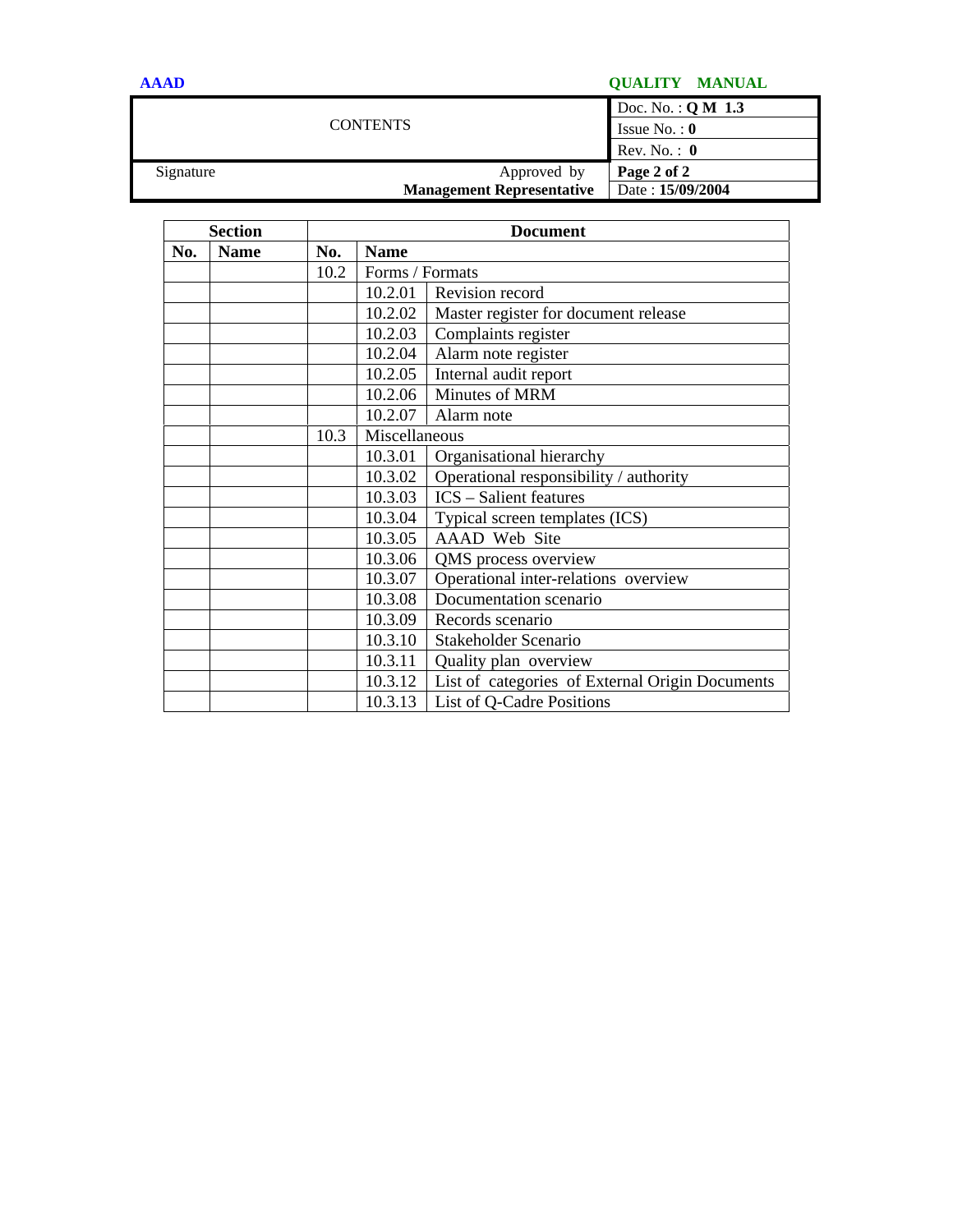| Section | | Document | | |
|---|---|---|---|---|
| No. | Name | No. | Name | |
| | | 10.2 | Forms / Formats | |
| | | | 10.2.01 | Revision record |
| | | | 10.2.02 | Master register for document release |
| | | | 10.2.03 | Complaints register |
| | | | 10.2.04 | Alarm note register |
| | | | 10.2.05 | Internal audit report |
| | | | 10.2.06 | Minutes of MRM |
| | | | 10.2.07 | Alarm note |
| | | 10.3 | Miscellaneous | |
| | | | 10.3.01 | Organisational hierarchy |
| | | | 10.3.02 | Operational responsibility / authority |
| | | | 10.3.03 | ICS – Salient features |
| | | | 10.3.04 | Typical screen templates (ICS) |
| | | | 10.3.05 | AAAD Web Site |
| | | | 10.3.06 | QMS process overview |
| | | | 10.3.07 | Operational inter-relations overview |
| | | | 10.3.08 | Documentation scenario |
| | | | 10.3.09 | Records scenario |
| | | | 10.3.10 | Stakeholder Scenario |
| | | | 10.3.11 | Quality plan overview |
| | | | 10.3.12 | List of categories of External Origin Documents |
| | | | 10.3.13 | List of Q-Cadre Positions |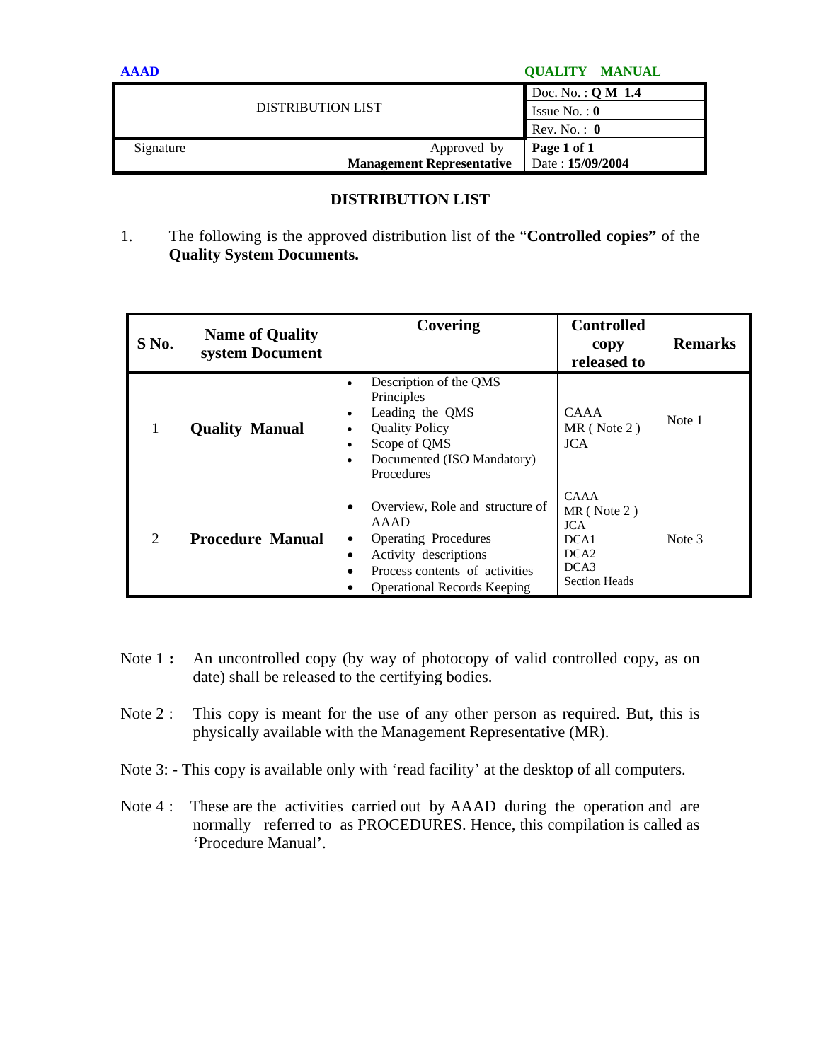| DISTRIBUTION LIST | | Doc. No. : **Q M 1.4** |
|---|---|---|
| | | Issue No. : **0** |
| | | Rev. No. : **0** |
| Signature | Approved by **Management Representative** | **Page 1 of 1** Date : **15/09/2004** |

## DISTRIBUTION LIST

1. The following is the approved distribution list of the "**Controlled copies"** of the **Quality System Documents.**

| S No. | Name of Quality system Document | Covering | Controlled copy released to | Remarks |
|---|---|---|---|---|
| 1 | **Quality Manual** | • Description of the QMS Principles<br>• Leading the QMS<br>• Quality Policy<br>• Scope of QMS<br>• Documented (ISO Mandatory) Procedures | CAAA<br>MR ( Note 2 )<br>JCA | Note 1 |
| 2 | **Procedure Manual** | • Overview, Role and structure of AAAD<br>• Operating Procedures<br>• Activity descriptions<br>• Process contents of activities<br>• Operational Records Keeping | CAAA<br>MR ( Note 2 )<br>JCA<br>DCA1<br>DCA2<br>DCA3<br>Section Heads | Note 3 |

Note 1 **:** An uncontrolled copy (by way of photocopy of valid controlled copy, as on date) shall be released to the certifying bodies.

Note 2 : This copy is meant for the use of any other person as required. But, this is physically available with the Management Representative (MR).

Note 3: - This copy is available only with 'read facility' at the desktop of all computers.

Note 4 : These are the activities carried out by AAAD during the operation and are normally referred to as PROCEDURES. Hence, this compilation is called as 'Procedure Manual'.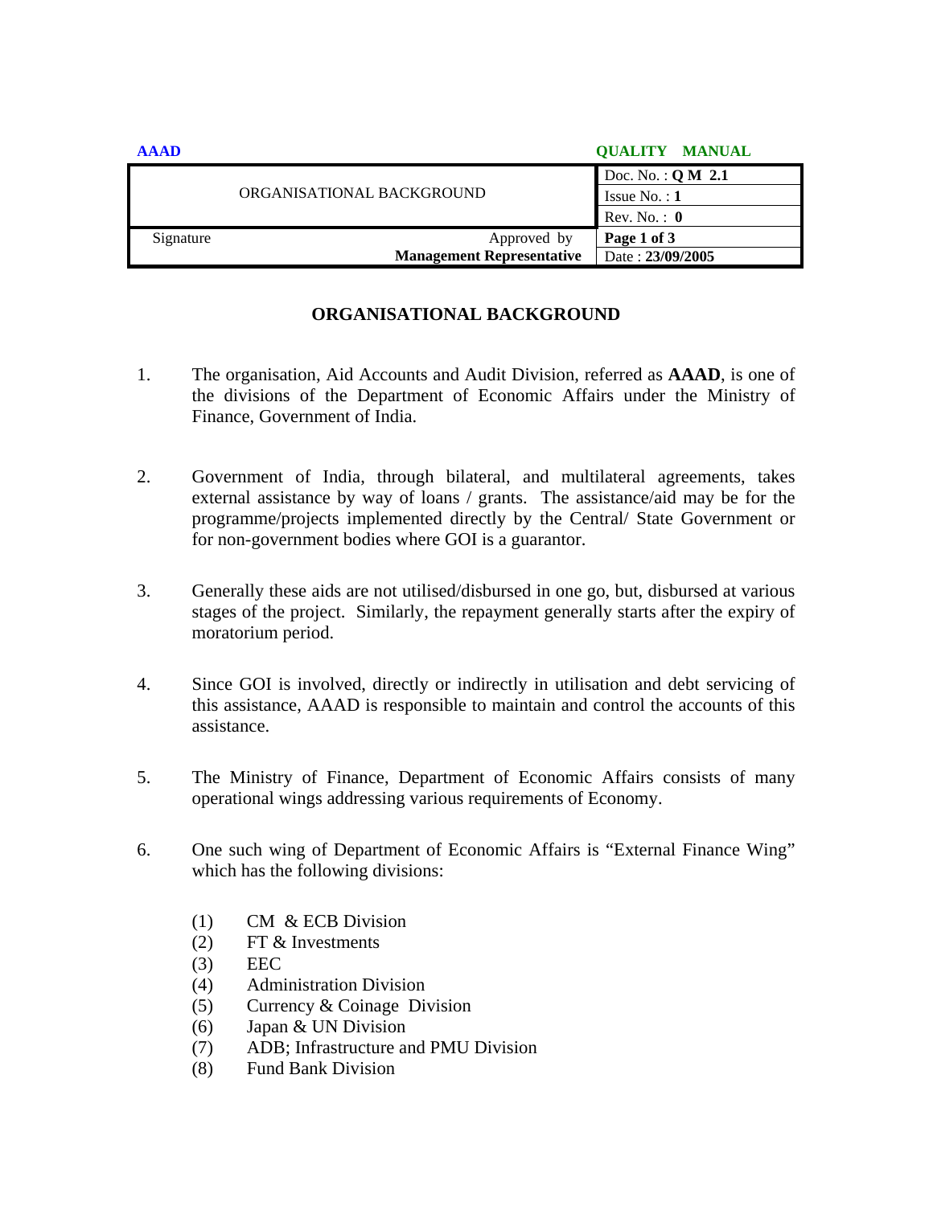| ORGANISATIONAL BACKGROUND | | Doc. No. : **Q M 2.1** |
| --- | --- | --- |
| | | Issue No. : **1** |
| | | Rev. No. : **0** |
| Signature | Approved by **Management Representative** | **Page 1 of 3** |
| | | Date : **23/09/2005** |

## ORGANISATIONAL BACKGROUND

1. The organisation, Aid Accounts and Audit Division, referred as **AAAD**, is one of the divisions of the Department of Economic Affairs under the Ministry of Finance, Government of India.

2. Government of India, through bilateral, and multilateral agreements, takes external assistance by way of loans / grants. The assistance/aid may be for the programme/projects implemented directly by the Central/ State Government or for non-government bodies where GOI is a guarantor.

3. Generally these aids are not utilised/disbursed in one go, but, disbursed at various stages of the project. Similarly, the repayment generally starts after the expiry of moratorium period.

4. Since GOI is involved, directly or indirectly in utilisation and debt servicing of this assistance, AAAD is responsible to maintain and control the accounts of this assistance.

5. The Ministry of Finance, Department of Economic Affairs consists of many operational wings addressing various requirements of Economy.

6. One such wing of Department of Economic Affairs is "External Finance Wing" which has the following divisions:

   (1) CM & ECB Division
   (2) FT & Investments
   (3) EEC
   (4) Administration Division
   (5) Currency & Coinage Division
   (6) Japan & UN Division
   (7) ADB; Infrastructure and PMU Division
   (8) Fund Bank Division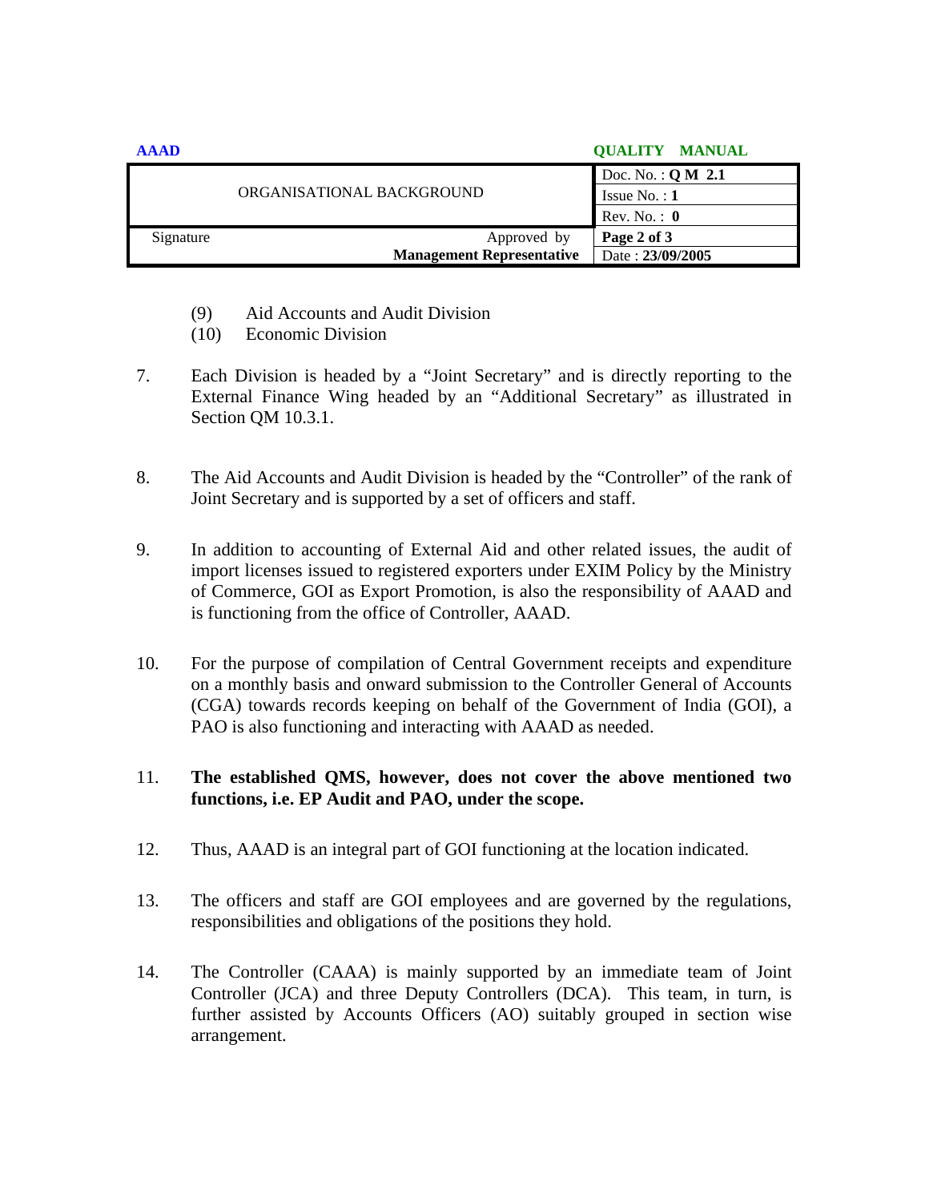(9) Aid Accounts and Audit Division
(10) Economic Division

7. Each Division is headed by a "Joint Secretary" and is directly reporting to the External Finance Wing headed by an "Additional Secretary" as illustrated in Section QM 10.3.1.

8. The Aid Accounts and Audit Division is headed by the "Controller" of the rank of Joint Secretary and is supported by a set of officers and staff.

9. In addition to accounting of External Aid and other related issues, the audit of import licenses issued to registered exporters under EXIM Policy by the Ministry of Commerce, GOI as Export Promotion, is also the responsibility of AAAD and is functioning from the office of Controller, AAAD.

10. For the purpose of compilation of Central Government receipts and expenditure on a monthly basis and onward submission to the Controller General of Accounts (CGA) towards records keeping on behalf of the Government of India (GOI), a PAO is also functioning and interacting with AAAD as needed.

11. **The established QMS, however, does not cover the above mentioned two functions, i.e. EP Audit and PAO, under the scope.**

12. Thus, AAAD is an integral part of GOI functioning at the location indicated.

13. The officers and staff are GOI employees and are governed by the regulations, responsibilities and obligations of the positions they hold.

14. The Controller (CAAA) is mainly supported by an immediate team of Joint Controller (JCA) and three Deputy Controllers (DCA). This team, in turn, is further assisted by Accounts Officers (AO) suitably grouped in section wise arrangement.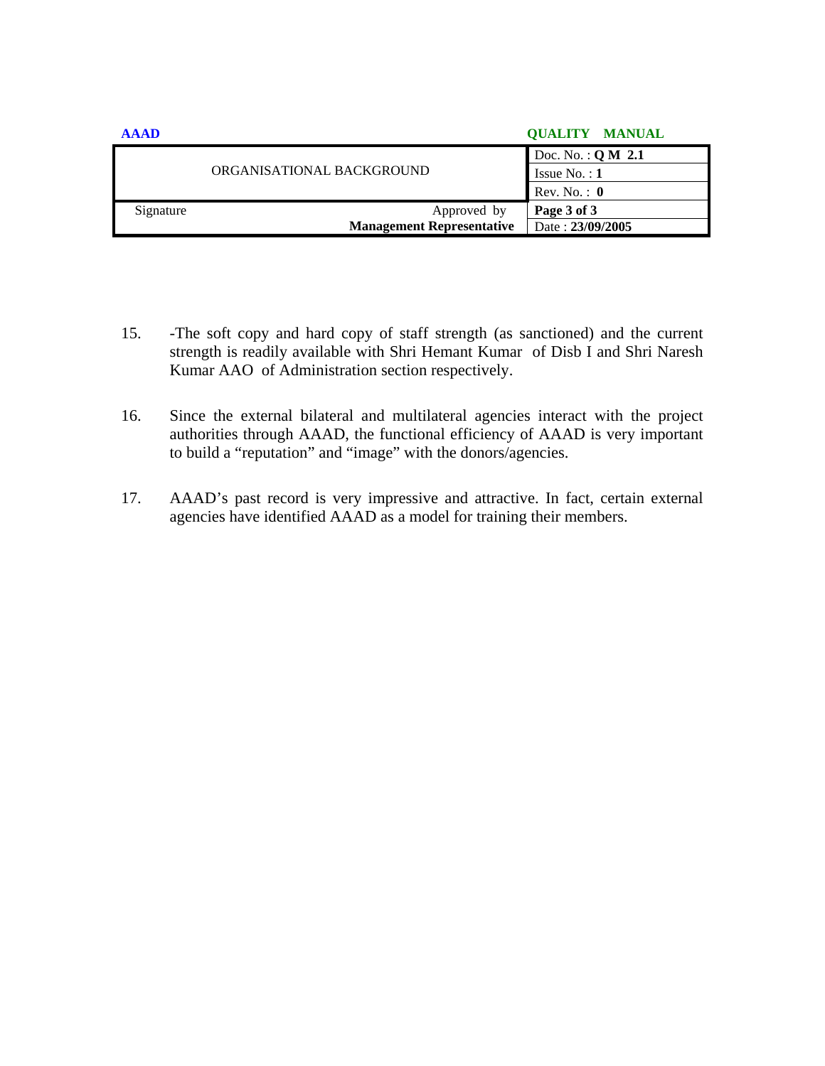15. -The soft copy and hard copy of staff strength (as sanctioned) and the current strength is readily available with Shri Hemant Kumar of Disb I and Shri Naresh Kumar AAO of Administration section respectively.

16. Since the external bilateral and multilateral agencies interact with the project authorities through AAAD, the functional efficiency of AAAD is very important to build a "reputation" and "image" with the donors/agencies.

17. AAAD's past record is very impressive and attractive. In fact, certain external agencies have identified AAAD as a model for training their members.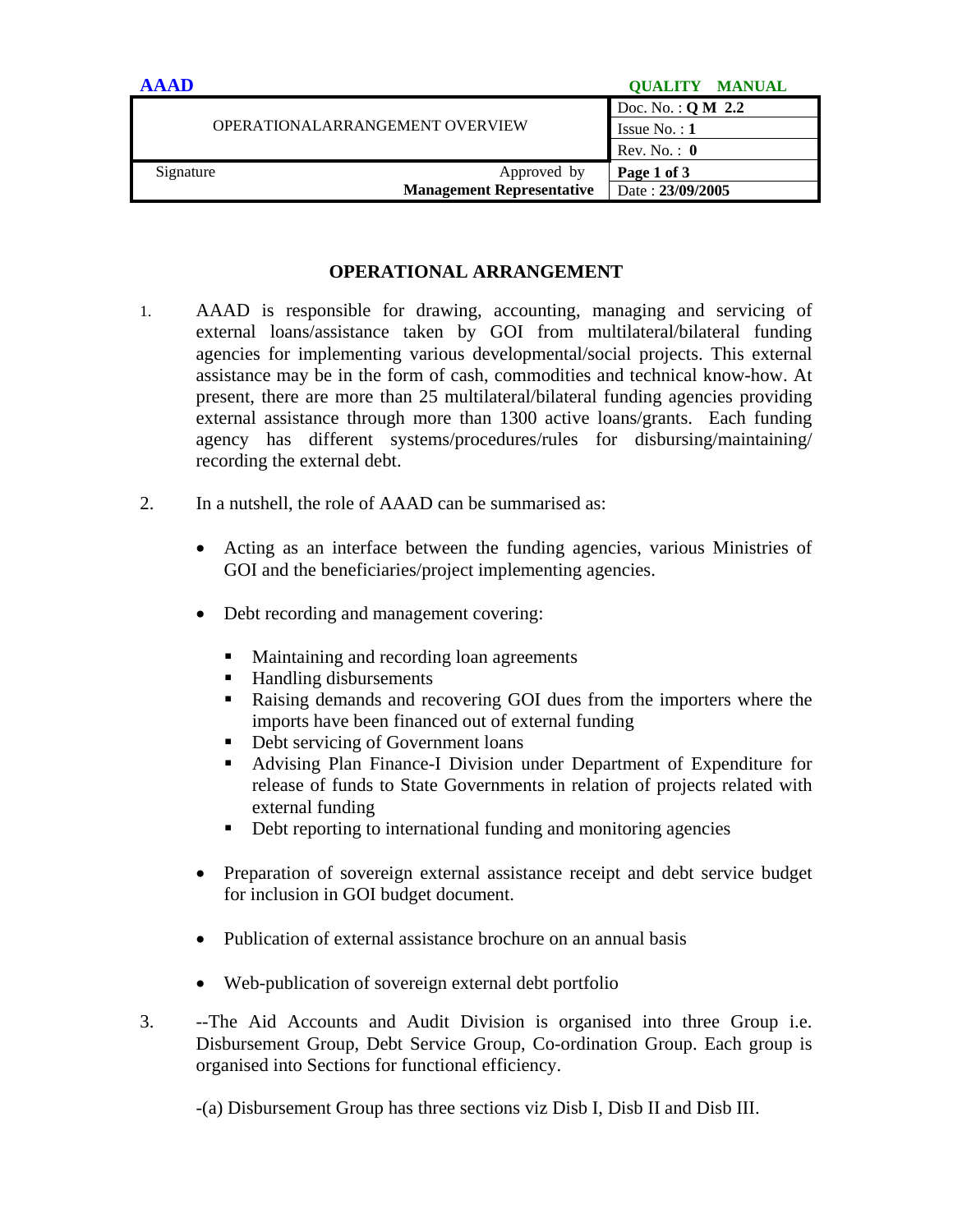## OPERATIONAL ARRANGEMENT

1. AAAD is responsible for drawing, accounting, managing and servicing of external loans/assistance taken by GOI from multilateral/bilateral funding agencies for implementing various developmental/social projects. This external assistance may be in the form of cash, commodities and technical know-how. At present, there are more than 25 multilateral/bilateral funding agencies providing external assistance through more than 1300 active loans/grants. Each funding agency has different systems/procedures/rules for disbursing/maintaining/ recording the external debt.

2. In a nutshell, the role of AAAD can be summarised as:

   - Acting as an interface between the funding agencies, various Ministries of GOI and the beneficiaries/project implementing agencies.

   - Debt recording and management covering:

     - Maintaining and recording loan agreements
     - Handling disbursements
     - Raising demands and recovering GOI dues from the importers where the imports have been financed out of external funding
     - Debt servicing of Government loans
     - Advising Plan Finance-I Division under Department of Expenditure for release of funds to State Governments in relation of projects related with external funding
     - Debt reporting to international funding and monitoring agencies

   - Preparation of sovereign external assistance receipt and debt service budget for inclusion in GOI budget document.

   - Publication of external assistance brochure on an annual basis

   - Web-publication of sovereign external debt portfolio

3. --The Aid Accounts and Audit Division is organised into three Group i.e. Disbursement Group, Debt Service Group, Co-ordination Group. Each group is organised into Sections for functional efficiency.

   -(a) Disbursement Group has three sections viz Disb I, Disb II and Disb III.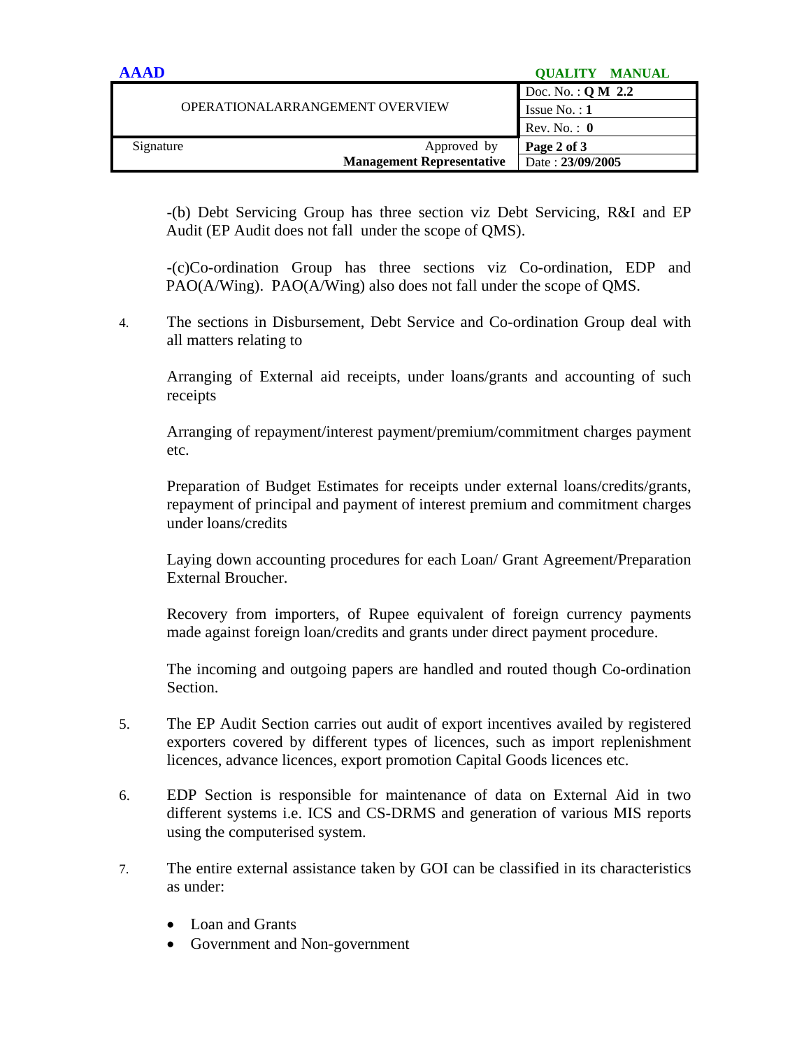-(b) Debt Servicing Group has three section viz Debt Servicing, R&I and EP Audit (EP Audit does not fall under the scope of QMS).

-(c)Co-ordination Group has three sections viz Co-ordination, EDP and PAO(A/Wing). PAO(A/Wing) also does not fall under the scope of QMS.

4. The sections in Disbursement, Debt Service and Co-ordination Group deal with all matters relating to

   Arranging of External aid receipts, under loans/grants and accounting of such receipts

   Arranging of repayment/interest payment/premium/commitment charges payment etc.

   Preparation of Budget Estimates for receipts under external loans/credits/grants, repayment of principal and payment of interest premium and commitment charges under loans/credits

   Laying down accounting procedures for each Loan/ Grant Agreement/Preparation External Broucher.

   Recovery from importers, of Rupee equivalent of foreign currency payments made against foreign loan/credits and grants under direct payment procedure.

   The incoming and outgoing papers are handled and routed though Co-ordination Section.

5. The EP Audit Section carries out audit of export incentives availed by registered exporters covered by different types of licences, such as import replenishment licences, advance licences, export promotion Capital Goods licences etc.

6. EDP Section is responsible for maintenance of data on External Aid in two different systems i.e. ICS and CS-DRMS and generation of various MIS reports using the computerised system.

7. The entire external assistance taken by GOI can be classified in its characteristics as under:

   - Loan and Grants
   - Government and Non-government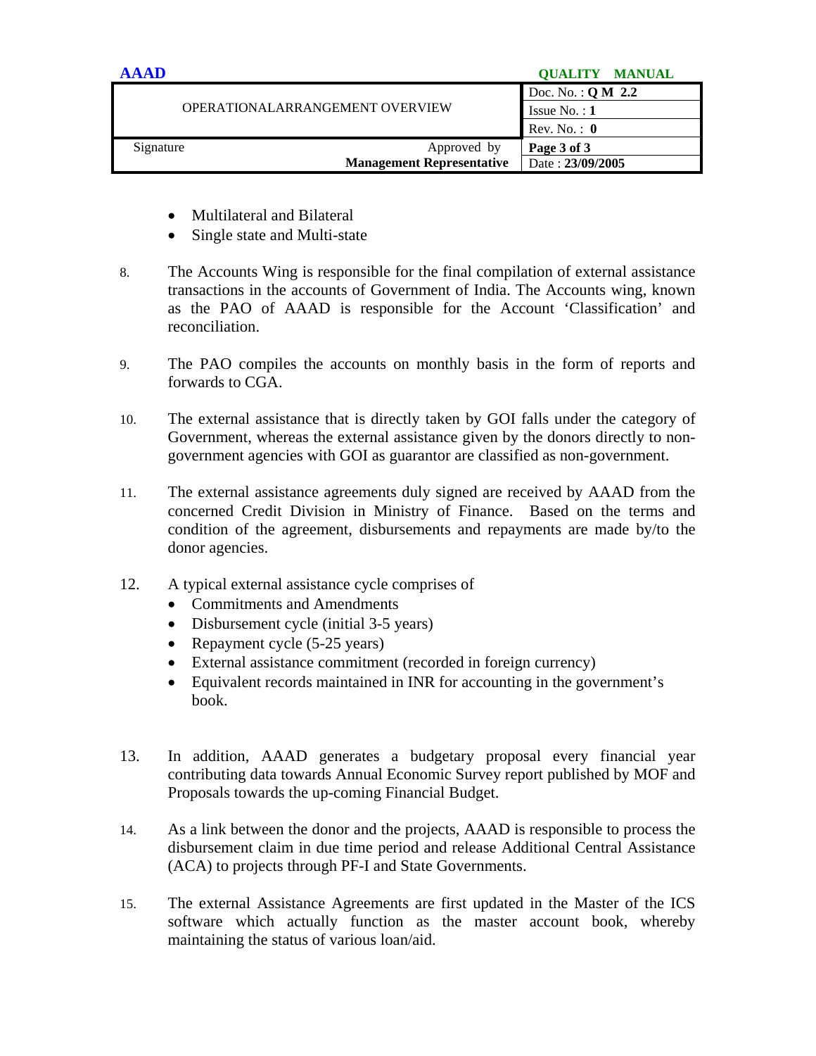- Multilateral and Bilateral
- Single state and Multi-state

8. The Accounts Wing is responsible for the final compilation of external assistance transactions in the accounts of Government of India. The Accounts wing, known as the PAO of AAAD is responsible for the Account 'Classification' and reconciliation.

9. The PAO compiles the accounts on monthly basis in the form of reports and forwards to CGA.

10. The external assistance that is directly taken by GOI falls under the category of Government, whereas the external assistance given by the donors directly to non-government agencies with GOI as guarantor are classified as non-government.

11. The external assistance agreements duly signed are received by AAAD from the concerned Credit Division in Ministry of Finance. Based on the terms and condition of the agreement, disbursements and repayments are made by/to the donor agencies.

12. A typical external assistance cycle comprises of
    - Commitments and Amendments
    - Disbursement cycle (initial 3-5 years)
    - Repayment cycle (5-25 years)
    - External assistance commitment (recorded in foreign currency)
    - Equivalent records maintained in INR for accounting in the government's book.

13. In addition, AAAD generates a budgetary proposal every financial year contributing data towards Annual Economic Survey report published by MOF and Proposals towards the up-coming Financial Budget.

14. As a link between the donor and the projects, AAAD is responsible to process the disbursement claim in due time period and release Additional Central Assistance (ACA) to projects through PF-I and State Governments.

15. The external Assistance Agreements are first updated in the Master of the ICS software which actually function as the master account book, whereby maintaining the status of various loan/aid.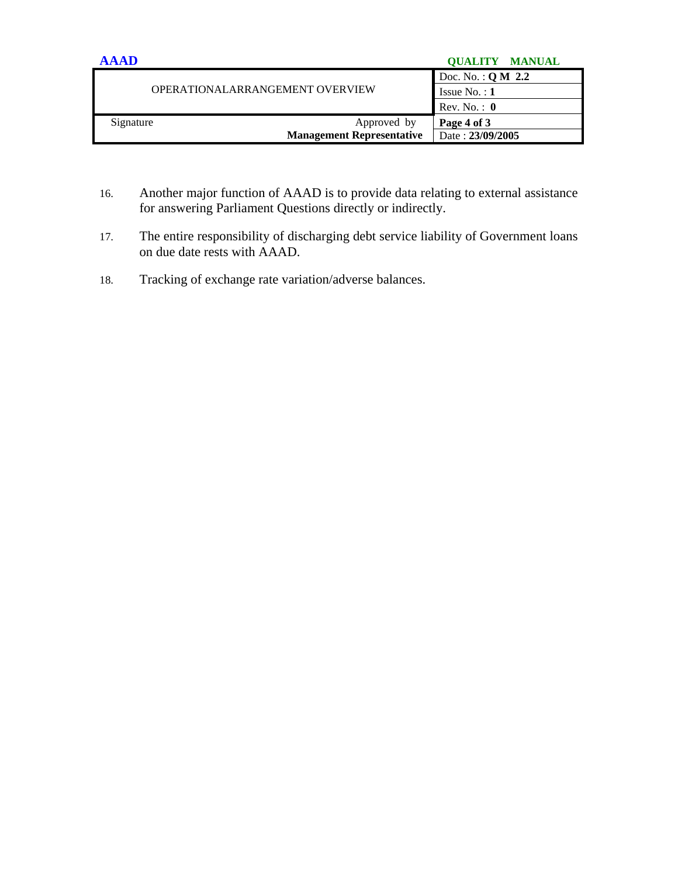16. Another major function of AAAD is to provide data relating to external assistance for answering Parliament Questions directly or indirectly.

17. The entire responsibility of discharging debt service liability of Government loans on due date rests with AAAD.

18. Tracking of exchange rate variation/adverse balances.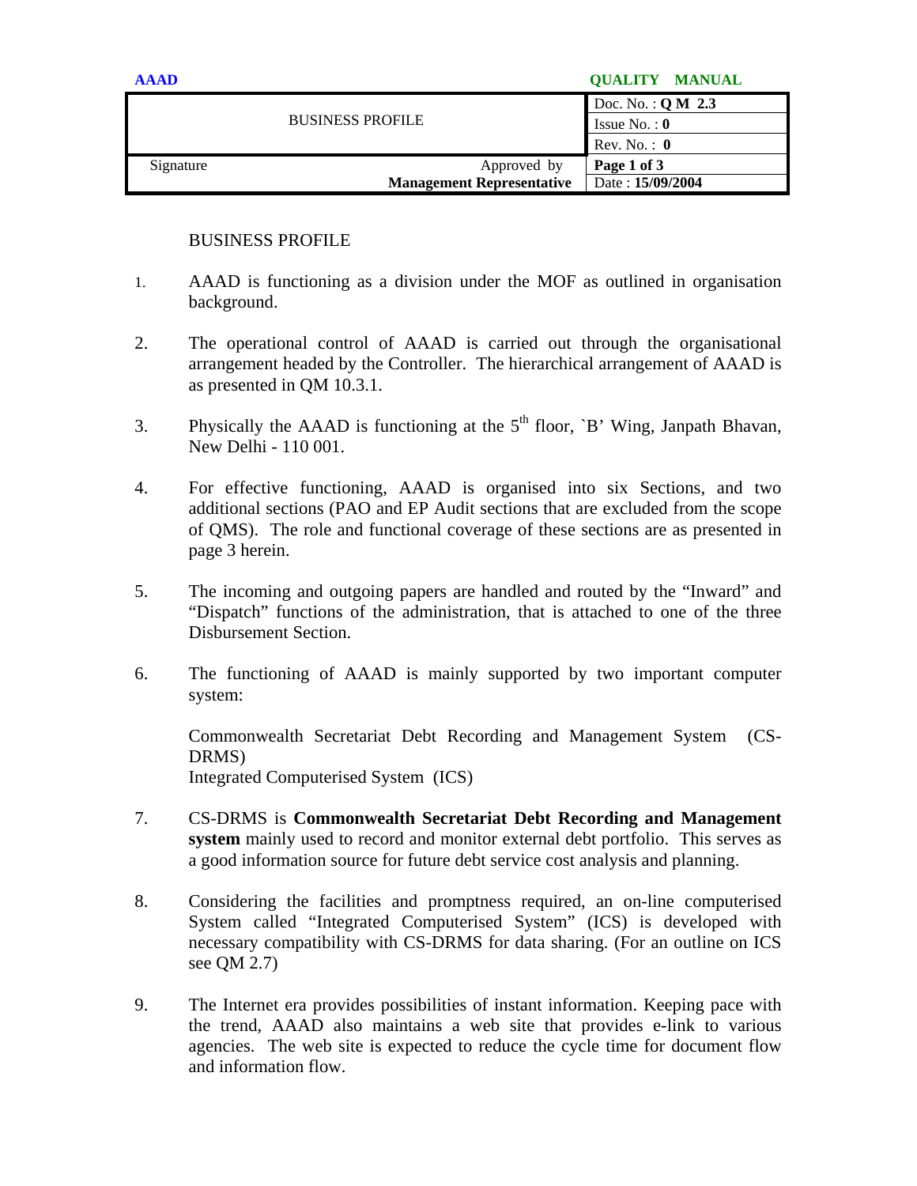| BUSINESS PROFILE | | Doc. No. : **Q M 2.3** |
| --- | --- | --- |
| | | Issue No. : **0** |
| | | Rev. No. : **0** |
| Signature | Approved by **Management Representative** | **Page 1 of 3** |
| | | Date : **15/09/2004** |

# BUSINESS PROFILE

1. AAAD is functioning as a division under the MOF as outlined in organisation background.

2. The operational control of AAAD is carried out through the organisational arrangement headed by the Controller. The hierarchical arrangement of AAAD is as presented in QM 10.3.1.

3. Physically the AAAD is functioning at the 5th floor, `B' Wing, Janpath Bhavan, New Delhi - 110 001.

4. For effective functioning, AAAD is organised into six Sections, and two additional sections (PAO and EP Audit sections that are excluded from the scope of QMS). The role and functional coverage of these sections are as presented in page 3 herein.

5. The incoming and outgoing papers are handled and routed by the "Inward" and "Dispatch" functions of the administration, that is attached to one of the three Disbursement Section.

6. The functioning of AAAD is mainly supported by two important computer system:

   Commonwealth Secretariat Debt Recording and Management System (CS-DRMS)
   Integrated Computerised System (ICS)

7. CS-DRMS is **Commonwealth Secretariat Debt Recording and Management system** mainly used to record and monitor external debt portfolio. This serves as a good information source for future debt service cost analysis and planning.

8. Considering the facilities and promptness required, an on-line computerised System called "Integrated Computerised System" (ICS) is developed with necessary compatibility with CS-DRMS for data sharing. (For an outline on ICS see QM 2.7)

9. The Internet era provides possibilities of instant information. Keeping pace with the trend, AAAD also maintains a web site that provides e-link to various agencies. The web site is expected to reduce the cycle time for document flow and information flow.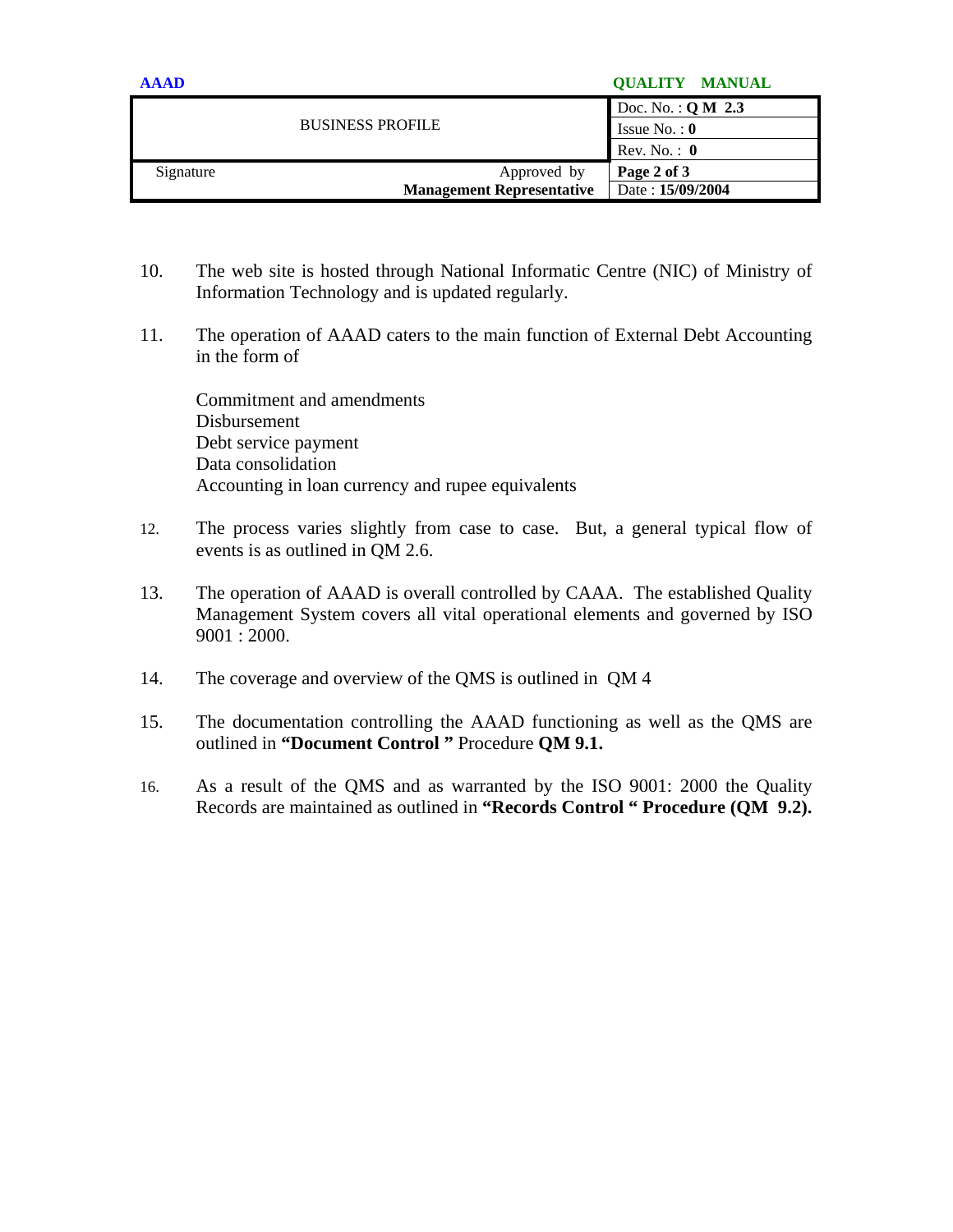10. The web site is hosted through National Informatic Centre (NIC) of Ministry of Information Technology and is updated regularly.

11. The operation of AAAD caters to the main function of External Debt Accounting in the form of

    Commitment and amendments
    Disbursement
    Debt service payment
    Data consolidation
    Accounting in loan currency and rupee equivalents

12. The process varies slightly from case to case. But, a general typical flow of events is as outlined in QM 2.6.

13. The operation of AAAD is overall controlled by CAAA. The established Quality Management System covers all vital operational elements and governed by ISO 9001 : 2000.

14. The coverage and overview of the QMS is outlined in QM 4

15. The documentation controlling the AAAD functioning as well as the QMS are outlined in **"Document Control "** Procedure **QM 9.1.**

16. As a result of the QMS and as warranted by the ISO 9001: 2000 the Quality Records are maintained as outlined in **"Records Control " Procedure (QM 9.2).**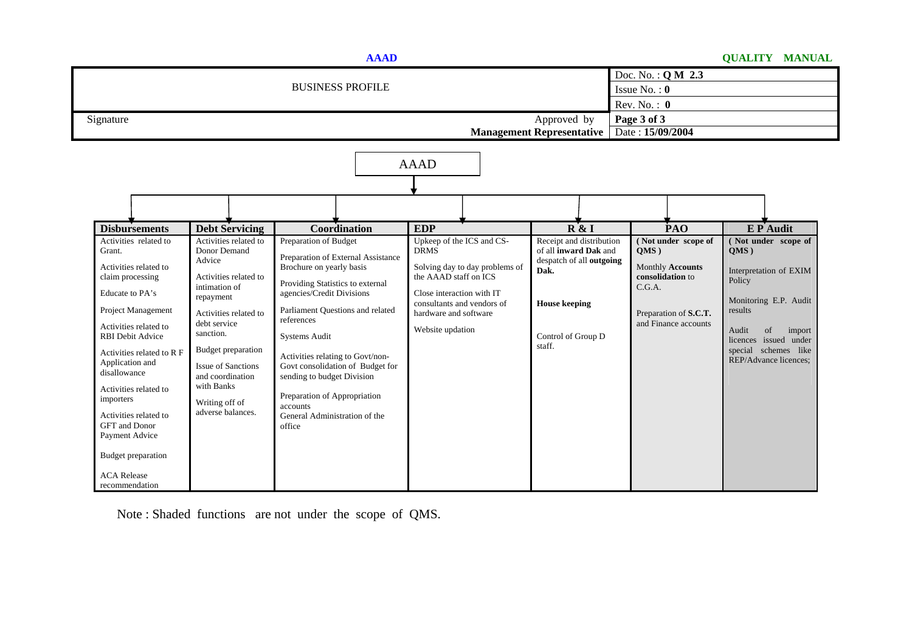| BUSINESS PROFILE | Doc. No. : **Q M 2.3** |
|---|---|
| | Issue No. : **0** |
| | Rev. No. : **0** |
| Signature — Approved by **Management Representative** | **Page 3 of 3** |
| | Date : **15/09/2004** |

**AAAD**

| Disbursements | Debt Servicing | Coordination | EDP | R & I | PAO | E P Audit |
|---|---|---|---|---|---|---|
| Activities related to Grant.<br><br>Activities related to claim processing<br><br>Educate to PA's<br><br>Project Management<br><br>Activities related to RBI Debit Advice<br><br>Activities related to R F Application and disallowance<br><br>Activities related to importers<br><br>Activities related to GFT and Donor Payment Advice<br><br>Budget preparation<br><br>ACA Release recommendation | Activities related to Donor Demand Advice<br><br>Activities related to intimation of repayment<br><br>Activities related to debt service sanction.<br><br>Budget preparation<br><br>Issue of Sanctions and coordination with Banks<br><br>Writing off of adverse balances. | Preparation of Budget<br><br>Preparation of External Assistance Brochure on yearly basis<br><br>Providing Statistics to external agencies/Credit Divisions<br><br>Parliament Questions and related references<br><br>Systems Audit<br><br>Activities relating to Govt/non-Govt consolidation of Budget for sending to budget Division<br><br>Preparation of Appropriation accounts<br><br>General Administration of the office | Upkeep of the ICS and CS-DRMS<br><br>Solving day to day problems of the AAAD staff on ICS<br><br>Close interaction with IT consultants and vendors of hardware and software<br><br>Website updation | Receipt and distribution of all **inward Dak** and despatch of all **outgoing Dak.**<br><br>**House keeping**<br><br>Control of Group D staff. | **( Not under scope of QMS )**<br><br>Monthly **Accounts consolidation** to C.G.A.<br><br>Preparation of **S.C.T.** and Finance accounts | **( Not under scope of QMS )**<br><br>Interpretation of EXIM Policy<br><br>Monitoring E.P. Audit results<br><br>Audit of import licences issued under special schemes like REP/Advance licences; |

Note : Shaded functions are not under the scope of QMS.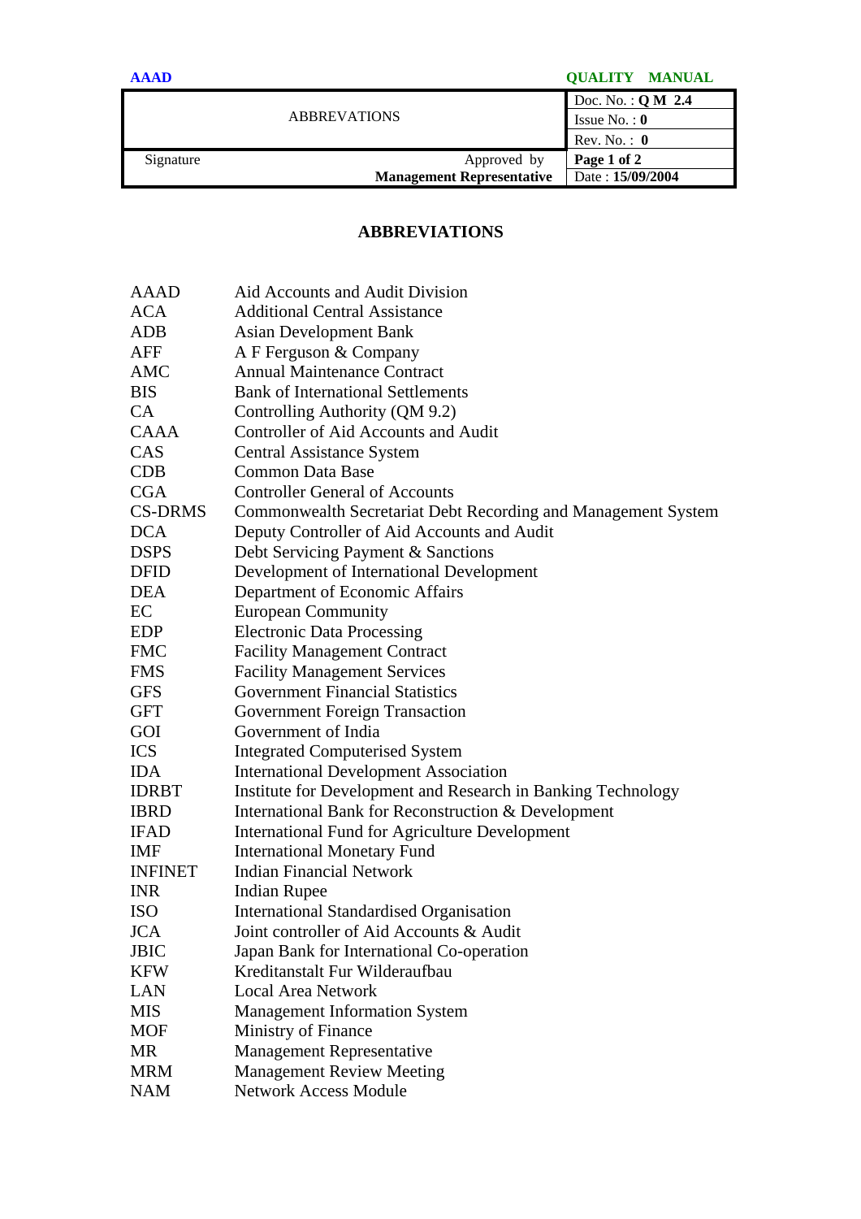# ABBREVIATIONS

| | |
|---|---|
| AAAD | Aid Accounts and Audit Division |
| ACA | Additional Central Assistance |
| ADB | Asian Development Bank |
| AFF | A F Ferguson & Company |
| AMC | Annual Maintenance Contract |
| BIS | Bank of International Settlements |
| CA | Controlling Authority (QM 9.2) |
| CAAA | Controller of Aid Accounts and Audit |
| CAS | Central Assistance System |
| CDB | Common Data Base |
| CGA | Controller General of Accounts |
| CS-DRMS | Commonwealth Secretariat Debt Recording and Management System |
| DCA | Deputy Controller of Aid Accounts and Audit |
| DSPS | Debt Servicing Payment & Sanctions |
| DFID | Development of International Development |
| DEA | Department of Economic Affairs |
| EC | European Community |
| EDP | Electronic Data Processing |
| FMC | Facility Management Contract |
| FMS | Facility Management Services |
| GFS | Government Financial Statistics |
| GFT | Government Foreign Transaction |
| GOI | Government of India |
| ICS | Integrated Computerised System |
| IDA | International Development Association |
| IDRBT | Institute for Development and Research in Banking Technology |
| IBRD | International Bank for Reconstruction & Development |
| IFAD | International Fund for Agriculture Development |
| IMF | International Monetary Fund |
| INFINET | Indian Financial Network |
| INR | Indian Rupee |
| ISO | International Standardised Organisation |
| JCA | Joint controller of Aid Accounts & Audit |
| JBIC | Japan Bank for International Co-operation |
| KFW | Kreditanstalt Fur Wilderaufbau |
| LAN | Local Area Network |
| MIS | Management Information System |
| MOF | Ministry of Finance |
| MR | Management Representative |
| MRM | Management Review Meeting |
| NAM | Network Access Module |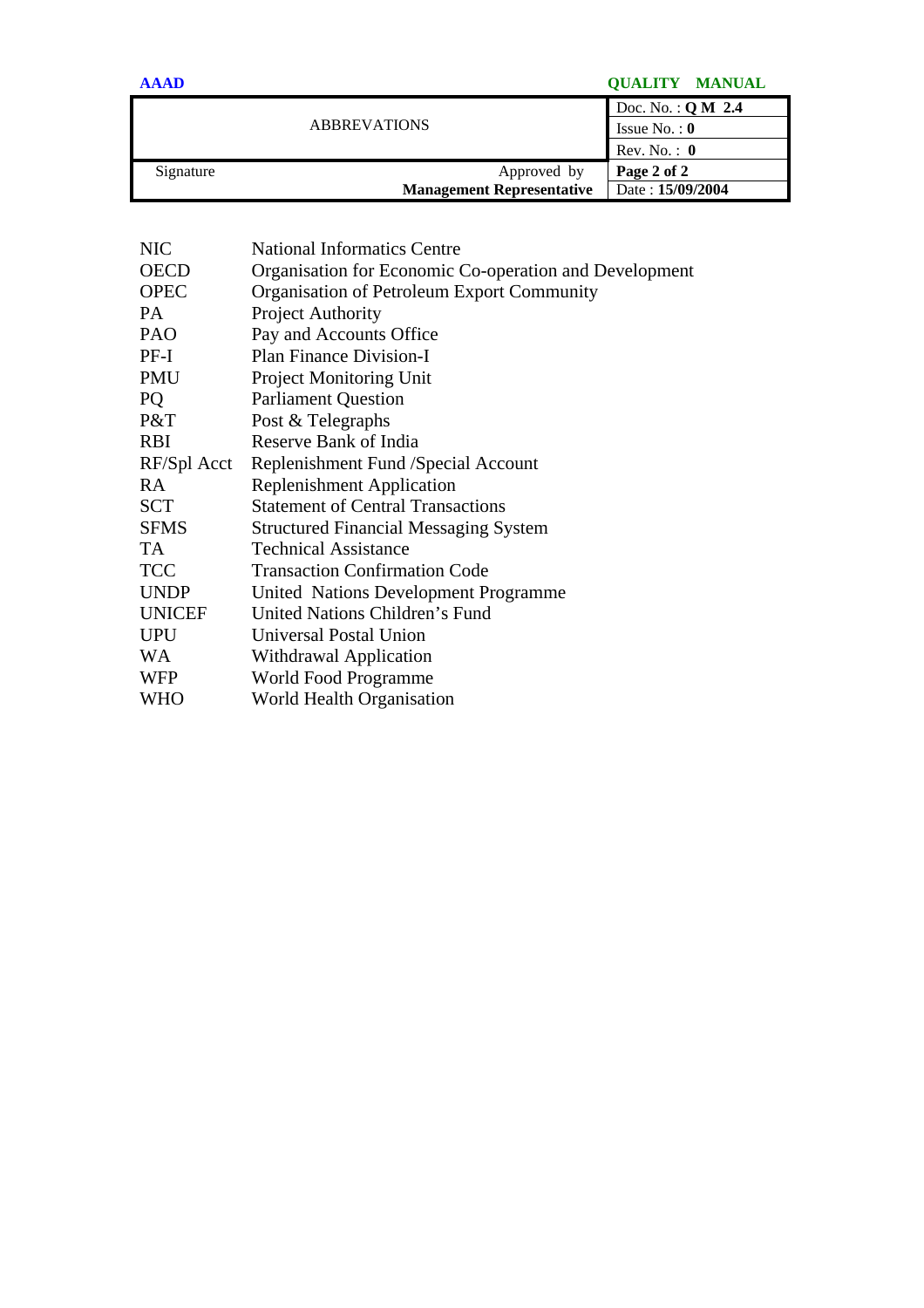| NIC | National Informatics Centre |
|---|---|
| OECD | Organisation for Economic Co-operation and Development |
| OPEC | Organisation of Petroleum Export Community |
| PA | Project Authority |
| PAO | Pay and Accounts Office |
| PF-I | Plan Finance Division-I |
| PMU | Project Monitoring Unit |
| PQ | Parliament Question |
| P&T | Post & Telegraphs |
| RBI | Reserve Bank of India |
| RF/Spl Acct | Replenishment Fund /Special Account |
| RA | Replenishment Application |
| SCT | Statement of Central Transactions |
| SFMS | Structured Financial Messaging System |
| TA | Technical Assistance |
| TCC | Transaction Confirmation Code |
| UNDP | United Nations Development Programme |
| UNICEF | United Nations Children's Fund |
| UPU | Universal Postal Union |
| WA | Withdrawal Application |
| WFP | World Food Programme |
| WHO | World Health Organisation |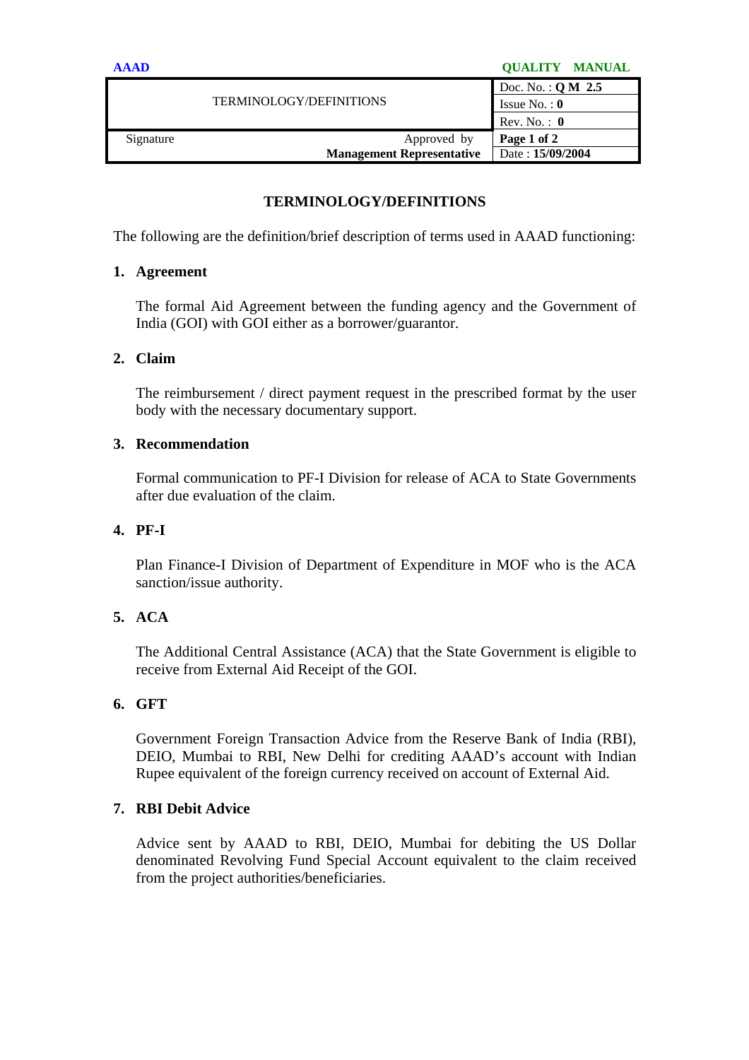# TERMINOLOGY/DEFINITIONS

The following are the definition/brief description of terms used in AAAD functioning:

**1. Agreement**

The formal Aid Agreement between the funding agency and the Government of India (GOI) with GOI either as a borrower/guarantor.

**2. Claim**

The reimbursement / direct payment request in the prescribed format by the user body with the necessary documentary support.

**3. Recommendation**

Formal communication to PF-I Division for release of ACA to State Governments after due evaluation of the claim.

**4. PF-I**

Plan Finance-I Division of Department of Expenditure in MOF who is the ACA sanction/issue authority.

**5. ACA**

The Additional Central Assistance (ACA) that the State Government is eligible to receive from External Aid Receipt of the GOI.

**6. GFT**

Government Foreign Transaction Advice from the Reserve Bank of India (RBI), DEIO, Mumbai to RBI, New Delhi for crediting AAAD's account with Indian Rupee equivalent of the foreign currency received on account of External Aid.

**7. RBI Debit Advice**

Advice sent by AAAD to RBI, DEIO, Mumbai for debiting the US Dollar denominated Revolving Fund Special Account equivalent to the claim received from the project authorities/beneficiaries.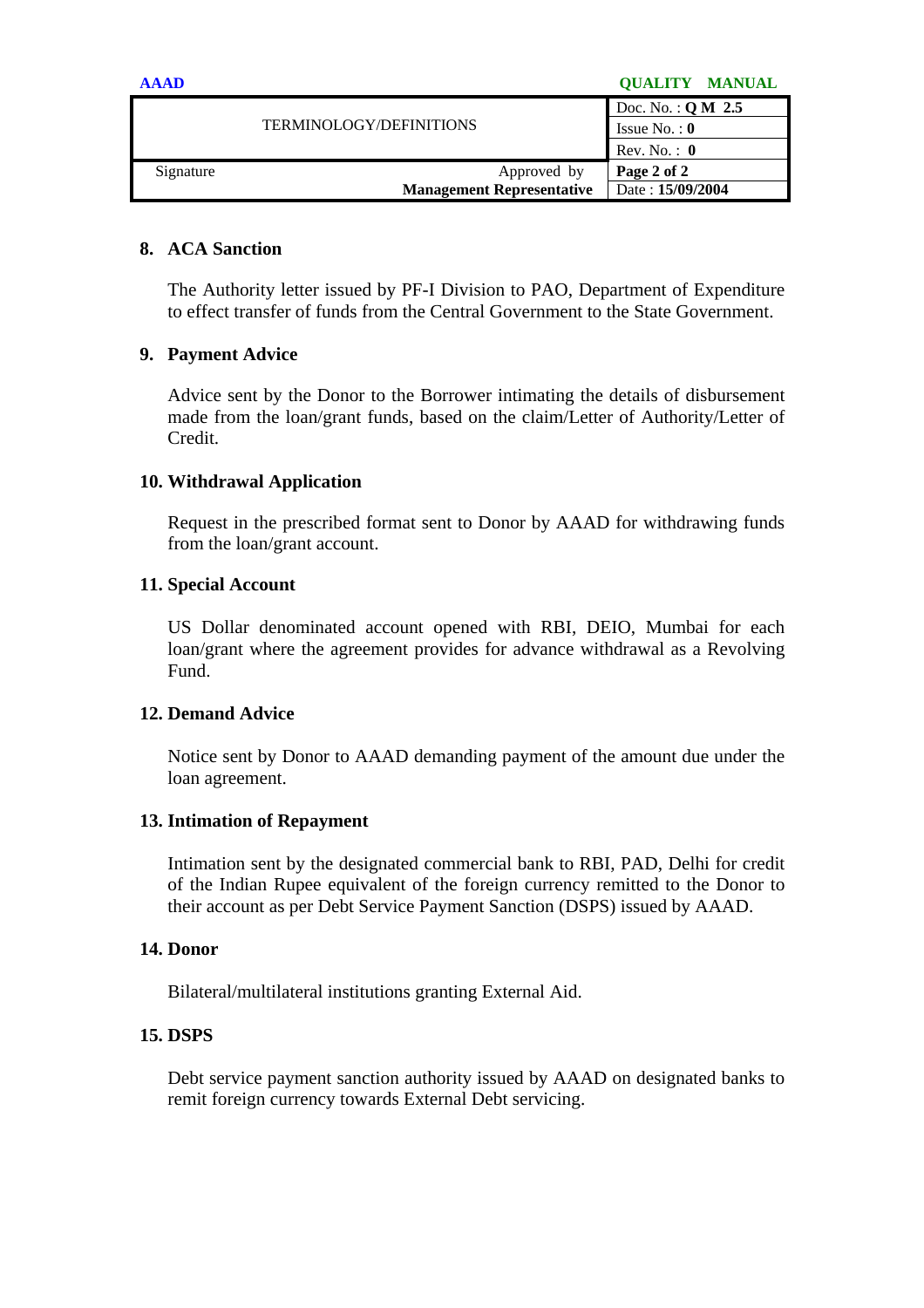## 8. ACA Sanction

The Authority letter issued by PF-I Division to PAO, Department of Expenditure to effect transfer of funds from the Central Government to the State Government.

## 9. Payment Advice

Advice sent by the Donor to the Borrower intimating the details of disbursement made from the loan/grant funds, based on the claim/Letter of Authority/Letter of Credit.

## 10. Withdrawal Application

Request in the prescribed format sent to Donor by AAAD for withdrawing funds from the loan/grant account.

## 11. Special Account

US Dollar denominated account opened with RBI, DEIO, Mumbai for each loan/grant where the agreement provides for advance withdrawal as a Revolving Fund.

## 12. Demand Advice

Notice sent by Donor to AAAD demanding payment of the amount due under the loan agreement.

## 13. Intimation of Repayment

Intimation sent by the designated commercial bank to RBI, PAD, Delhi for credit of the Indian Rupee equivalent of the foreign currency remitted to the Donor to their account as per Debt Service Payment Sanction (DSPS) issued by AAAD.

## 14. Donor

Bilateral/multilateral institutions granting External Aid.

## 15. DSPS

Debt service payment sanction authority issued by AAAD on designated banks to remit foreign currency towards External Debt servicing.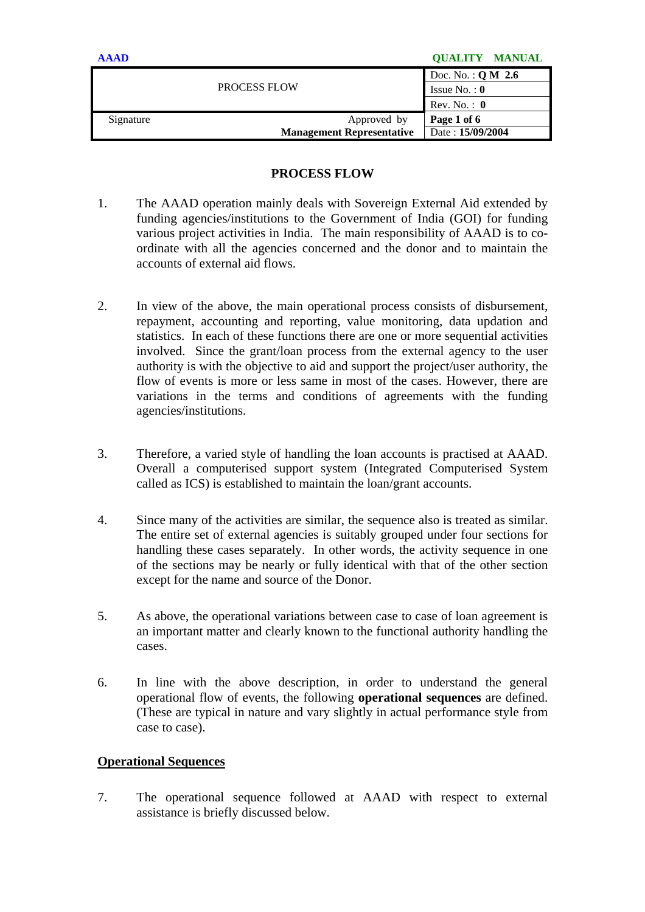# PROCESS FLOW

1. The AAAD operation mainly deals with Sovereign External Aid extended by funding agencies/institutions to the Government of India (GOI) for funding various project activities in India. The main responsibility of AAAD is to co-ordinate with all the agencies concerned and the donor and to maintain the accounts of external aid flows.

2. In view of the above, the main operational process consists of disbursement, repayment, accounting and reporting, value monitoring, data updation and statistics. In each of these functions there are one or more sequential activities involved. Since the grant/loan process from the external agency to the user authority is with the objective to aid and support the project/user authority, the flow of events is more or less same in most of the cases. However, there are variations in the terms and conditions of agreements with the funding agencies/institutions.

3. Therefore, a varied style of handling the loan accounts is practised at AAAD. Overall a computerised support system (Integrated Computerised System called as ICS) is established to maintain the loan/grant accounts.

4. Since many of the activities are similar, the sequence also is treated as similar. The entire set of external agencies is suitably grouped under four sections for handling these cases separately. In other words, the activity sequence in one of the sections may be nearly or fully identical with that of the other section except for the name and source of the Donor.

5. As above, the operational variations between case to case of loan agreement is an important matter and clearly known to the functional authority handling the cases.

6. In line with the above description, in order to understand the general operational flow of events, the following **operational sequences** are defined. (These are typical in nature and vary slightly in actual performance style from case to case).

## Operational Sequences

7. The operational sequence followed at AAAD with respect to external assistance is briefly discussed below.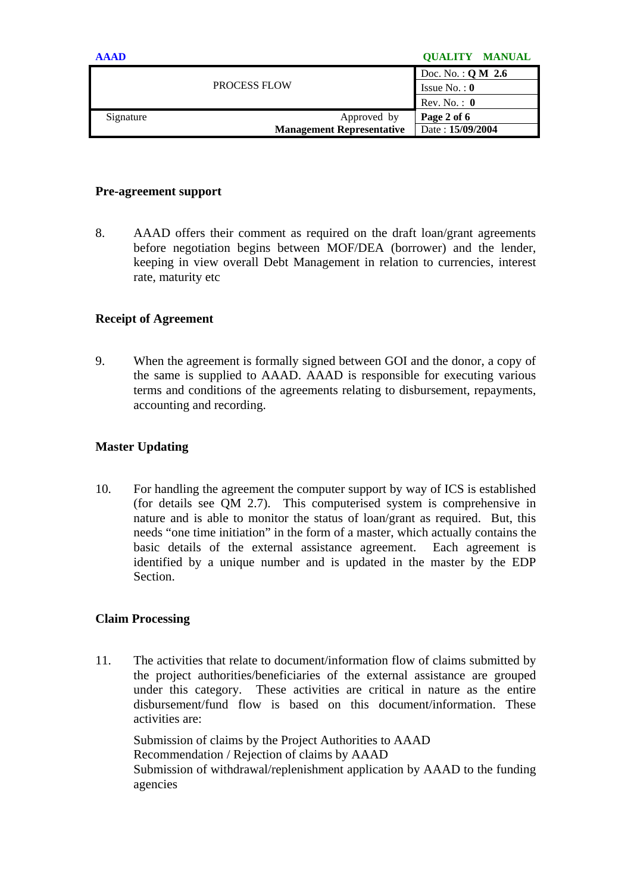**Pre-agreement support**

8. AAAD offers their comment as required on the draft loan/grant agreements before negotiation begins between MOF/DEA (borrower) and the lender, keeping in view overall Debt Management in relation to currencies, interest rate, maturity etc

**Receipt of Agreement**

9. When the agreement is formally signed between GOI and the donor, a copy of the same is supplied to AAAD. AAAD is responsible for executing various terms and conditions of the agreements relating to disbursement, repayments, accounting and recording.

**Master Updating**

10. For handling the agreement the computer support by way of ICS is established (for details see QM 2.7). This computerised system is comprehensive in nature and is able to monitor the status of loan/grant as required. But, this needs "one time initiation" in the form of a master, which actually contains the basic details of the external assistance agreement. Each agreement is identified by a unique number and is updated in the master by the EDP Section.

**Claim Processing**

11. The activities that relate to document/information flow of claims submitted by the project authorities/beneficiaries of the external assistance are grouped under this category. These activities are critical in nature as the entire disbursement/fund flow is based on this document/information. These activities are:

    Submission of claims by the Project Authorities to AAAD
    Recommendation / Rejection of claims by AAAD
    Submission of withdrawal/replenishment application by AAAD to the funding agencies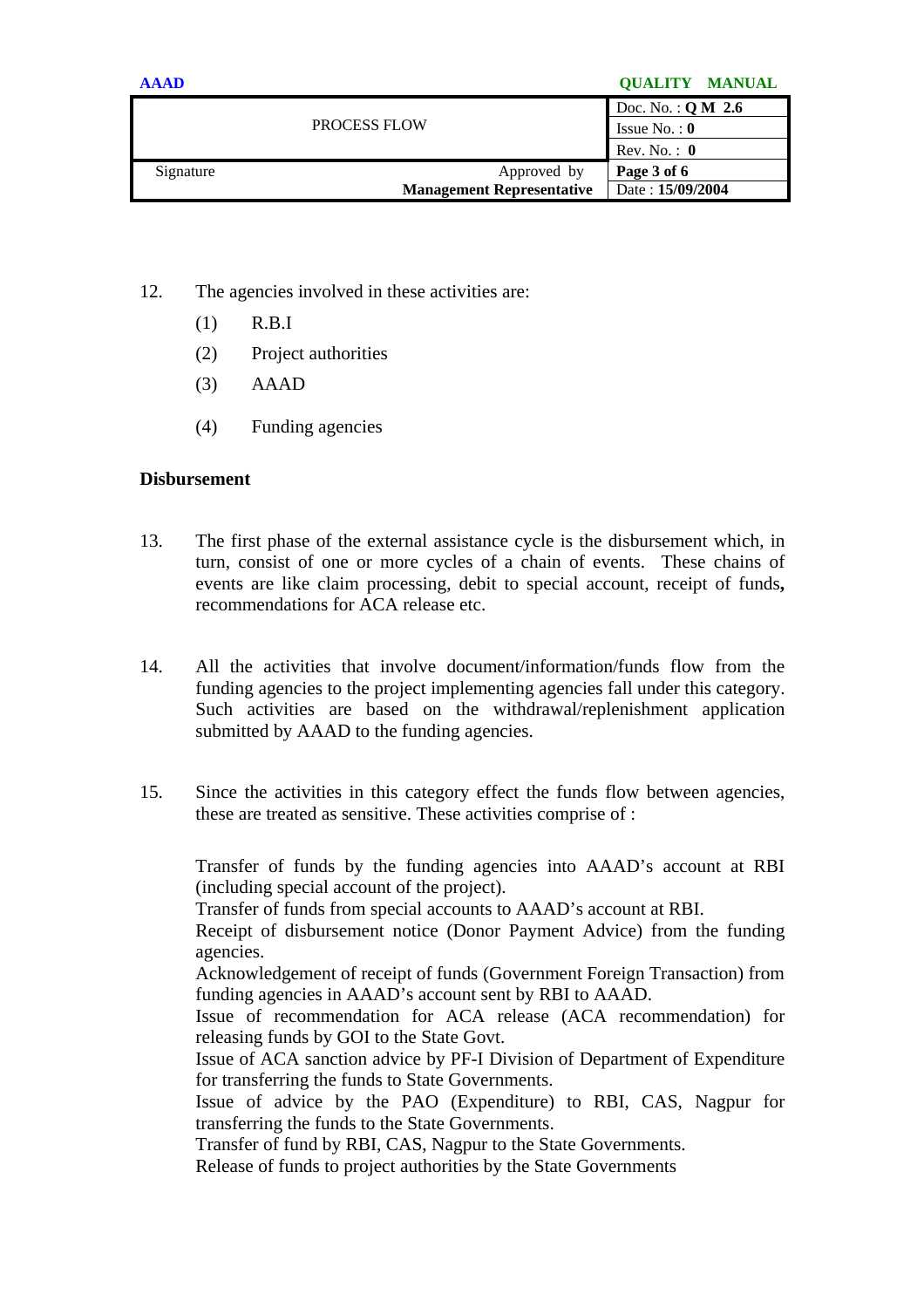12. The agencies involved in these activities are:

    (1) R.B.I

    (2) Project authorities

    (3) AAAD

    (4) Funding agencies

**Disbursement**

13. The first phase of the external assistance cycle is the disbursement which, in turn, consist of one or more cycles of a chain of events. These chains of events are like claim processing, debit to special account, receipt of funds**,** recommendations for ACA release etc.

14. All the activities that involve document/information/funds flow from the funding agencies to the project implementing agencies fall under this category. Such activities are based on the withdrawal/replenishment application submitted by AAAD to the funding agencies.

15. Since the activities in this category effect the funds flow between agencies, these are treated as sensitive. These activities comprise of :

    Transfer of funds by the funding agencies into AAAD's account at RBI (including special account of the project).
    Transfer of funds from special accounts to AAAD's account at RBI.
    Receipt of disbursement notice (Donor Payment Advice) from the funding agencies.
    Acknowledgement of receipt of funds (Government Foreign Transaction) from funding agencies in AAAD's account sent by RBI to AAAD.
    Issue of recommendation for ACA release (ACA recommendation) for releasing funds by GOI to the State Govt.
    Issue of ACA sanction advice by PF-I Division of Department of Expenditure for transferring the funds to State Governments.
    Issue of advice by the PAO (Expenditure) to RBI, CAS, Nagpur for transferring the funds to the State Governments.
    Transfer of fund by RBI, CAS, Nagpur to the State Governments.
    Release of funds to project authorities by the State Governments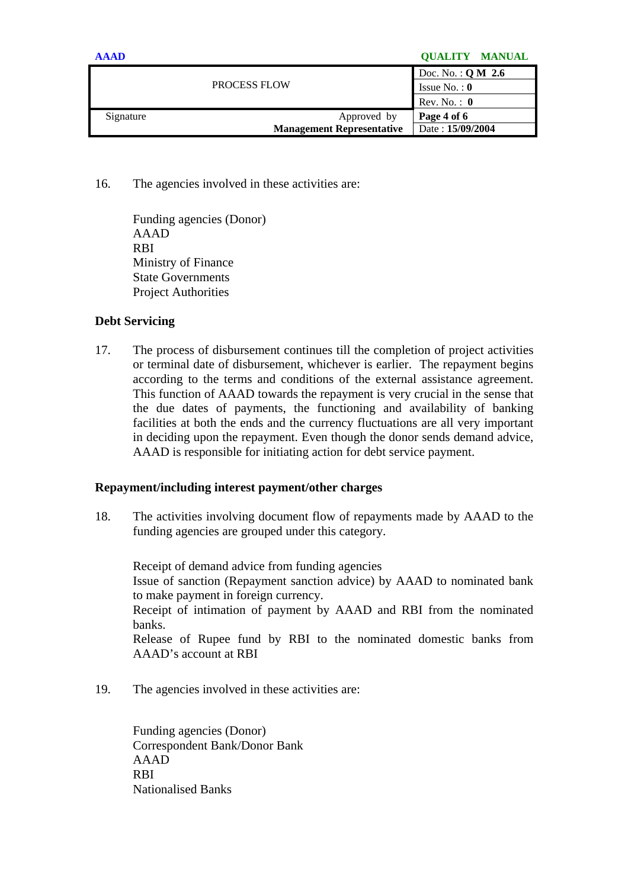16. The agencies involved in these activities are:

Funding agencies (Donor)
AAAD
RBI
Ministry of Finance
State Governments
Project Authorities

**Debt Servicing**

17. The process of disbursement continues till the completion of project activities or terminal date of disbursement, whichever is earlier. The repayment begins according to the terms and conditions of the external assistance agreement. This function of AAAD towards the repayment is very crucial in the sense that the due dates of payments, the functioning and availability of banking facilities at both the ends and the currency fluctuations are all very important in deciding upon the repayment. Even though the donor sends demand advice, AAAD is responsible for initiating action for debt service payment.

**Repayment/including interest payment/other charges**

18. The activities involving document flow of repayments made by AAAD to the funding agencies are grouped under this category.

Receipt of demand advice from funding agencies
Issue of sanction (Repayment sanction advice) by AAAD to nominated bank to make payment in foreign currency.
Receipt of intimation of payment by AAAD and RBI from the nominated banks.
Release of Rupee fund by RBI to the nominated domestic banks from AAAD's account at RBI

19. The agencies involved in these activities are:

Funding agencies (Donor)
Correspondent Bank/Donor Bank
AAAD
RBI
Nationalised Banks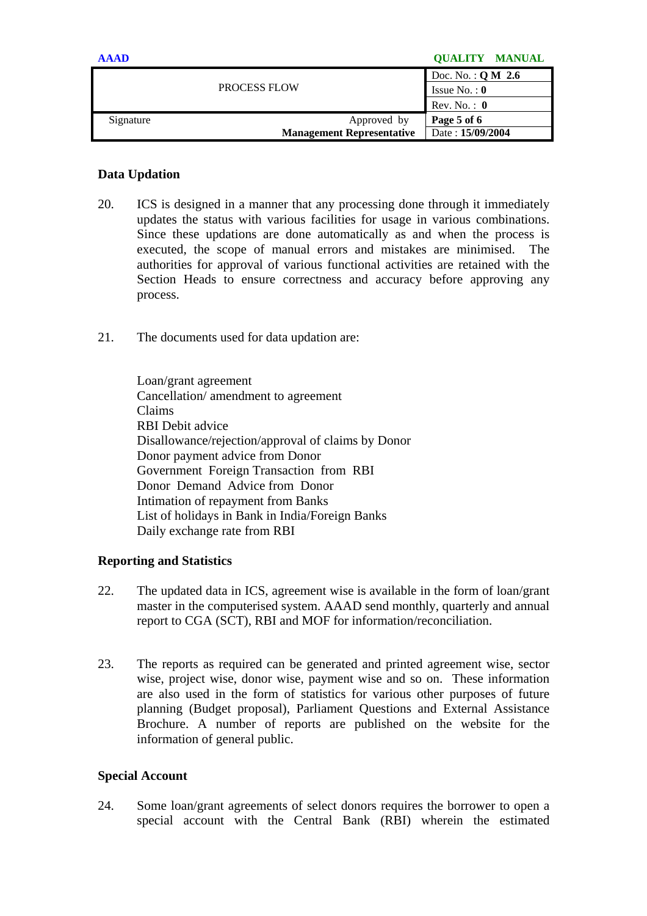## Data Updation

20. ICS is designed in a manner that any processing done through it immediately updates the status with various facilities for usage in various combinations. Since these updations are done automatically as and when the process is executed, the scope of manual errors and mistakes are minimised. The authorities for approval of various functional activities are retained with the Section Heads to ensure correctness and accuracy before approving any process.

21. The documents used for data updation are:

    Loan/grant agreement
    Cancellation/ amendment to agreement
    Claims
    RBI Debit advice
    Disallowance/rejection/approval of claims by Donor
    Donor payment advice from Donor
    Government Foreign Transaction from RBI
    Donor Demand Advice from Donor
    Intimation of repayment from Banks
    List of holidays in Bank in India/Foreign Banks
    Daily exchange rate from RBI

## Reporting and Statistics

22. The updated data in ICS, agreement wise is available in the form of loan/grant master in the computerised system. AAAD send monthly, quarterly and annual report to CGA (SCT), RBI and MOF for information/reconciliation.

23. The reports as required can be generated and printed agreement wise, sector wise, project wise, donor wise, payment wise and so on. These information are also used in the form of statistics for various other purposes of future planning (Budget proposal), Parliament Questions and External Assistance Brochure. A number of reports are published on the website for the information of general public.

## Special Account

24. Some loan/grant agreements of select donors requires the borrower to open a special account with the Central Bank (RBI) wherein the estimated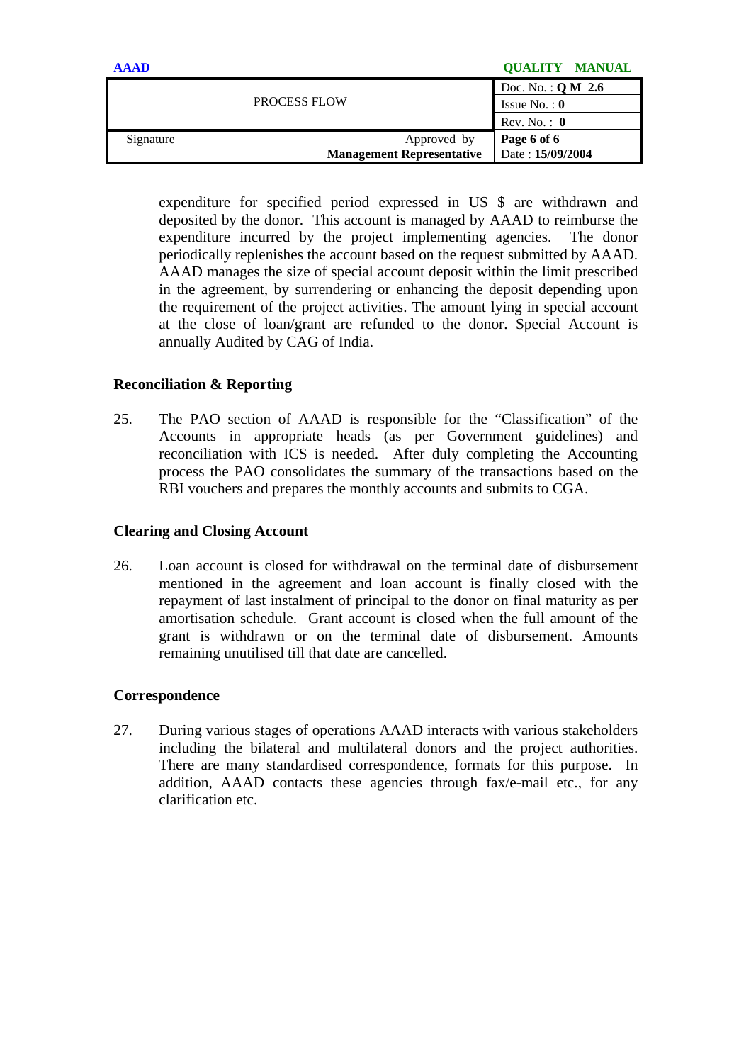expenditure for specified period expressed in US $ are withdrawn and deposited by the donor. This account is managed by AAAD to reimburse the expenditure incurred by the project implementing agencies. The donor periodically replenishes the account based on the request submitted by AAAD. AAAD manages the size of special account deposit within the limit prescribed in the agreement, by surrendering or enhancing the deposit depending upon the requirement of the project activities. The amount lying in special account at the close of loan/grant are refunded to the donor. Special Account is annually Audited by CAG of India.

**Reconciliation & Reporting**

25. The PAO section of AAAD is responsible for the "Classification" of the Accounts in appropriate heads (as per Government guidelines) and reconciliation with ICS is needed. After duly completing the Accounting process the PAO consolidates the summary of the transactions based on the RBI vouchers and prepares the monthly accounts and submits to CGA.

**Clearing and Closing Account**

26. Loan account is closed for withdrawal on the terminal date of disbursement mentioned in the agreement and loan account is finally closed with the repayment of last instalment of principal to the donor on final maturity as per amortisation schedule. Grant account is closed when the full amount of the grant is withdrawn or on the terminal date of disbursement. Amounts remaining unutilised till that date are cancelled.

**Correspondence**

27. During various stages of operations AAAD interacts with various stakeholders including the bilateral and multilateral donors and the project authorities. There are many standardised correspondence, formats for this purpose. In addition, AAAD contacts these agencies through fax/e-mail etc., for any clarification etc.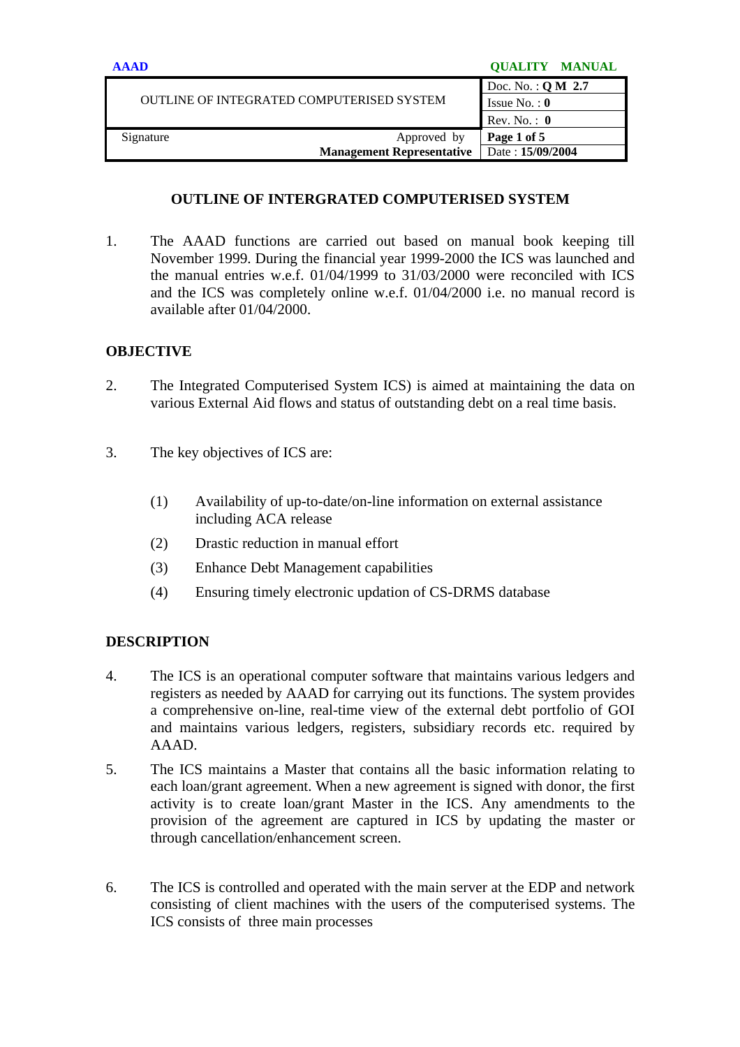| OUTLINE OF INTEGRATED COMPUTERISED SYSTEM | Doc. No. : **Q M 2.7** |
|---|---|
| | Issue No. : **0** |
| | Rev. No. : **0** |
| Signature Approved by **Management Representative** | Date : **15/09/2004** |

## OUTLINE OF INTERGRATED COMPUTERISED SYSTEM

1. The AAAD functions are carried out based on manual book keeping till November 1999. During the financial year 1999-2000 the ICS was launched and the manual entries w.e.f. 01/04/1999 to 31/03/2000 were reconciled with ICS and the ICS was completely online w.e.f. 01/04/2000 i.e. no manual record is available after 01/04/2000.

### OBJECTIVE

2. The Integrated Computerised System ICS) is aimed at maintaining the data on various External Aid flows and status of outstanding debt on a real time basis.

3. The key objectives of ICS are:

   (1) Availability of up-to-date/on-line information on external assistance including ACA release

   (2) Drastic reduction in manual effort

   (3) Enhance Debt Management capabilities

   (4) Ensuring timely electronic updation of CS-DRMS database

### DESCRIPTION

4. The ICS is an operational computer software that maintains various ledgers and registers as needed by AAAD for carrying out its functions. The system provides a comprehensive on-line, real-time view of the external debt portfolio of GOI and maintains various ledgers, registers, subsidiary records etc. required by AAAD.

5. The ICS maintains a Master that contains all the basic information relating to each loan/grant agreement. When a new agreement is signed with donor, the first activity is to create loan/grant Master in the ICS. Any amendments to the provision of the agreement are captured in ICS by updating the master or through cancellation/enhancement screen.

6. The ICS is controlled and operated with the main server at the EDP and network consisting of client machines with the users of the computerised systems. The ICS consists of three main processes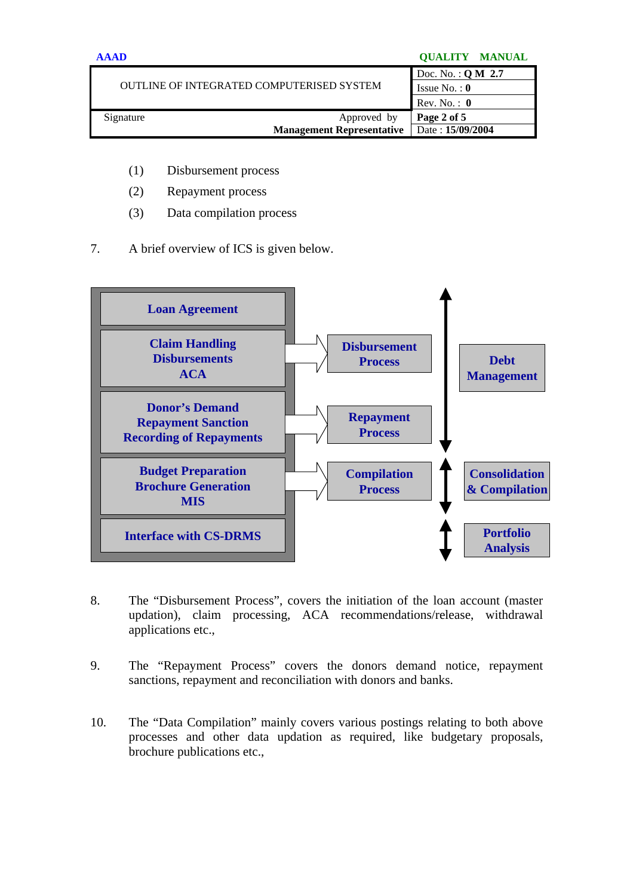(1) Disbursement process

(2) Repayment process

(3) Data compilation process

7. A brief overview of ICS is given below.

Loan Agreement

Claim Handling
Disbursements
ACA

Donor's Demand
Repayment Sanction
Recording of Repayments

Budget Preparation
Brochure Generation
MIS

Interface with CS-DRMS

Disbursement Process

Repayment Process

Compilation Process

Debt Management

Consolidation & Compilation

Portfolio Analysis

8. The "Disbursement Process", covers the initiation of the loan account (master updation), claim processing, ACA recommendations/release, withdrawal applications etc.,

9. The "Repayment Process" covers the donors demand notice, repayment sanctions, repayment and reconciliation with donors and banks.

10. The "Data Compilation" mainly covers various postings relating to both above processes and other data updation as required, like budgetary proposals, brochure publications etc.,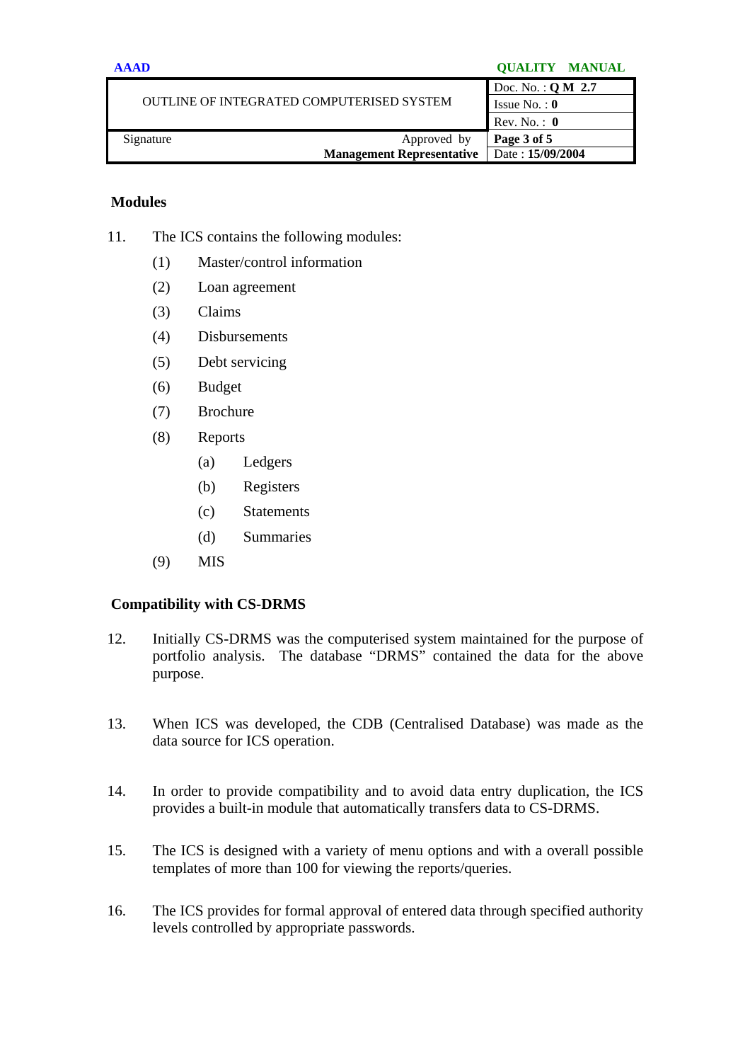## Modules

11. The ICS contains the following modules:

    (1) Master/control information

    (2) Loan agreement

    (3) Claims

    (4) Disbursements

    (5) Debt servicing

    (6) Budget

    (7) Brochure

    (8) Reports

        (a) Ledgers

        (b) Registers

        (c) Statements

        (d) Summaries

    (9) MIS

## Compatibility with CS-DRMS

12. Initially CS-DRMS was the computerised system maintained for the purpose of portfolio analysis. The database "DRMS" contained the data for the above purpose.

13. When ICS was developed, the CDB (Centralised Database) was made as the data source for ICS operation.

14. In order to provide compatibility and to avoid data entry duplication, the ICS provides a built-in module that automatically transfers data to CS-DRMS.

15. The ICS is designed with a variety of menu options and with a overall possible templates of more than 100 for viewing the reports/queries.

16. The ICS provides for formal approval of entered data through specified authority levels controlled by appropriate passwords.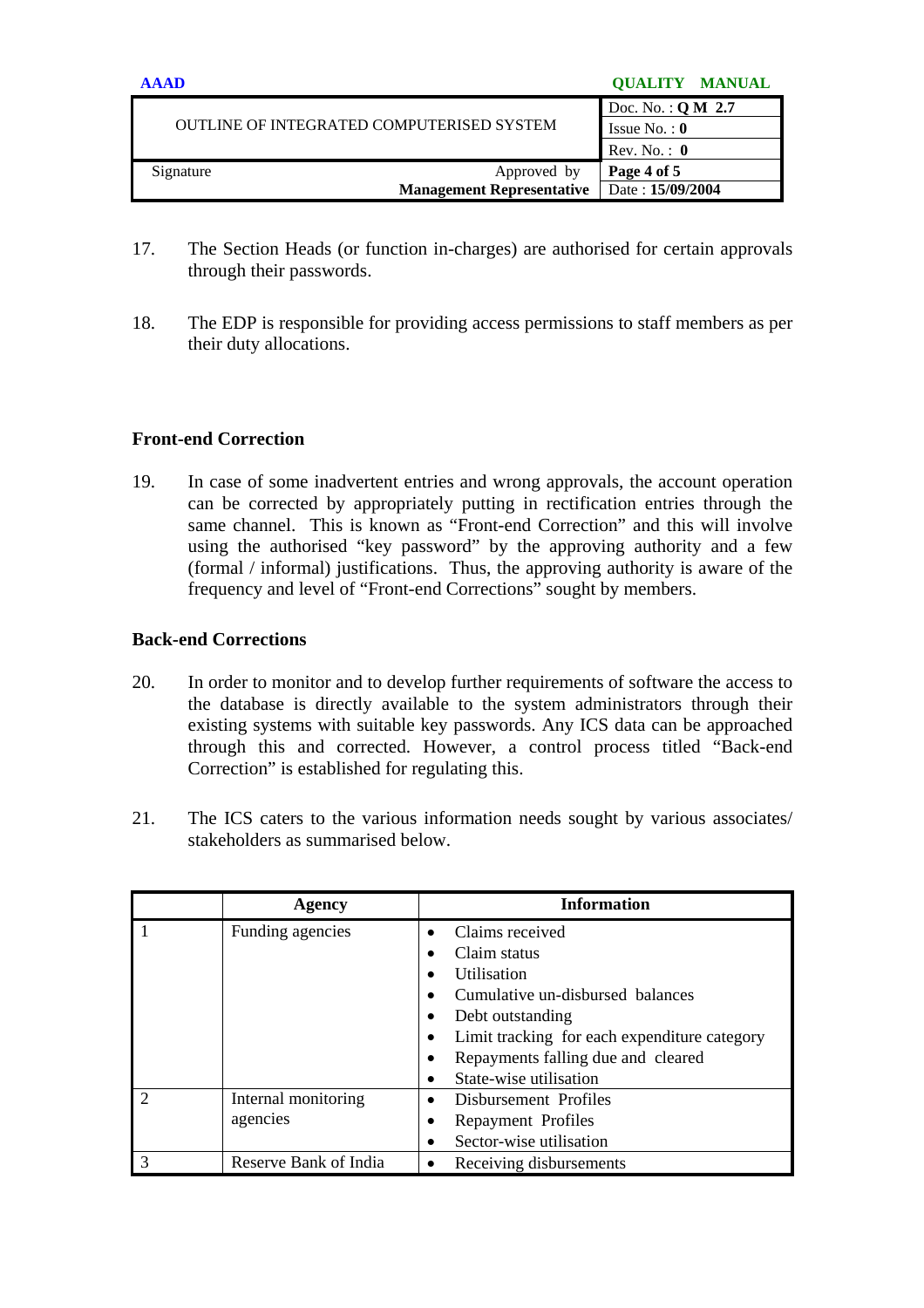17. The Section Heads (or function in-charges) are authorised for certain approvals through their passwords.

18. The EDP is responsible for providing access permissions to staff members as per their duty allocations.

### Front-end Correction

19. In case of some inadvertent entries and wrong approvals, the account operation can be corrected by appropriately putting in rectification entries through the same channel. This is known as “Front-end Correction” and this will involve using the authorised “key password” by the approving authority and a few (formal / informal) justifications. Thus, the approving authority is aware of the frequency and level of “Front-end Corrections” sought by members.

### Back-end Corrections

20. In order to monitor and to develop further requirements of software the access to the database is directly available to the system administrators through their existing systems with suitable key passwords. Any ICS data can be approached through this and corrected. However, a control process titled “Back-end Correction” is established for regulating this.

21. The ICS caters to the various information needs sought by various associates/ stakeholders as summarised below.

| | Agency | Information |
|---|---|---|
| 1 | Funding agencies | • Claims received<br>• Claim status<br>• Utilisation<br>• Cumulative un-disbursed balances<br>• Debt outstanding<br>• Limit tracking for each expenditure category<br>• Repayments falling due and cleared<br>• State-wise utilisation |
| 2 | Internal monitoring agencies | • Disbursement Profiles<br>• Repayment Profiles<br>• Sector-wise utilisation |
| 3 | Reserve Bank of India | • Receiving disbursements |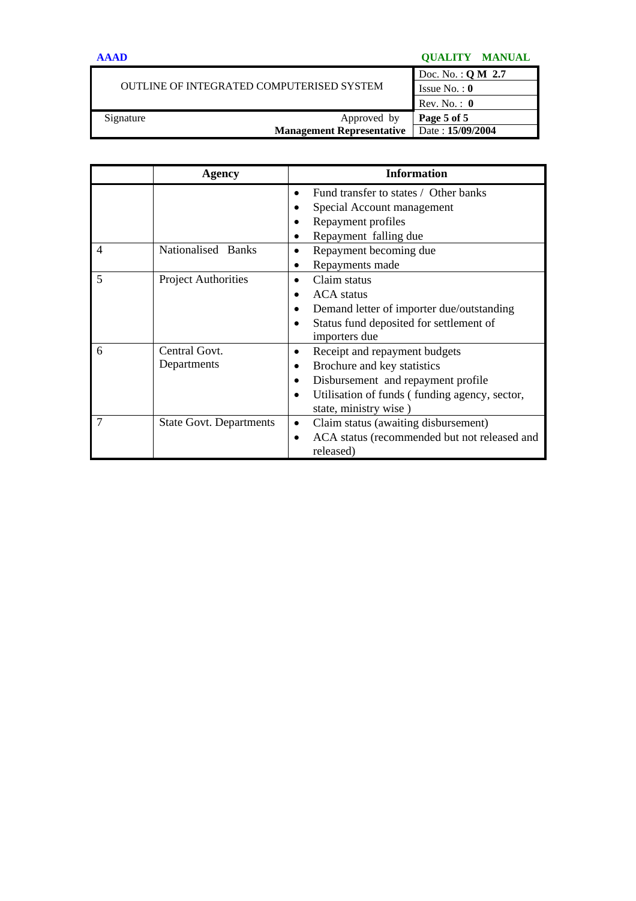| | Agency | Information |
|---|---|---|
| | | • Fund transfer to states / Other banks<br>• Special Account management<br>• Repayment profiles<br>• Repayment falling due |
| 4 | Nationalised Banks | • Repayment becoming due<br>• Repayments made |
| 5 | Project Authorities | • Claim status<br>• ACA status<br>• Demand letter of importer due/outstanding<br>• Status fund deposited for settlement of importers due |
| 6 | Central Govt. Departments | • Receipt and repayment budgets<br>• Brochure and key statistics<br>• Disbursement and repayment profile<br>• Utilisation of funds ( funding agency, sector, state, ministry wise ) |
| 7 | State Govt. Departments | • Claim status (awaiting disbursement)<br>• ACA status (recommended but not released and released) |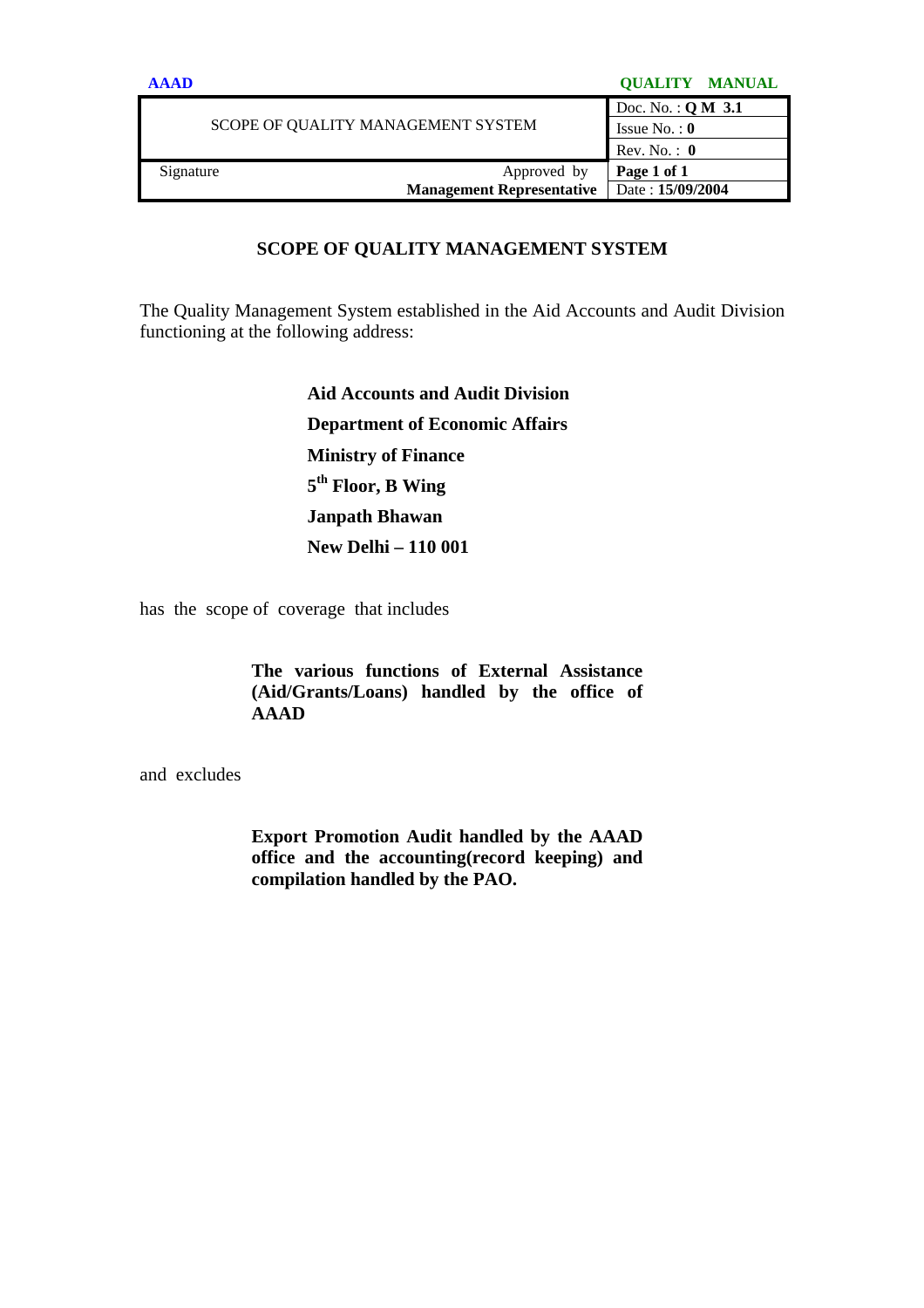| SCOPE OF QUALITY MANAGEMENT SYSTEM | | Doc. No. : **Q M 3.1** |
|---|---|---|
| | | Issue No. : **0** |
| | | Rev. No. : **0** |
| Signature | Approved by **Management Representative** | **Page 1 of 1** Date : **15/09/2004** |

## SCOPE OF QUALITY MANAGEMENT SYSTEM

The Quality Management System established in the Aid Accounts and Audit Division functioning at the following address:

**Aid Accounts and Audit Division**
**Department of Economic Affairs**
**Ministry of Finance**
**5th Floor, B Wing**
**Janpath Bhawan**
**New Delhi – 110 001**

has the scope of coverage that includes

**The various functions of External Assistance (Aid/Grants/Loans) handled by the office of AAAD**

and excludes

**Export Promotion Audit handled by the AAAD office and the accounting(record keeping) and compilation handled by the PAO.**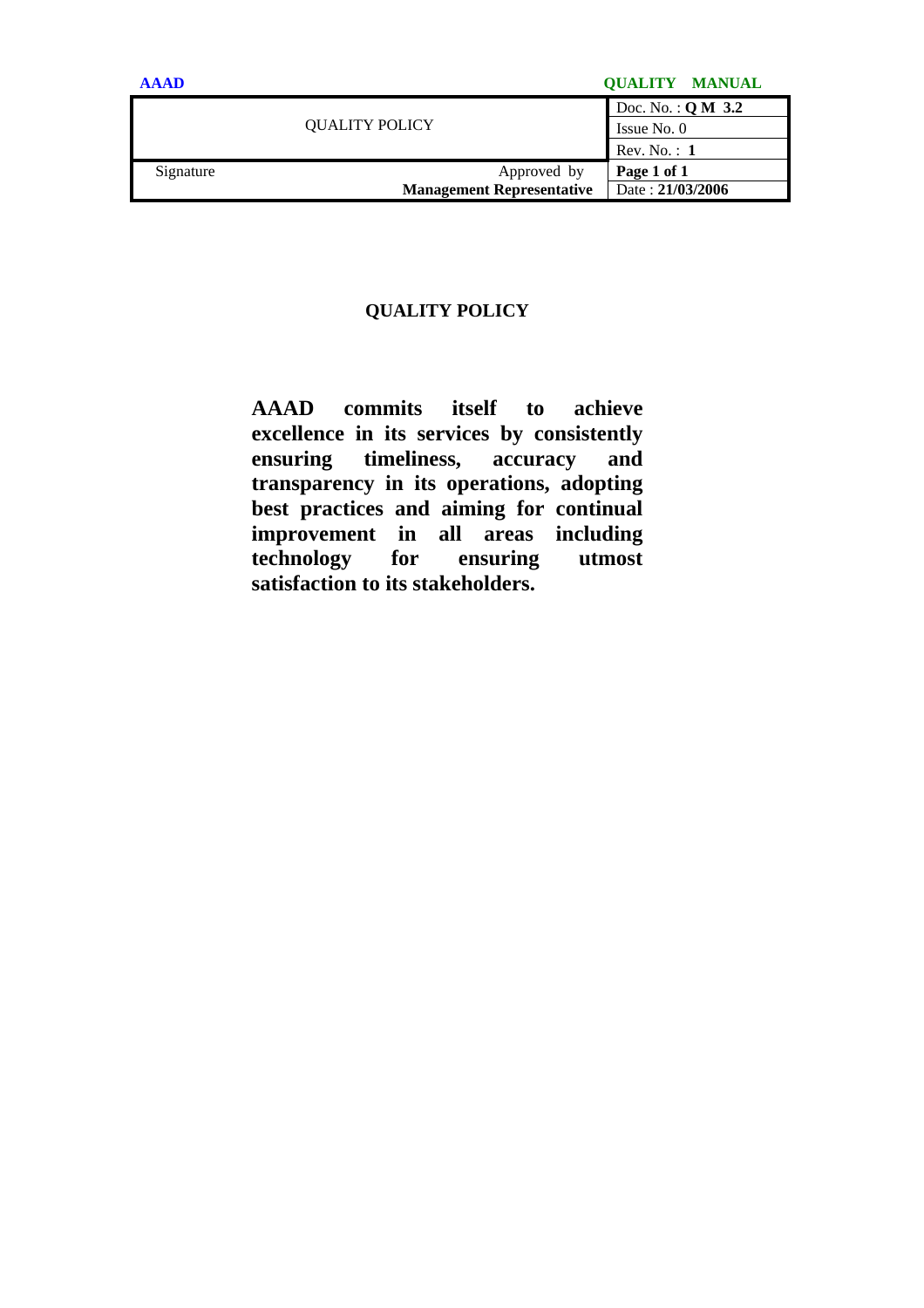| QUALITY POLICY | Doc. No. : **Q M 3.2** |
|---|---|
| | Issue No. 0 |
| | Rev. No. : **1** |
| Signature — Approved by **Management Representative** | **Page 1 of 1** |
| | Date : **21/03/2006** |

## QUALITY POLICY

**AAAD commits itself to achieve excellence in its services by consistently ensuring timeliness, accuracy and transparency in its operations, adopting best practices and aiming for continual improvement in all areas including technology for ensuring utmost satisfaction to its stakeholders.**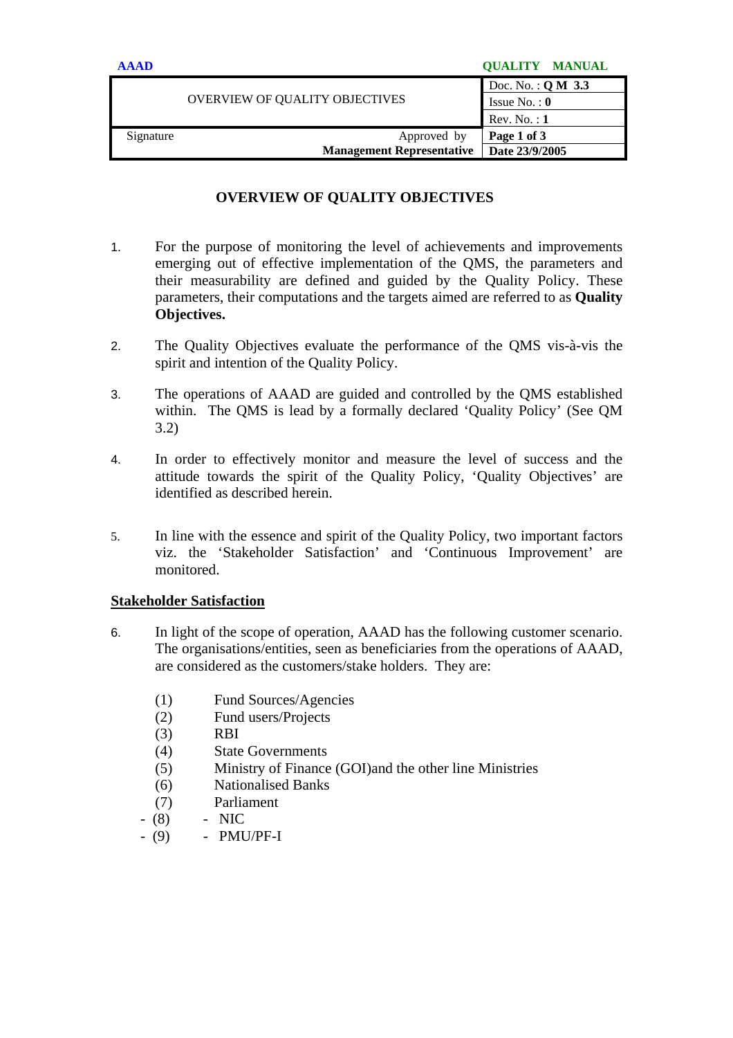# OVERVIEW OF QUALITY OBJECTIVES

1. For the purpose of monitoring the level of achievements and improvements emerging out of effective implementation of the QMS, the parameters and their measurability are defined and guided by the Quality Policy. These parameters, their computations and the targets aimed are referred to as **Quality Objectives.**

2. The Quality Objectives evaluate the performance of the QMS vis-à-vis the spirit and intention of the Quality Policy.

3. The operations of AAAD are guided and controlled by the QMS established within. The QMS is lead by a formally declared 'Quality Policy' (See QM 3.2)

4. In order to effectively monitor and measure the level of success and the attitude towards the spirit of the Quality Policy, 'Quality Objectives' are identified as described herein.

5. In line with the essence and spirit of the Quality Policy, two important factors viz. the 'Stakeholder Satisfaction' and 'Continuous Improvement' are monitored.

## Stakeholder Satisfaction

6. In light of the scope of operation, AAAD has the following customer scenario. The organisations/entities, seen as beneficiaries from the operations of AAAD, are considered as the customers/stake holders. They are:

   (1) Fund Sources/Agencies
   (2) Fund users/Projects
   (3) RBI
   (4) State Governments
   (5) Ministry of Finance (GOI)and the other line Ministries
   (6) Nationalised Banks
   (7) Parliament
   - (8) - NIC
   - (9) - PMU/PF-I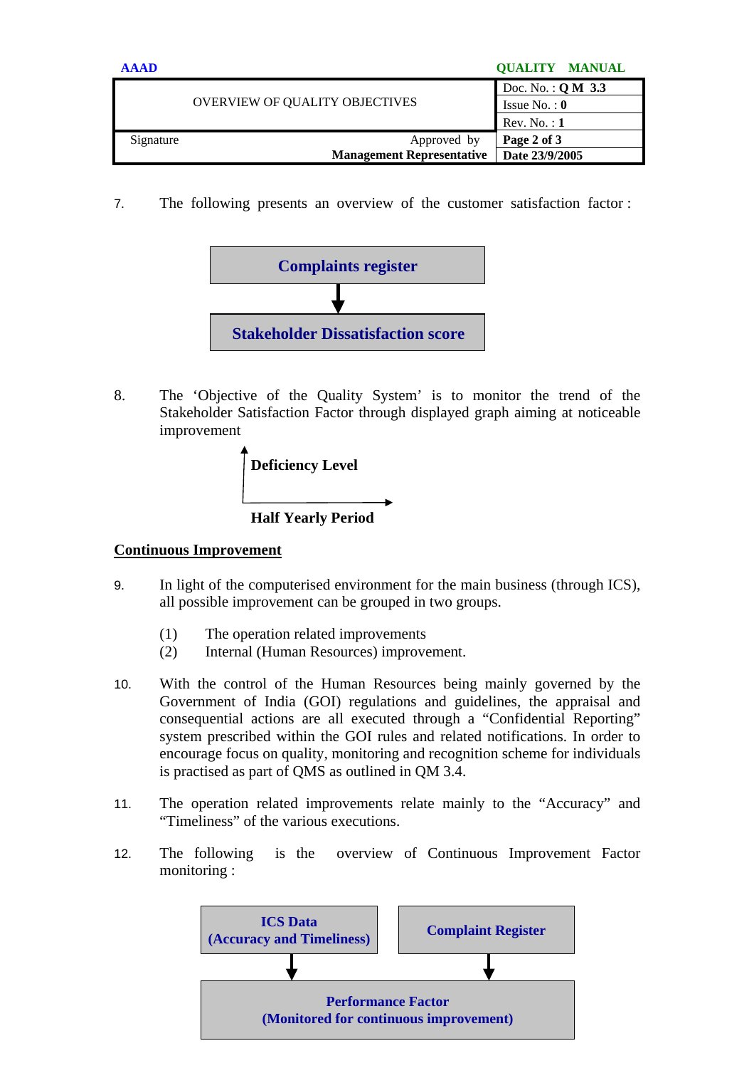7. The following presents an overview of the customer satisfaction factor :

**Complaints register**

↓

**Stakeholder Dissatisfaction score**

8. The 'Objective of the Quality System' is to monitor the trend of the Stakeholder Satisfaction Factor through displayed graph aiming at noticeable improvement

**Deficiency Level**

**Half Yearly Period**

## Continuous Improvement

9. In light of the computerised environment for the main business (through ICS), all possible improvement can be grouped in two groups.

   (1) The operation related improvements
   (2) Internal (Human Resources) improvement.

10. With the control of the Human Resources being mainly governed by the Government of India (GOI) regulations and guidelines, the appraisal and consequential actions are all executed through a "Confidential Reporting" system prescribed within the GOI rules and related notifications. In order to encourage focus on quality, monitoring and recognition scheme for individuals is practised as part of QMS as outlined in QM 3.4.

11. The operation related improvements relate mainly to the "Accuracy" and "Timeliness" of the various executions.

12. The following is the overview of Continuous Improvement Factor monitoring :

**ICS Data (Accuracy and Timeliness)** ↓ | **Complaint Register** ↓

**Performance Factor (Monitored for continuous improvement)**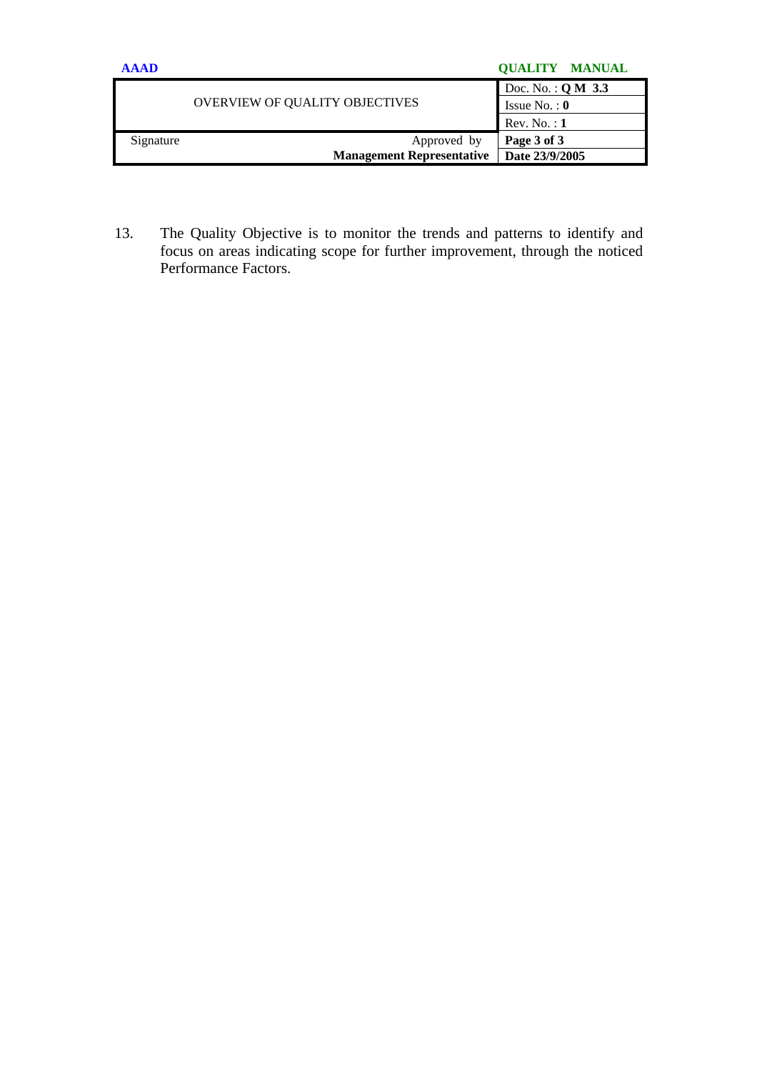13. The Quality Objective is to monitor the trends and patterns to identify and focus on areas indicating scope for further improvement, through the noticed Performance Factors.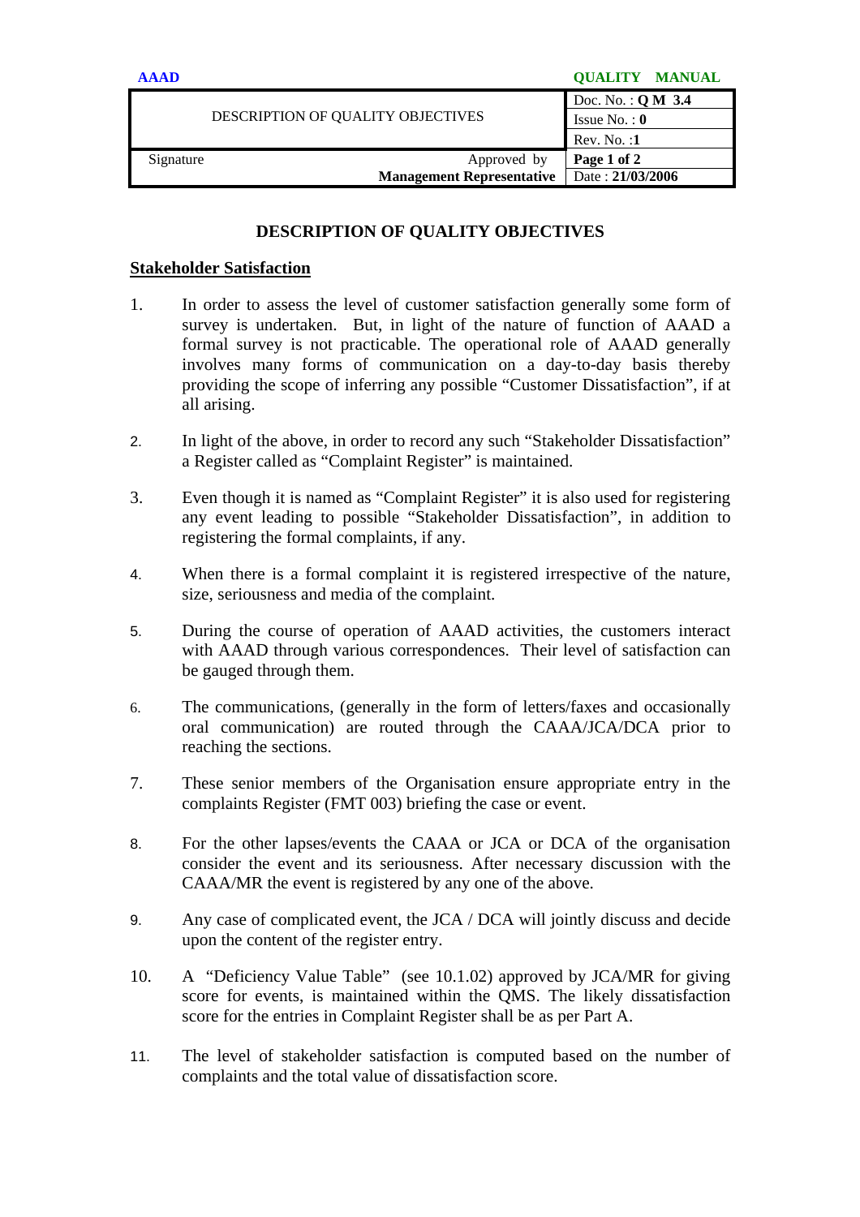| DESCRIPTION OF QUALITY OBJECTIVES | | Doc. No. : **Q M 3.4** |
|---|---|---|
| | | Issue No. : **0** |
| | | Rev. No. :**1** |
| Signature | Approved by **Management Representative** | **Page 1 of 2** |
| | | Date : **21/03/2006** |

# DESCRIPTION OF QUALITY OBJECTIVES

## Stakeholder Satisfaction

1. In order to assess the level of customer satisfaction generally some form of survey is undertaken. But, in light of the nature of function of AAAD a formal survey is not practicable. The operational role of AAAD generally involves many forms of communication on a day-to-day basis thereby providing the scope of inferring any possible "Customer Dissatisfaction", if at all arising.

2. In light of the above, in order to record any such "Stakeholder Dissatisfaction" a Register called as "Complaint Register" is maintained.

3. Even though it is named as "Complaint Register" it is also used for registering any event leading to possible "Stakeholder Dissatisfaction", in addition to registering the formal complaints, if any.

4. When there is a formal complaint it is registered irrespective of the nature, size, seriousness and media of the complaint.

5. During the course of operation of AAAD activities, the customers interact with AAAD through various correspondences. Their level of satisfaction can be gauged through them.

6. The communications, (generally in the form of letters/faxes and occasionally oral communication) are routed through the CAAA/JCA/DCA prior to reaching the sections.

7. These senior members of the Organisation ensure appropriate entry in the complaints Register (FMT 003) briefing the case or event.

8. For the other lapses/events the CAAA or JCA or DCA of the organisation consider the event and its seriousness. After necessary discussion with the CAAA/MR the event is registered by any one of the above.

9. Any case of complicated event, the JCA / DCA will jointly discuss and decide upon the content of the register entry.

10. A "Deficiency Value Table" (see 10.1.02) approved by JCA/MR for giving score for events, is maintained within the QMS. The likely dissatisfaction score for the entries in Complaint Register shall be as per Part A.

11. The level of stakeholder satisfaction is computed based on the number of complaints and the total value of dissatisfaction score.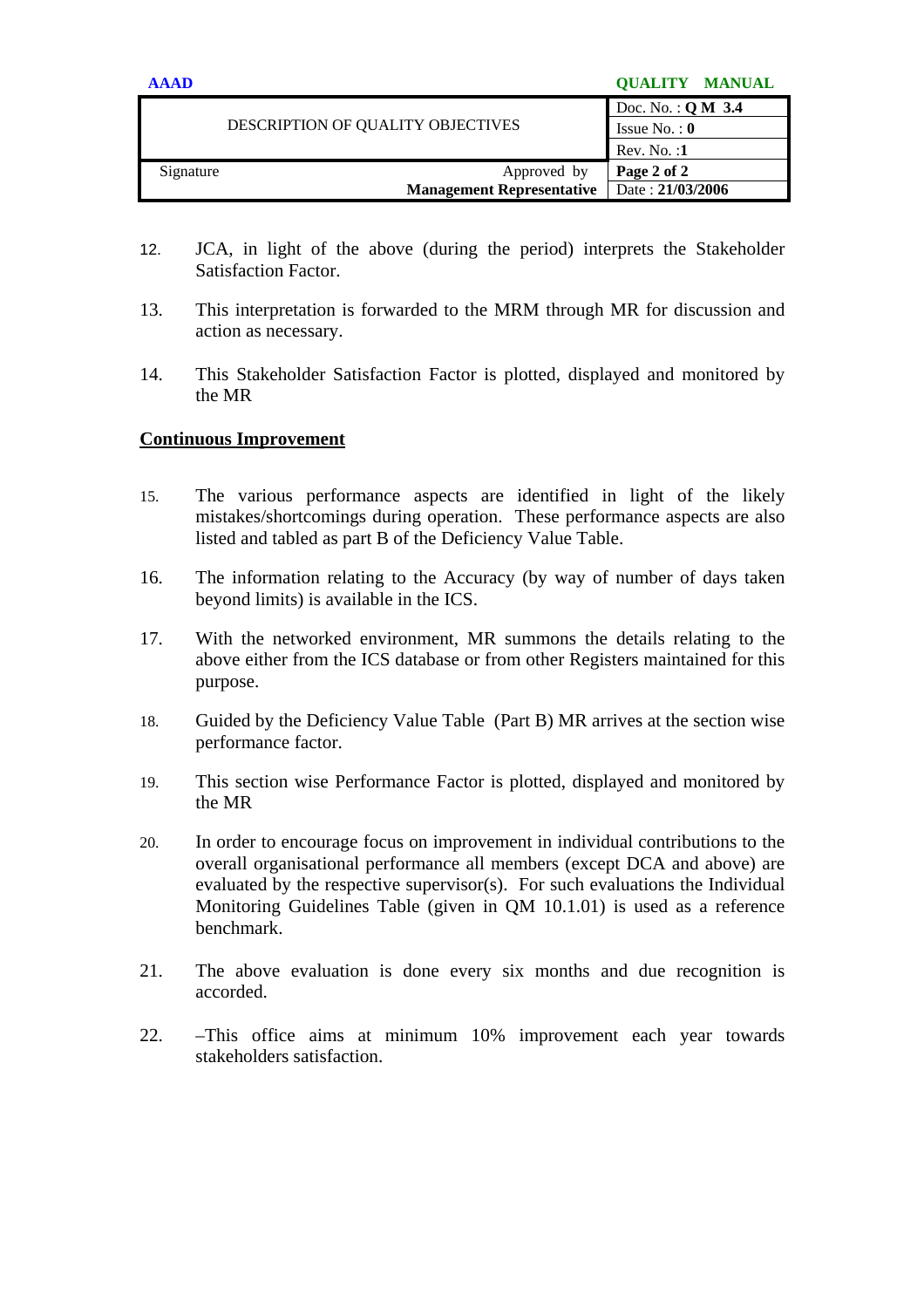12. JCA, in light of the above (during the period) interprets the Stakeholder Satisfaction Factor.

13. This interpretation is forwarded to the MRM through MR for discussion and action as necessary.

14. This Stakeholder Satisfaction Factor is plotted, displayed and monitored by the MR

**Continuous Improvement**

15. The various performance aspects are identified in light of the likely mistakes/shortcomings during operation. These performance aspects are also listed and tabled as part B of the Deficiency Value Table.

16. The information relating to the Accuracy (by way of number of days taken beyond limits) is available in the ICS.

17. With the networked environment, MR summons the details relating to the above either from the ICS database or from other Registers maintained for this purpose.

18. Guided by the Deficiency Value Table (Part B) MR arrives at the section wise performance factor.

19. This section wise Performance Factor is plotted, displayed and monitored by the MR

20. In order to encourage focus on improvement in individual contributions to the overall organisational performance all members (except DCA and above) are evaluated by the respective supervisor(s). For such evaluations the Individual Monitoring Guidelines Table (given in QM 10.1.01) is used as a reference benchmark.

21. The above evaluation is done every six months and due recognition is accorded.

22. –This office aims at minimum 10% improvement each year towards stakeholders satisfaction.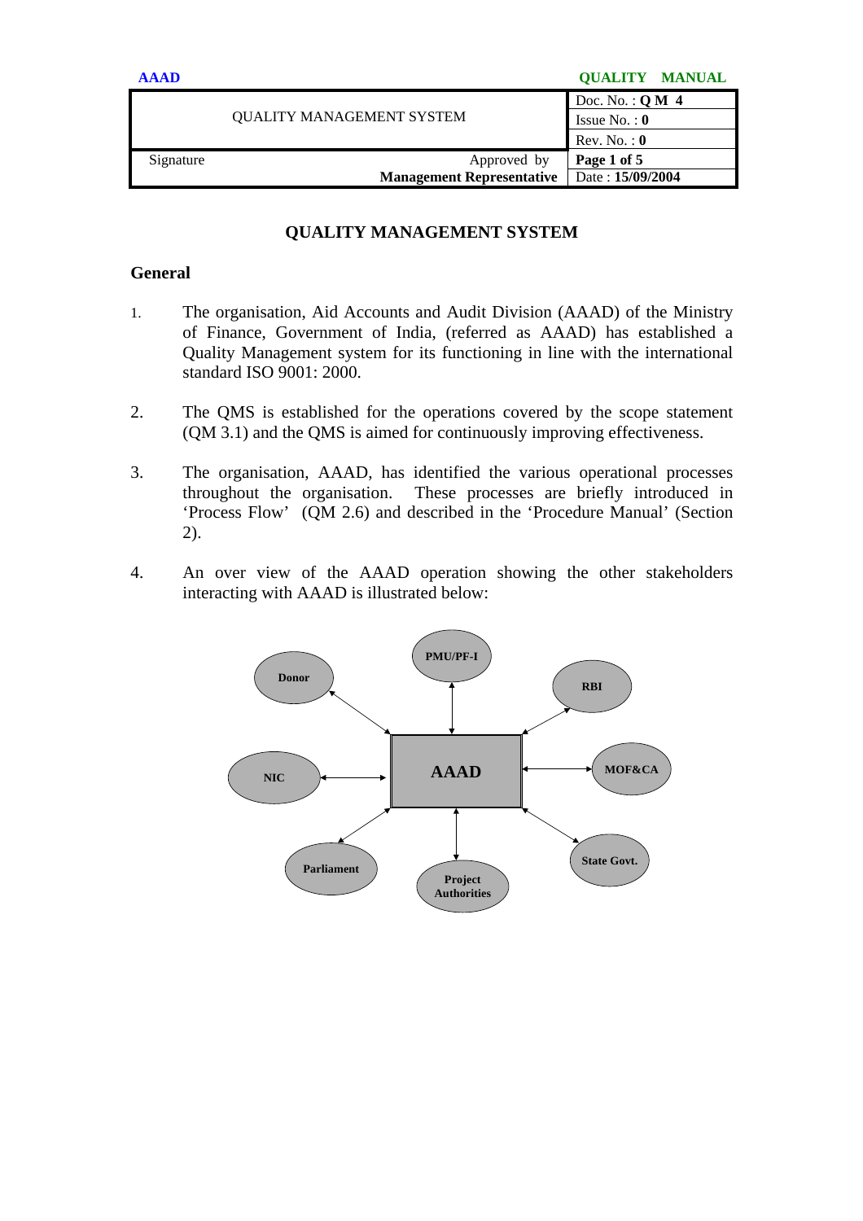| QUALITY MANAGEMENT SYSTEM | | Doc. No. : **Q M 4** |
|---|---|---|
| | | Issue No. : **0** |
| | | Rev. No. : **0** |
| Signature | Approved by **Management Representative** | **Page 1 of 5** |
| | | Date : **15/09/2004** |

## QUALITY MANAGEMENT SYSTEM

### General

1. The organisation, Aid Accounts and Audit Division (AAAD) of the Ministry of Finance, Government of India, (referred as AAAD) has established a Quality Management system for its functioning in line with the international standard ISO 9001: 2000.

2. The QMS is established for the operations covered by the scope statement (QM 3.1) and the QMS is aimed for continuously improving effectiveness.

3. The organisation, AAAD, has identified the various operational processes throughout the organisation. These processes are briefly introduced in 'Process Flow' (QM 2.6) and described in the 'Procedure Manual' (Section 2).

4. An over view of the AAAD operation showing the other stakeholders interacting with AAAD is illustrated below:

AAAD ↔ Donor, PMU/PF-I, RBI, MOF&CA, State Govt., Project Authorities, Parliament, NIC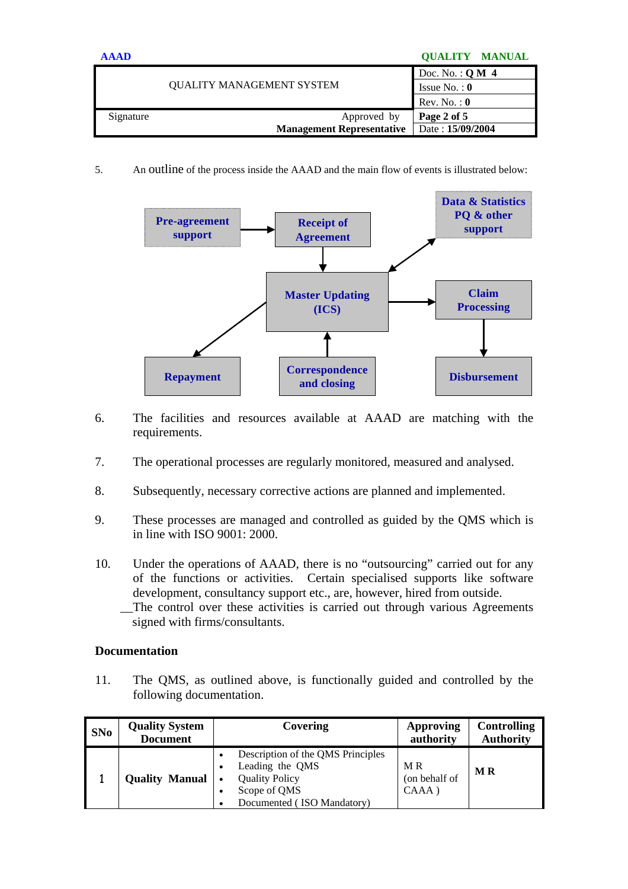5. An outline of the process inside the AAAD and the main flow of events is illustrated below:

Pre-agreement support → Receipt of Agreement → Master Updating (ICS)

Master Updating (ICS) → Data & Statistics PQ & other support

Master Updating (ICS) → Claim Processing → Disbursement

Master Updating (ICS) → Repayment

Correspondence and closing → Master Updating (ICS)

6. The facilities and resources available at AAAD are matching with the requirements.

7. The operational processes are regularly monitored, measured and analysed.

8. Subsequently, necessary corrective actions are planned and implemented.

9. These processes are managed and controlled as guided by the QMS which is in line with ISO 9001: 2000.

10. Under the operations of AAAD, there is no "outsourcing" carried out for any of the functions or activities. Certain specialised supports like software development, consultancy support etc., are, however, hired from outside. The control over these activities is carried out through various Agreements signed with firms/consultants.

**Documentation**

11. The QMS, as outlined above, is functionally guided and controlled by the following documentation.

| SNo | Quality System Document | Covering | Approving authority | Controlling Authority |
|---|---|---|---|---|
| 1 | **Quality Manual** | • Description of the QMS Principles<br>• Leading the QMS<br>• Quality Policy<br>• Scope of QMS<br>• Documented ( ISO Mandatory) | M R (on behalf of CAAA ) | **M R** |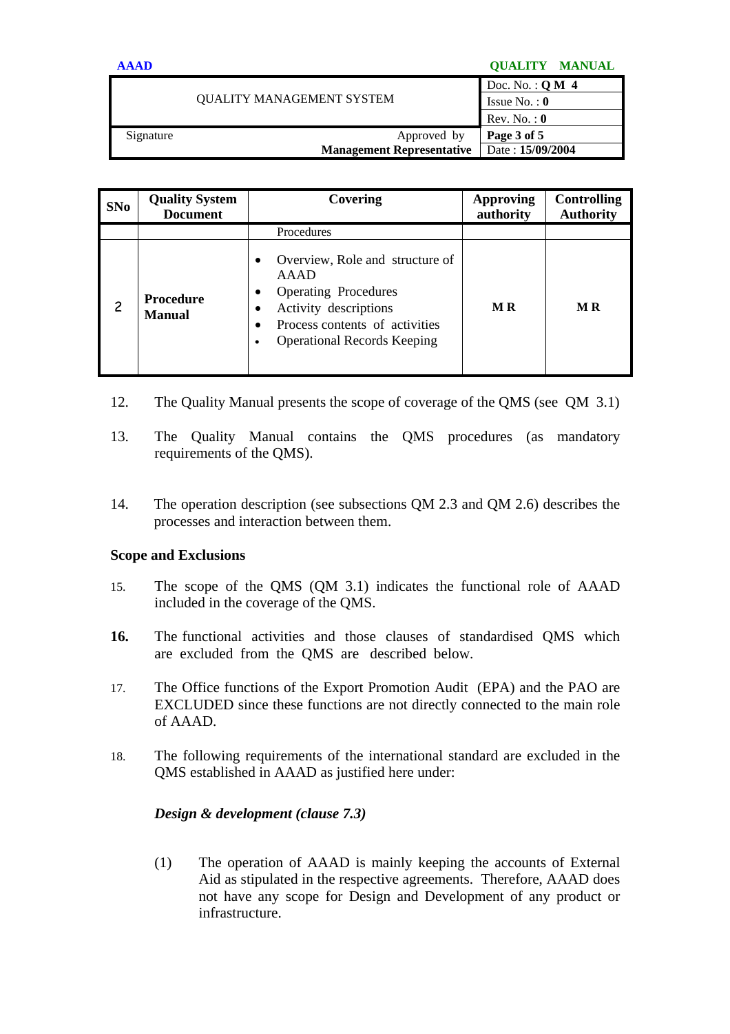| SNo | Quality System Document | Covering | Approving authority | Controlling Authority |
|---|---|---|---|---|
| | | Procedures | | |
| 2 | **Procedure Manual** | • Overview, Role and structure of AAAD<br>• Operating Procedures<br>• Activity descriptions<br>• Process contents of activities<br>• Operational Records Keeping | **M R** | **M R** |

12. The Quality Manual presents the scope of coverage of the QMS (see QM 3.1)

13. The Quality Manual contains the QMS procedures (as mandatory requirements of the QMS).

14. The operation description (see subsections QM 2.3 and QM 2.6) describes the processes and interaction between them.

**Scope and Exclusions**

15. The scope of the QMS (QM 3.1) indicates the functional role of AAAD included in the coverage of the QMS.

**16.** The functional activities and those clauses of standardised QMS which are excluded from the QMS are described below.

17. The Office functions of the Export Promotion Audit (EPA) and the PAO are EXCLUDED since these functions are not directly connected to the main role of AAAD.

18. The following requirements of the international standard are excluded in the QMS established in AAAD as justified here under:

***Design & development (clause 7.3)***

(1) The operation of AAAD is mainly keeping the accounts of External Aid as stipulated in the respective agreements. Therefore, AAAD does not have any scope for Design and Development of any product or infrastructure.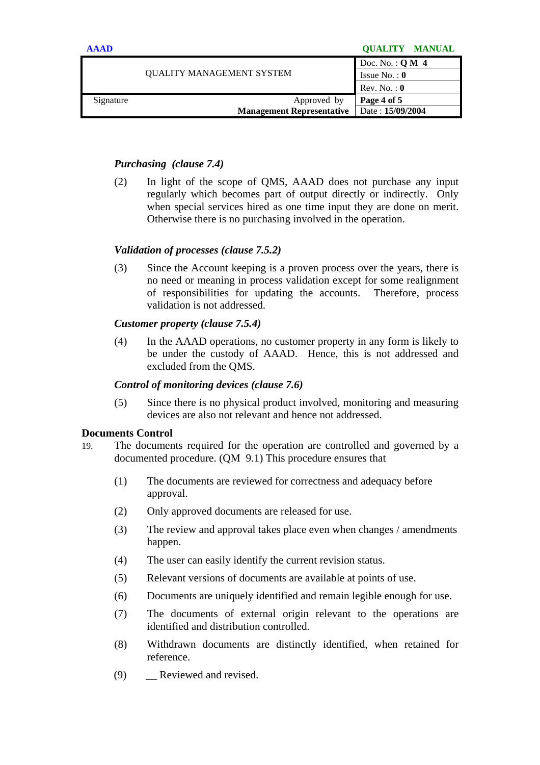***Purchasing (clause 7.4)***

(2) In light of the scope of QMS, AAAD does not purchase any input regularly which becomes part of output directly or indirectly. Only when special services hired as one time input they are done on merit. Otherwise there is no purchasing involved in the operation.

***Validation of processes (clause 7.5.2)***

(3) Since the Account keeping is a proven process over the years, there is no need or meaning in process validation except for some realignment of responsibilities for updating the accounts. Therefore, process validation is not addressed.

***Customer property (clause 7.5.4)***

(4) In the AAAD operations, no customer property in any form is likely to be under the custody of AAAD. Hence, this is not addressed and excluded from the QMS.

***Control of monitoring devices (clause 7.6)***

(5) Since there is no physical product involved, monitoring and measuring devices are also not relevant and hence not addressed.

**Documents Control**

19. The documents required for the operation are controlled and governed by a documented procedure. (QM 9.1) This procedure ensures that

(1) The documents are reviewed for correctness and adequacy before approval.

(2) Only approved documents are released for use.

(3) The review and approval takes place even when changes / amendments happen.

(4) The user can easily identify the current revision status.

(5) Relevant versions of documents are available at points of use.

(6) Documents are uniquely identified and remain legible enough for use.

(7) The documents of external origin relevant to the operations are identified and distribution controlled.

(8) Withdrawn documents are distinctly identified, when retained for reference.

(9) __ Reviewed and revised.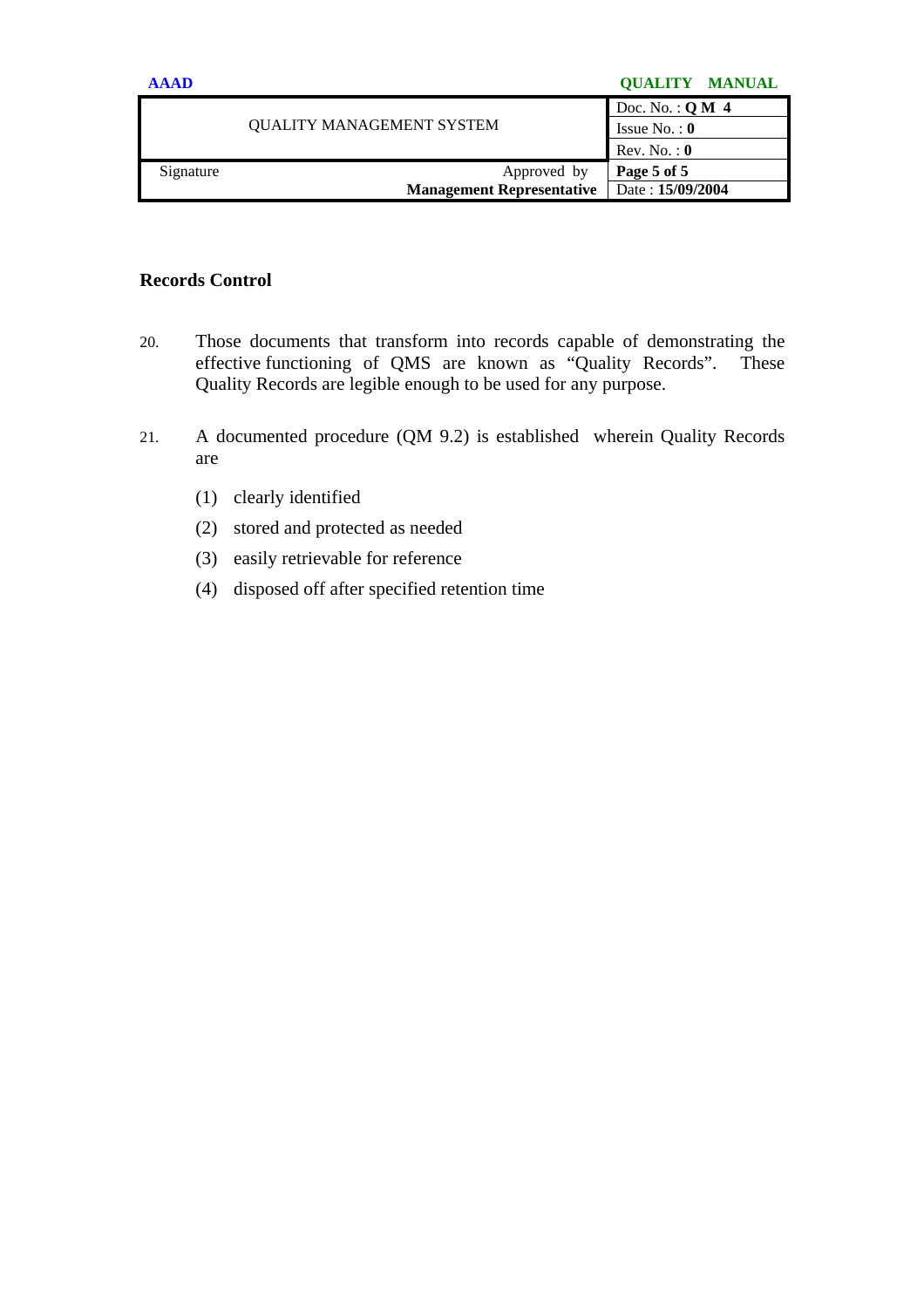## Records Control

20. Those documents that transform into records capable of demonstrating the effective functioning of QMS are known as "Quality Records". These Quality Records are legible enough to be used for any purpose.

21. A documented procedure (QM 9.2) is established wherein Quality Records are

    (1) clearly identified

    (2) stored and protected as needed

    (3) easily retrievable for reference

    (4) disposed off after specified retention time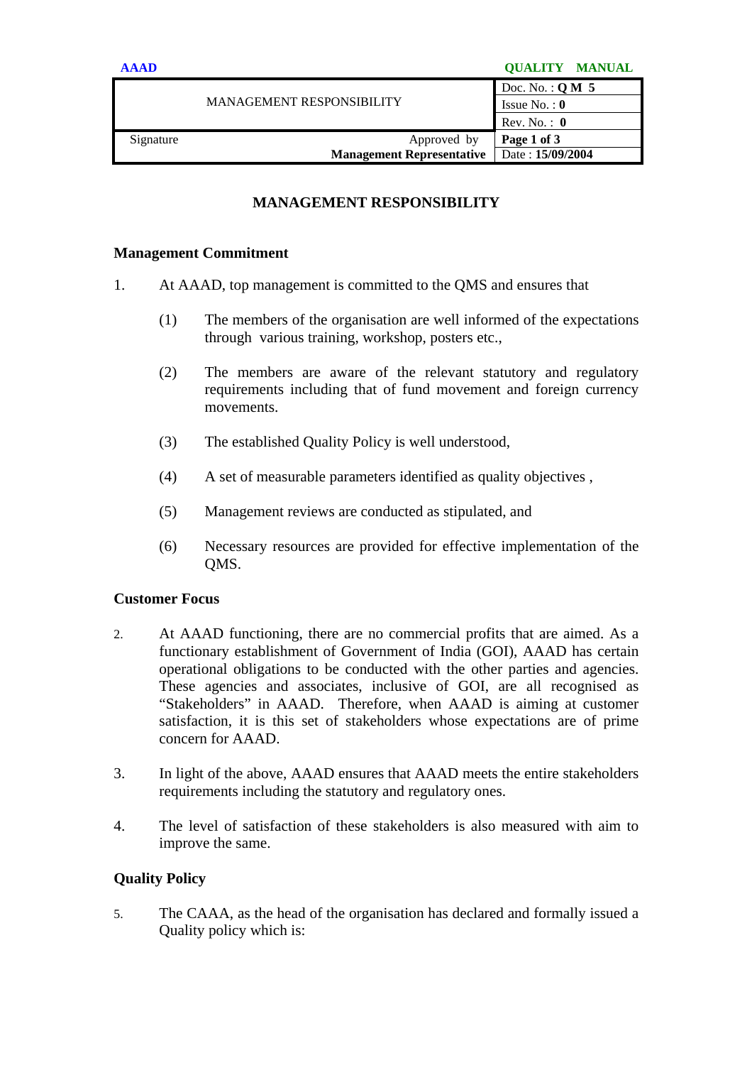# MANAGEMENT RESPONSIBILITY

## Management Commitment

1. At AAAD, top management is committed to the QMS and ensures that

   (1) The members of the organisation are well informed of the expectations through various training, workshop, posters etc.,

   (2) The members are aware of the relevant statutory and regulatory requirements including that of fund movement and foreign currency movements.

   (3) The established Quality Policy is well understood,

   (4) A set of measurable parameters identified as quality objectives ,

   (5) Management reviews are conducted as stipulated, and

   (6) Necessary resources are provided for effective implementation of the QMS.

## Customer Focus

2. At AAAD functioning, there are no commercial profits that are aimed. As a functionary establishment of Government of India (GOI), AAAD has certain operational obligations to be conducted with the other parties and agencies. These agencies and associates, inclusive of GOI, are all recognised as "Stakeholders" in AAAD. Therefore, when AAAD is aiming at customer satisfaction, it is this set of stakeholders whose expectations are of prime concern for AAAD.

3. In light of the above, AAAD ensures that AAAD meets the entire stakeholders requirements including the statutory and regulatory ones.

4. The level of satisfaction of these stakeholders is also measured with aim to improve the same.

## Quality Policy

5. The CAAA, as the head of the organisation has declared and formally issued a Quality policy which is: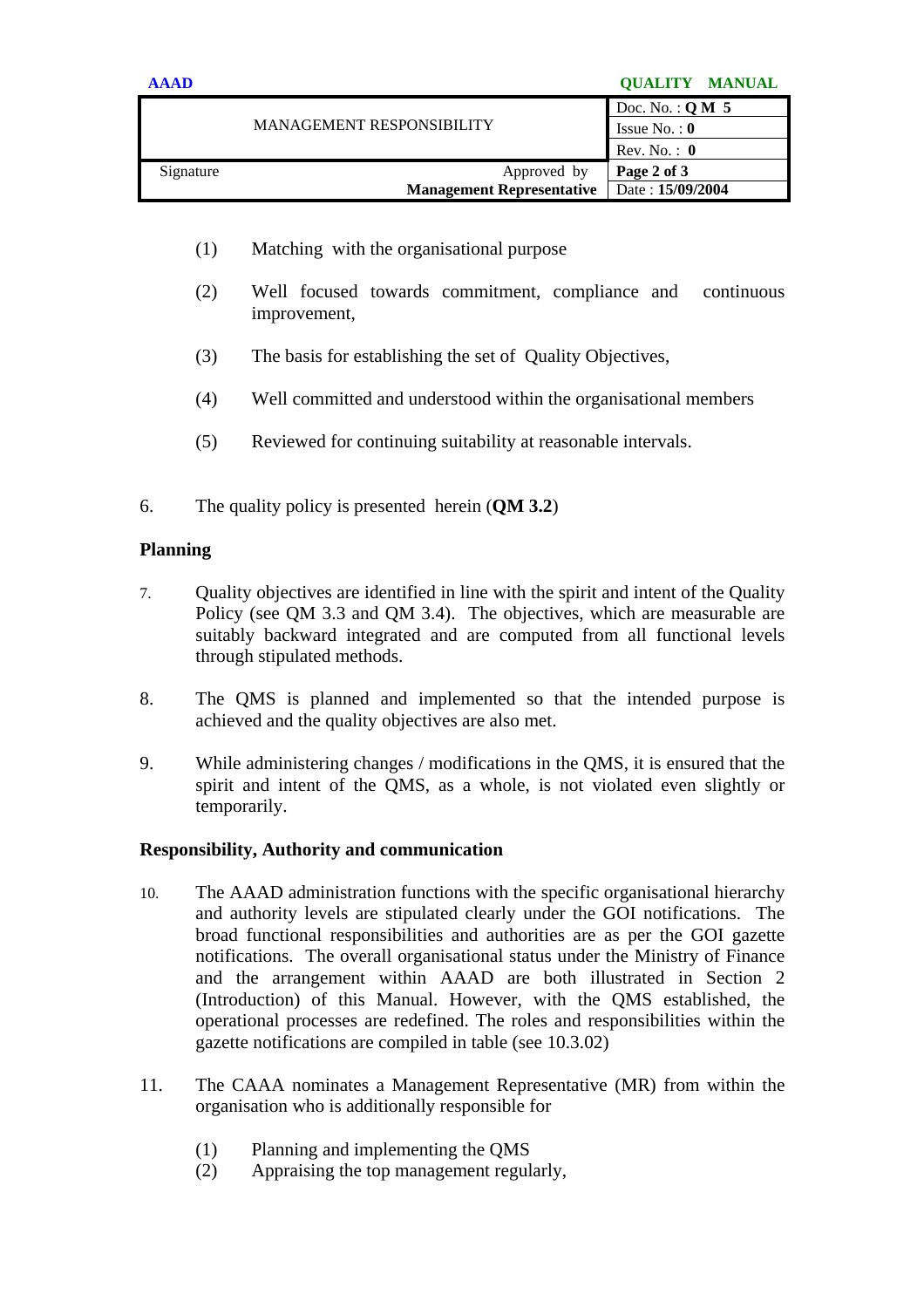(1) Matching with the organisational purpose

(2) Well focused towards commitment, compliance and continuous improvement,

(3) The basis for establishing the set of Quality Objectives,

(4) Well committed and understood within the organisational members

(5) Reviewed for continuing suitability at reasonable intervals.

6. The quality policy is presented herein (**QM 3.2**)

**Planning**

7. Quality objectives are identified in line with the spirit and intent of the Quality Policy (see QM 3.3 and QM 3.4). The objectives, which are measurable are suitably backward integrated and are computed from all functional levels through stipulated methods.

8. The QMS is planned and implemented so that the intended purpose is achieved and the quality objectives are also met.

9. While administering changes / modifications in the QMS, it is ensured that the spirit and intent of the QMS, as a whole, is not violated even slightly or temporarily.

**Responsibility, Authority and communication**

10. The AAAD administration functions with the specific organisational hierarchy and authority levels are stipulated clearly under the GOI notifications. The broad functional responsibilities and authorities are as per the GOI gazette notifications. The overall organisational status under the Ministry of Finance and the arrangement within AAAD are both illustrated in Section 2 (Introduction) of this Manual. However, with the QMS established, the operational processes are redefined. The roles and responsibilities within the gazette notifications are compiled in table (see 10.3.02)

11. The CAAA nominates a Management Representative (MR) from within the organisation who is additionally responsible for

(1) Planning and implementing the QMS
(2) Appraising the top management regularly,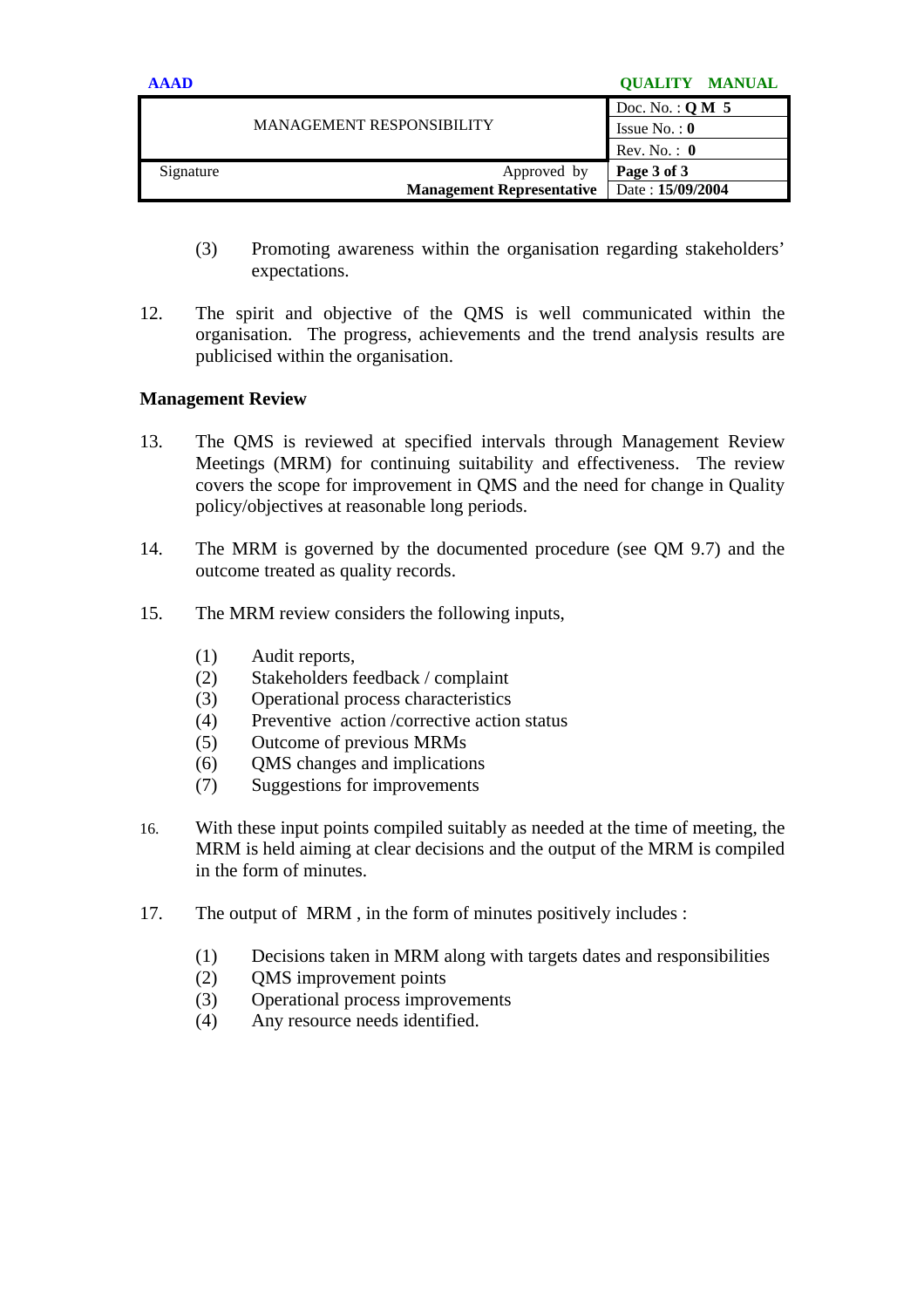(3) Promoting awareness within the organisation regarding stakeholders' expectations.

12. The spirit and objective of the QMS is well communicated within the organisation. The progress, achievements and the trend analysis results are publicised within the organisation.

**Management Review**

13. The QMS is reviewed at specified intervals through Management Review Meetings (MRM) for continuing suitability and effectiveness. The review covers the scope for improvement in QMS and the need for change in Quality policy/objectives at reasonable long periods.

14. The MRM is governed by the documented procedure (see QM 9.7) and the outcome treated as quality records.

15. The MRM review considers the following inputs,

(1) Audit reports,
(2) Stakeholders feedback / complaint
(3) Operational process characteristics
(4) Preventive action /corrective action status
(5) Outcome of previous MRMs
(6) QMS changes and implications
(7) Suggestions for improvements

16. With these input points compiled suitably as needed at the time of meeting, the MRM is held aiming at clear decisions and the output of the MRM is compiled in the form of minutes.

17. The output of MRM , in the form of minutes positively includes :

(1) Decisions taken in MRM along with targets dates and responsibilities
(2) QMS improvement points
(3) Operational process improvements
(4) Any resource needs identified.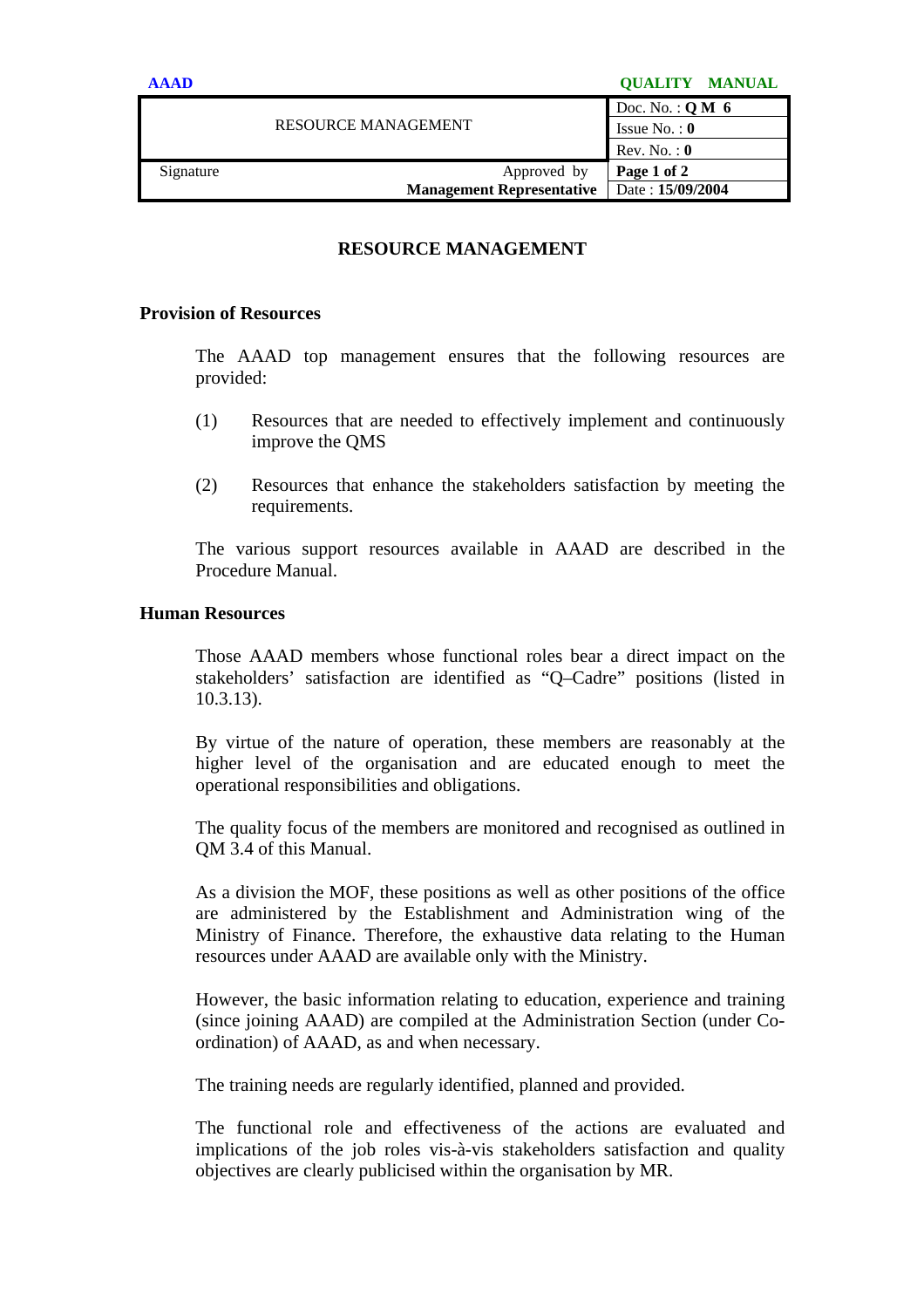| RESOURCE MANAGEMENT | Doc. No. : **Q M 6** |
|---|---|
| | Issue No. : **0** |
| | Rev. No. : **0** |
| Signature Approved by **Management Representative** | Page 1 of 2 |
| | Date : **15/09/2004** |

## RESOURCE MANAGEMENT

### Provision of Resources

The AAAD top management ensures that the following resources are provided:

(1) Resources that are needed to effectively implement and continuously improve the QMS

(2) Resources that enhance the stakeholders satisfaction by meeting the requirements.

The various support resources available in AAAD are described in the Procedure Manual.

### Human Resources

Those AAAD members whose functional roles bear a direct impact on the stakeholders' satisfaction are identified as "Q–Cadre" positions (listed in 10.3.13).

By virtue of the nature of operation, these members are reasonably at the higher level of the organisation and are educated enough to meet the operational responsibilities and obligations.

The quality focus of the members are monitored and recognised as outlined in QM 3.4 of this Manual.

As a division the MOF, these positions as well as other positions of the office are administered by the Establishment and Administration wing of the Ministry of Finance. Therefore, the exhaustive data relating to the Human resources under AAAD are available only with the Ministry.

However, the basic information relating to education, experience and training (since joining AAAD) are compiled at the Administration Section (under Co-ordination) of AAAD, as and when necessary.

The training needs are regularly identified, planned and provided.

The functional role and effectiveness of the actions are evaluated and implications of the job roles vis-à-vis stakeholders satisfaction and quality objectives are clearly publicised within the organisation by MR.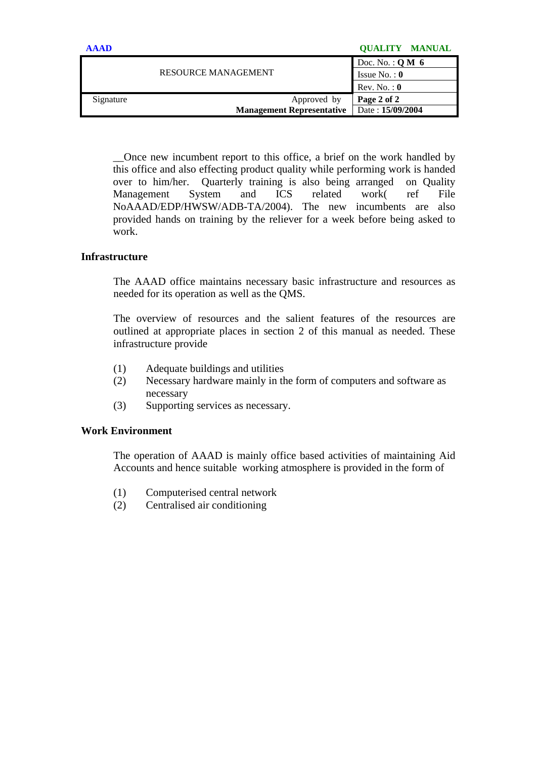__Once new incumbent report to this office, a brief on the work handled by this office and also effecting product quality while performing work is handed over to him/her. Quarterly training is also being arranged on Quality Management System and ICS related work( ref File NoAAAD/EDP/HWSW/ADB-TA/2004). The new incumbents are also provided hands on training by the reliever for a week before being asked to work.

### Infrastructure

The AAAD office maintains necessary basic infrastructure and resources as needed for its operation as well as the QMS.

The overview of resources and the salient features of the resources are outlined at appropriate places in section 2 of this manual as needed. These infrastructure provide

(1) Adequate buildings and utilities
(2) Necessary hardware mainly in the form of computers and software as necessary
(3) Supporting services as necessary.

### Work Environment

The operation of AAAD is mainly office based activities of maintaining Aid Accounts and hence suitable working atmosphere is provided in the form of

(1) Computerised central network
(2) Centralised air conditioning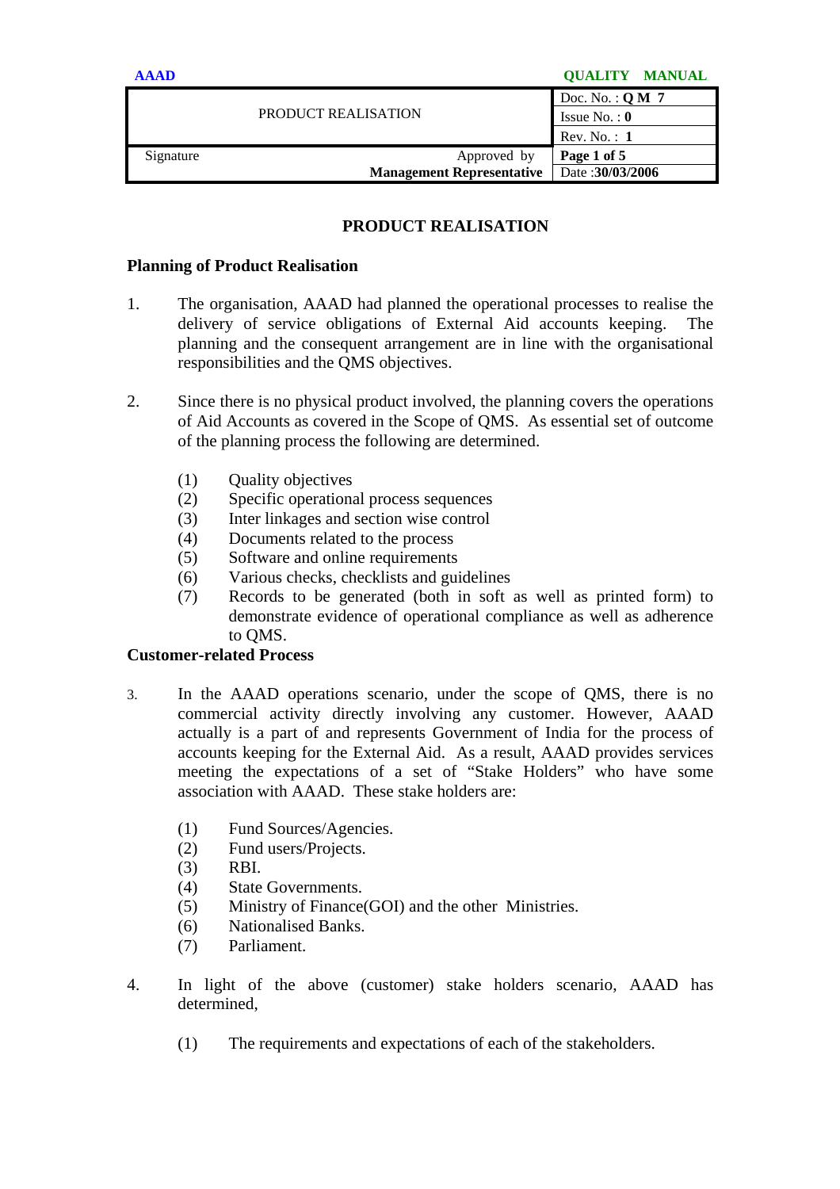# PRODUCT REALISATION

## Planning of Product Realisation

1. The organisation, AAAD had planned the operational processes to realise the delivery of service obligations of External Aid accounts keeping. The planning and the consequent arrangement are in line with the organisational responsibilities and the QMS objectives.

2. Since there is no physical product involved, the planning covers the operations of Aid Accounts as covered in the Scope of QMS. As essential set of outcome of the planning process the following are determined.

   (1) Quality objectives
   (2) Specific operational process sequences
   (3) Inter linkages and section wise control
   (4) Documents related to the process
   (5) Software and online requirements
   (6) Various checks, checklists and guidelines
   (7) Records to be generated (both in soft as well as printed form) to demonstrate evidence of operational compliance as well as adherence to QMS.

## Customer-related Process

3. In the AAAD operations scenario, under the scope of QMS, there is no commercial activity directly involving any customer. However, AAAD actually is a part of and represents Government of India for the process of accounts keeping for the External Aid. As a result, AAAD provides services meeting the expectations of a set of "Stake Holders" who have some association with AAAD. These stake holders are:

   (1) Fund Sources/Agencies.
   (2) Fund users/Projects.
   (3) RBI.
   (4) State Governments.
   (5) Ministry of Finance(GOI) and the other Ministries.
   (6) Nationalised Banks.
   (7) Parliament.

4. In light of the above (customer) stake holders scenario, AAAD has determined,

   (1) The requirements and expectations of each of the stakeholders.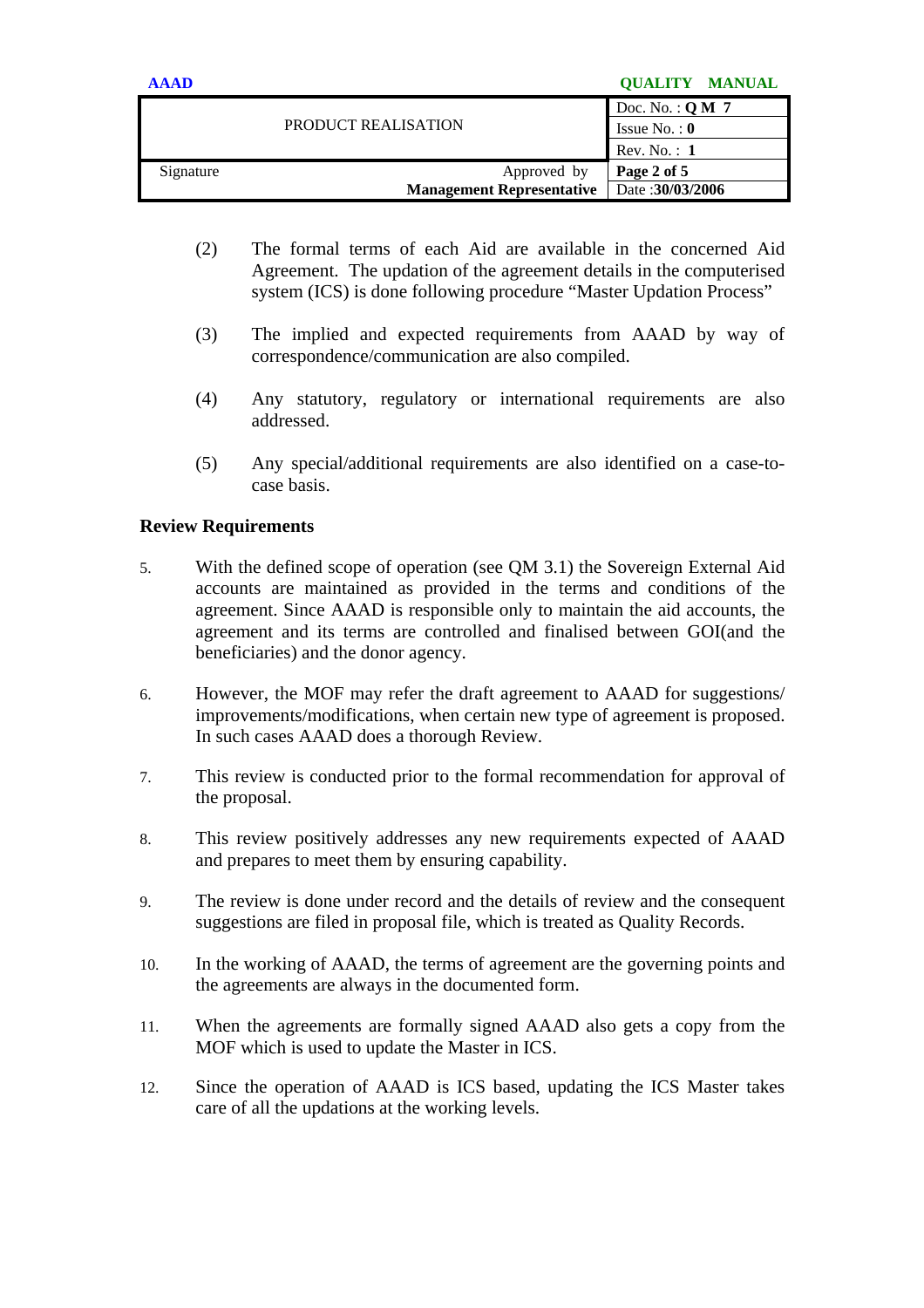(2) The formal terms of each Aid are available in the concerned Aid Agreement. The updation of the agreement details in the computerised system (ICS) is done following procedure "Master Updation Process"

(3) The implied and expected requirements from AAAD by way of correspondence/communication are also compiled.

(4) Any statutory, regulatory or international requirements are also addressed.

(5) Any special/additional requirements are also identified on a case-to-case basis.

**Review Requirements**

5. With the defined scope of operation (see QM 3.1) the Sovereign External Aid accounts are maintained as provided in the terms and conditions of the agreement. Since AAAD is responsible only to maintain the aid accounts, the agreement and its terms are controlled and finalised between GOI(and the beneficiaries) and the donor agency.

6. However, the MOF may refer the draft agreement to AAAD for suggestions/ improvements/modifications, when certain new type of agreement is proposed. In such cases AAAD does a thorough Review.

7. This review is conducted prior to the formal recommendation for approval of the proposal.

8. This review positively addresses any new requirements expected of AAAD and prepares to meet them by ensuring capability.

9. The review is done under record and the details of review and the consequent suggestions are filed in proposal file, which is treated as Quality Records.

10. In the working of AAAD, the terms of agreement are the governing points and the agreements are always in the documented form.

11. When the agreements are formally signed AAAD also gets a copy from the MOF which is used to update the Master in ICS.

12. Since the operation of AAAD is ICS based, updating the ICS Master takes care of all the updations at the working levels.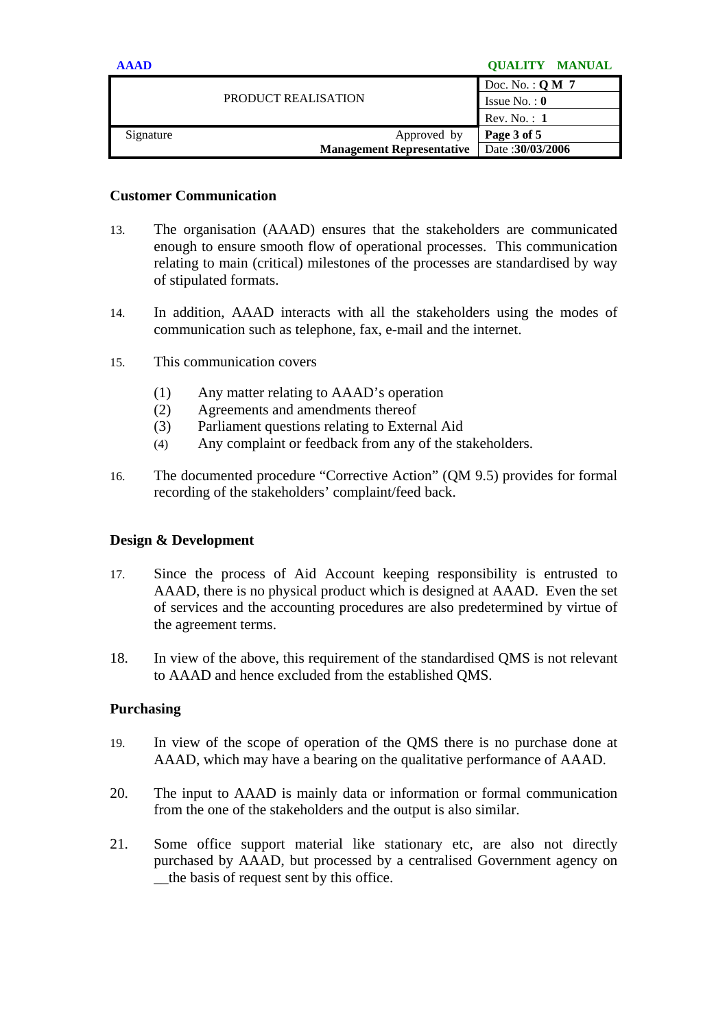### Customer Communication

13. The organisation (AAAD) ensures that the stakeholders are communicated enough to ensure smooth flow of operational processes. This communication relating to main (critical) milestones of the processes are standardised by way of stipulated formats.

14. In addition, AAAD interacts with all the stakeholders using the modes of communication such as telephone, fax, e-mail and the internet.

15. This communication covers

    (1) Any matter relating to AAAD's operation
    (2) Agreements and amendments thereof
    (3) Parliament questions relating to External Aid
    (4) Any complaint or feedback from any of the stakeholders.

16. The documented procedure "Corrective Action" (QM 9.5) provides for formal recording of the stakeholders' complaint/feed back.

### Design & Development

17. Since the process of Aid Account keeping responsibility is entrusted to AAAD, there is no physical product which is designed at AAAD. Even the set of services and the accounting procedures are also predetermined by virtue of the agreement terms.

18. In view of the above, this requirement of the standardised QMS is not relevant to AAAD and hence excluded from the established QMS.

### Purchasing

19. In view of the scope of operation of the QMS there is no purchase done at AAAD, which may have a bearing on the qualitative performance of AAAD.

20. The input to AAAD is mainly data or information or formal communication from the one of the stakeholders and the output is also similar.

21. Some office support material like stationary etc, are also not directly purchased by AAAD, but processed by a centralised Government agency on __the basis of request sent by this office.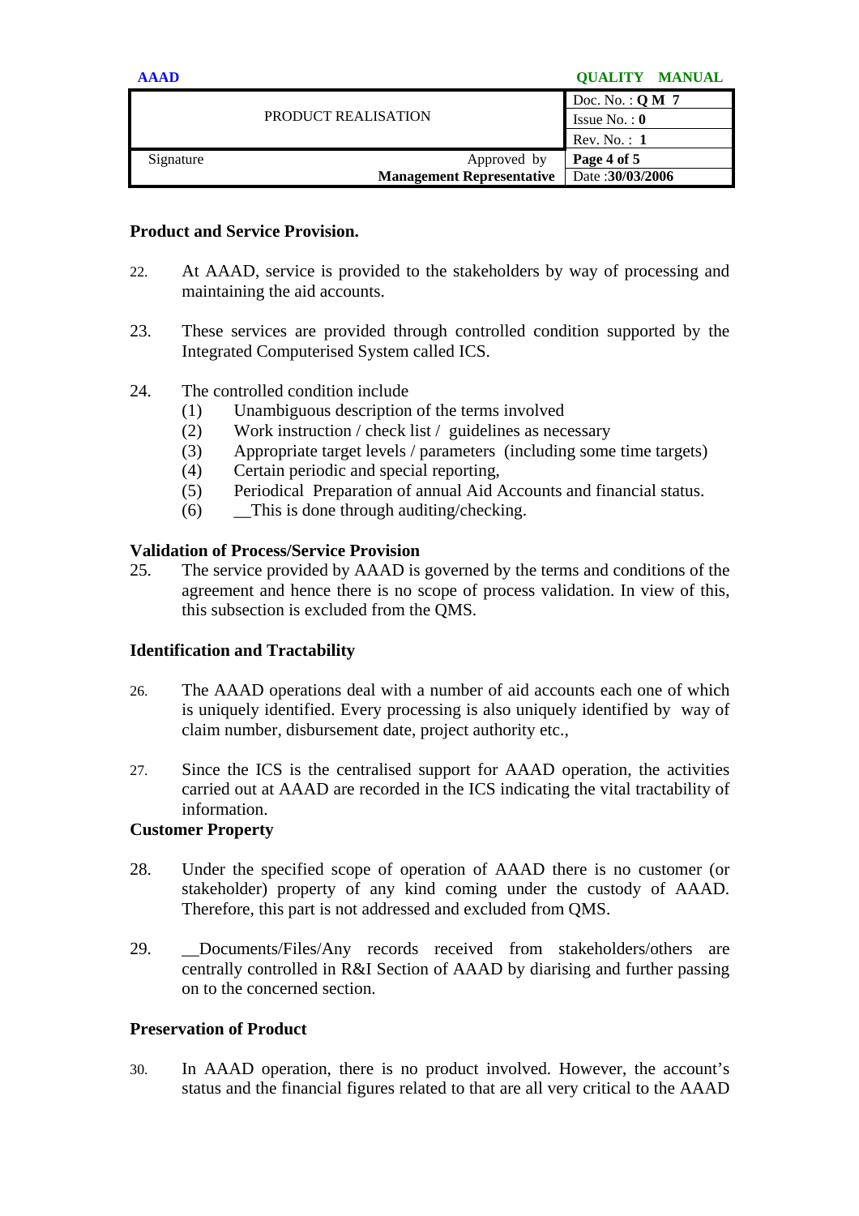## Product and Service Provision.

22. At AAAD, service is provided to the stakeholders by way of processing and maintaining the aid accounts.

23. These services are provided through controlled condition supported by the Integrated Computerised System called ICS.

24. The controlled condition include
    (1) Unambiguous description of the terms involved
    (2) Work instruction / check list / guidelines as necessary
    (3) Appropriate target levels / parameters (including some time targets)
    (4) Certain periodic and special reporting,
    (5) Periodical Preparation of annual Aid Accounts and financial status.
    (6) __This is done through auditing/checking.

## Validation of Process/Service Provision

25. The service provided by AAAD is governed by the terms and conditions of the agreement and hence there is no scope of process validation. In view of this, this subsection is excluded from the QMS.

## Identification and Tractability

26. The AAAD operations deal with a number of aid accounts each one of which is uniquely identified. Every processing is also uniquely identified by way of claim number, disbursement date, project authority etc.,

27. Since the ICS is the centralised support for AAAD operation, the activities carried out at AAAD are recorded in the ICS indicating the vital tractability of information.

## Customer Property

28. Under the specified scope of operation of AAAD there is no customer (or stakeholder) property of any kind coming under the custody of AAAD. Therefore, this part is not addressed and excluded from QMS.

29. __Documents/Files/Any records received from stakeholders/others are centrally controlled in R&I Section of AAAD by diarising and further passing on to the concerned section.

## Preservation of Product

30. In AAAD operation, there is no product involved. However, the account's status and the financial figures related to that are all very critical to the AAAD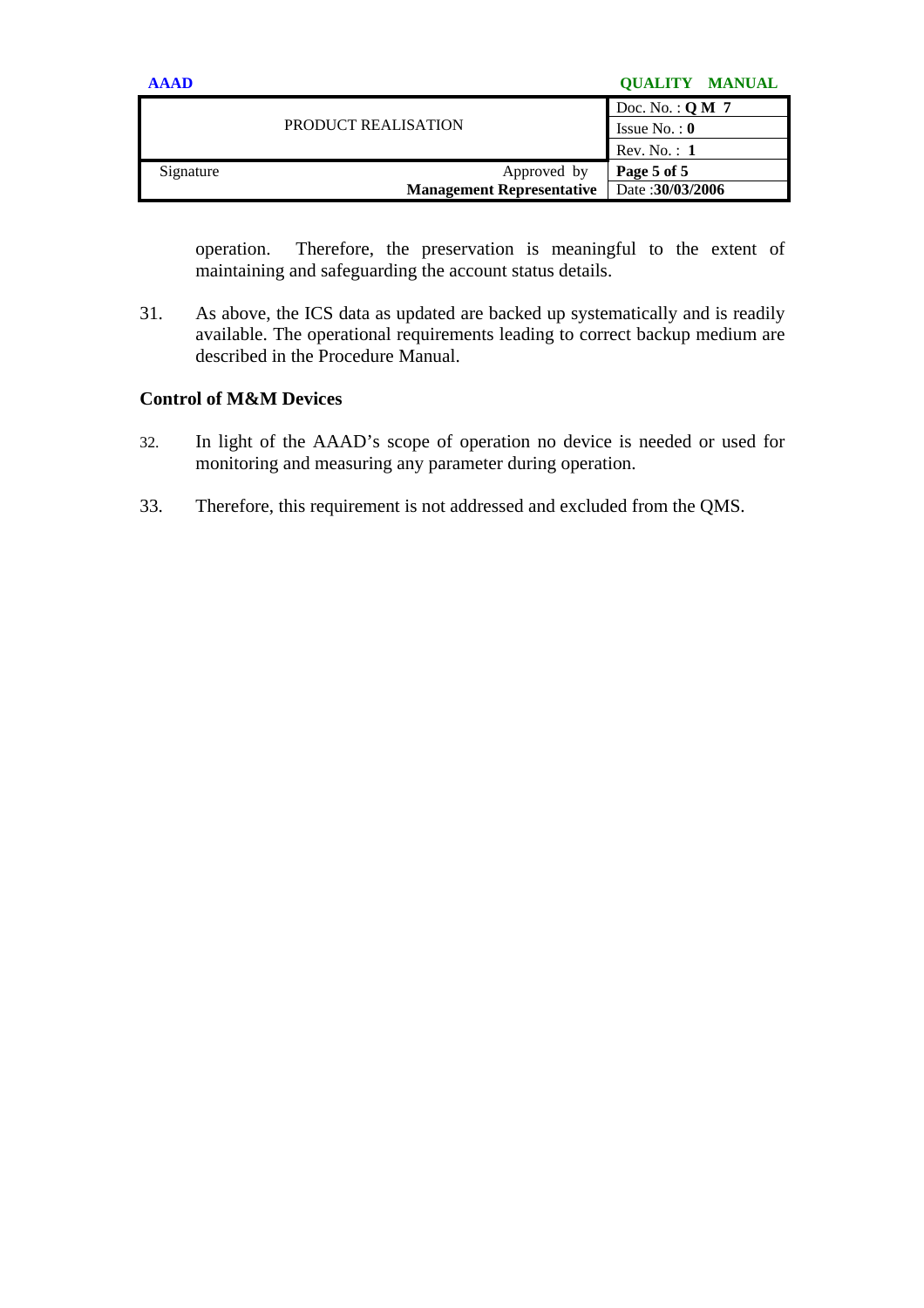operation. Therefore, the preservation is meaningful to the extent of maintaining and safeguarding the account status details.

31. As above, the ICS data as updated are backed up systematically and is readily available. The operational requirements leading to correct backup medium are described in the Procedure Manual.

**Control of M&M Devices**

32. In light of the AAAD's scope of operation no device is needed or used for monitoring and measuring any parameter during operation.

33. Therefore, this requirement is not addressed and excluded from the QMS.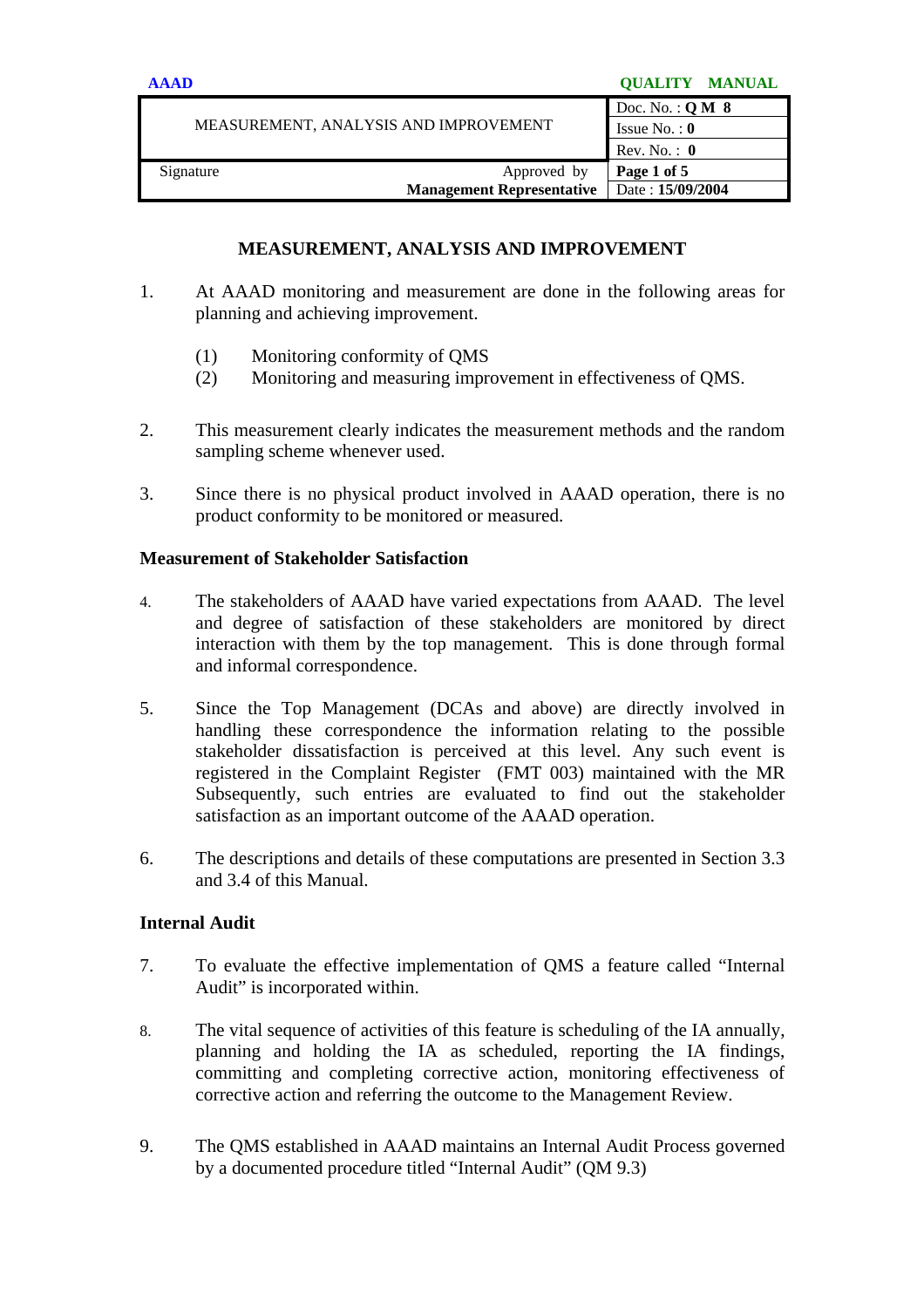# MEASUREMENT, ANALYSIS AND IMPROVEMENT

1. At AAAD monitoring and measurement are done in the following areas for planning and achieving improvement.

   (1) Monitoring conformity of QMS
   (2) Monitoring and measuring improvement in effectiveness of QMS.

2. This measurement clearly indicates the measurement methods and the random sampling scheme whenever used.

3. Since there is no physical product involved in AAAD operation, there is no product conformity to be monitored or measured.

## Measurement of Stakeholder Satisfaction

4. The stakeholders of AAAD have varied expectations from AAAD. The level and degree of satisfaction of these stakeholders are monitored by direct interaction with them by the top management. This is done through formal and informal correspondence.

5. Since the Top Management (DCAs and above) are directly involved in handling these correspondence the information relating to the possible stakeholder dissatisfaction is perceived at this level. Any such event is registered in the Complaint Register (FMT 003) maintained with the MR Subsequently, such entries are evaluated to find out the stakeholder satisfaction as an important outcome of the AAAD operation.

6. The descriptions and details of these computations are presented in Section 3.3 and 3.4 of this Manual.

## Internal Audit

7. To evaluate the effective implementation of QMS a feature called "Internal Audit" is incorporated within.

8. The vital sequence of activities of this feature is scheduling of the IA annually, planning and holding the IA as scheduled, reporting the IA findings, committing and completing corrective action, monitoring effectiveness of corrective action and referring the outcome to the Management Review.

9. The QMS established in AAAD maintains an Internal Audit Process governed by a documented procedure titled "Internal Audit" (QM 9.3)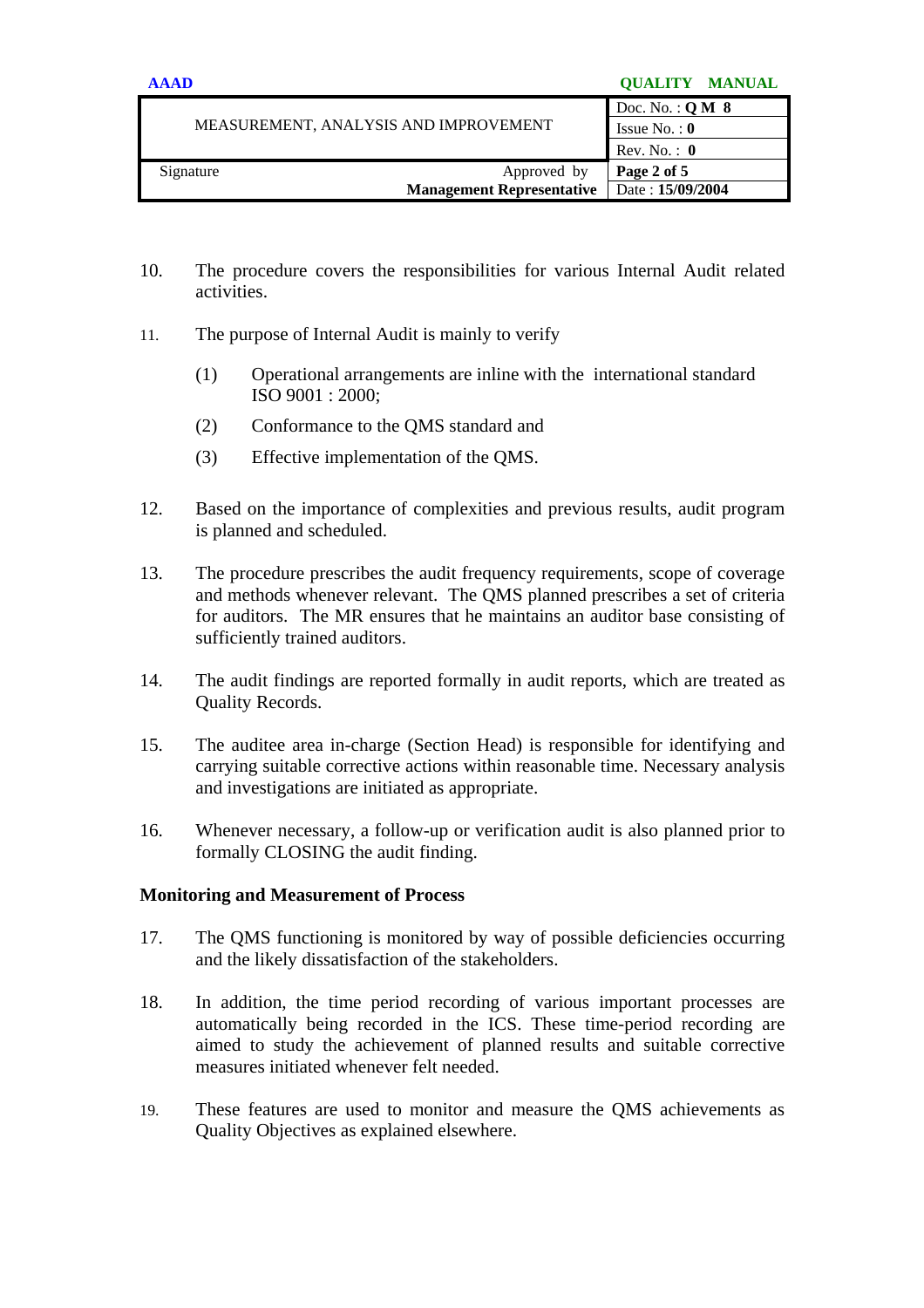10. The procedure covers the responsibilities for various Internal Audit related activities.

11. The purpose of Internal Audit is mainly to verify

    (1) Operational arrangements are inline with the international standard ISO 9001 : 2000;

    (2) Conformance to the QMS standard and

    (3) Effective implementation of the QMS.

12. Based on the importance of complexities and previous results, audit program is planned and scheduled.

13. The procedure prescribes the audit frequency requirements, scope of coverage and methods whenever relevant. The QMS planned prescribes a set of criteria for auditors. The MR ensures that he maintains an auditor base consisting of sufficiently trained auditors.

14. The audit findings are reported formally in audit reports, which are treated as Quality Records.

15. The auditee area in-charge (Section Head) is responsible for identifying and carrying suitable corrective actions within reasonable time. Necessary analysis and investigations are initiated as appropriate.

16. Whenever necessary, a follow-up or verification audit is also planned prior to formally CLOSING the audit finding.

**Monitoring and Measurement of Process**

17. The QMS functioning is monitored by way of possible deficiencies occurring and the likely dissatisfaction of the stakeholders.

18. In addition, the time period recording of various important processes are automatically being recorded in the ICS. These time-period recording are aimed to study the achievement of planned results and suitable corrective measures initiated whenever felt needed.

19. These features are used to monitor and measure the QMS achievements as Quality Objectives as explained elsewhere.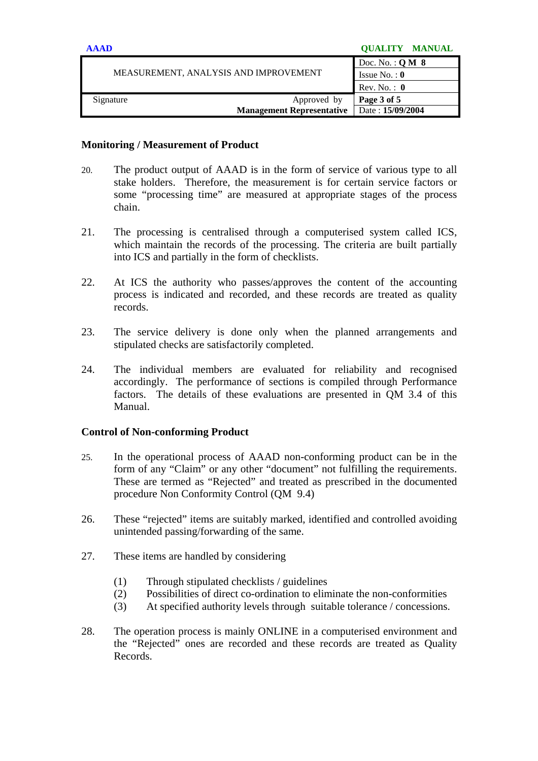## Monitoring / Measurement of Product

20. The product output of AAAD is in the form of service of various type to all stake holders. Therefore, the measurement is for certain service factors or some "processing time" are measured at appropriate stages of the process chain.

21. The processing is centralised through a computerised system called ICS, which maintain the records of the processing. The criteria are built partially into ICS and partially in the form of checklists.

22. At ICS the authority who passes/approves the content of the accounting process is indicated and recorded, and these records are treated as quality records.

23. The service delivery is done only when the planned arrangements and stipulated checks are satisfactorily completed.

24. The individual members are evaluated for reliability and recognised accordingly. The performance of sections is compiled through Performance factors. The details of these evaluations are presented in QM 3.4 of this Manual.

## Control of Non-conforming Product

25. In the operational process of AAAD non-conforming product can be in the form of any "Claim" or any other "document" not fulfilling the requirements. These are termed as "Rejected" and treated as prescribed in the documented procedure Non Conformity Control (QM 9.4)

26. These "rejected" items are suitably marked, identified and controlled avoiding unintended passing/forwarding of the same.

27. These items are handled by considering

    (1) Through stipulated checklists / guidelines
    (2) Possibilities of direct co-ordination to eliminate the non-conformities
    (3) At specified authority levels through suitable tolerance / concessions.

28. The operation process is mainly ONLINE in a computerised environment and the "Rejected" ones are recorded and these records are treated as Quality Records.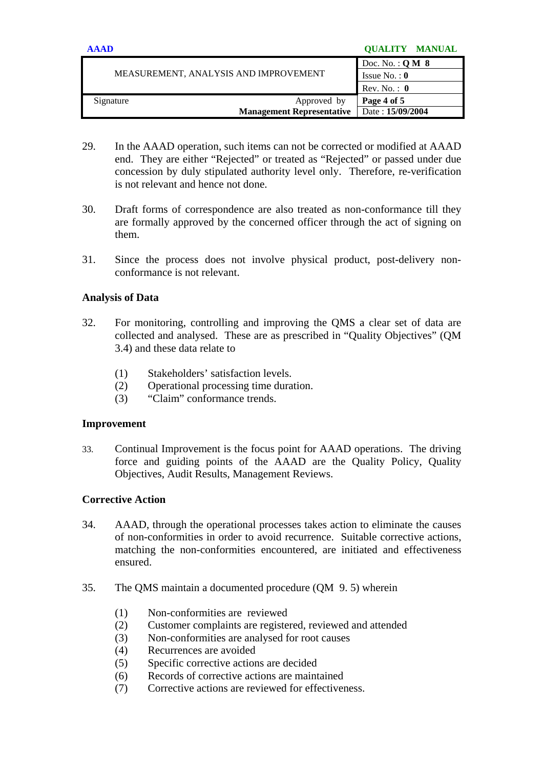29. In the AAAD operation, such items can not be corrected or modified at AAAD end. They are either “Rejected” or treated as “Rejected” or passed under due concession by duly stipulated authority level only. Therefore, re-verification is not relevant and hence not done.

30. Draft forms of correspondence are also treated as non-conformance till they are formally approved by the concerned officer through the act of signing on them.

31. Since the process does not involve physical product, post-delivery non-conformance is not relevant.

**Analysis of Data**

32. For monitoring, controlling and improving the QMS a clear set of data are collected and analysed. These are as prescribed in “Quality Objectives” (QM 3.4) and these data relate to

    (1) Stakeholders’ satisfaction levels.
    (2) Operational processing time duration.
    (3) “Claim” conformance trends.

**Improvement**

33. Continual Improvement is the focus point for AAAD operations. The driving force and guiding points of the AAAD are the Quality Policy, Quality Objectives, Audit Results, Management Reviews.

**Corrective Action**

34. AAAD, through the operational processes takes action to eliminate the causes of non-conformities in order to avoid recurrence. Suitable corrective actions, matching the non-conformities encountered, are initiated and effectiveness ensured.

35. The QMS maintain a documented procedure (QM 9. 5) wherein

    (1) Non-conformities are reviewed
    (2) Customer complaints are registered, reviewed and attended
    (3) Non-conformities are analysed for root causes
    (4) Recurrences are avoided
    (5) Specific corrective actions are decided
    (6) Records of corrective actions are maintained
    (7) Corrective actions are reviewed for effectiveness.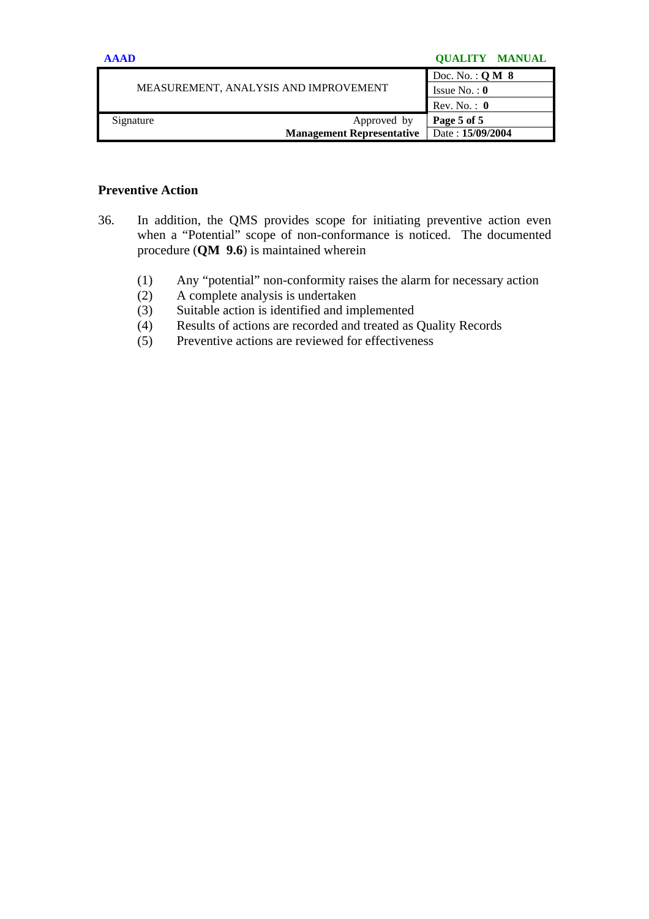## Preventive Action

36. In addition, the QMS provides scope for initiating preventive action even when a "Potential" scope of non-conformance is noticed. The documented procedure (**QM 9.6**) is maintained wherein

    (1) Any "potential" non-conformity raises the alarm for necessary action
    (2) A complete analysis is undertaken
    (3) Suitable action is identified and implemented
    (4) Results of actions are recorded and treated as Quality Records
    (5) Preventive actions are reviewed for effectiveness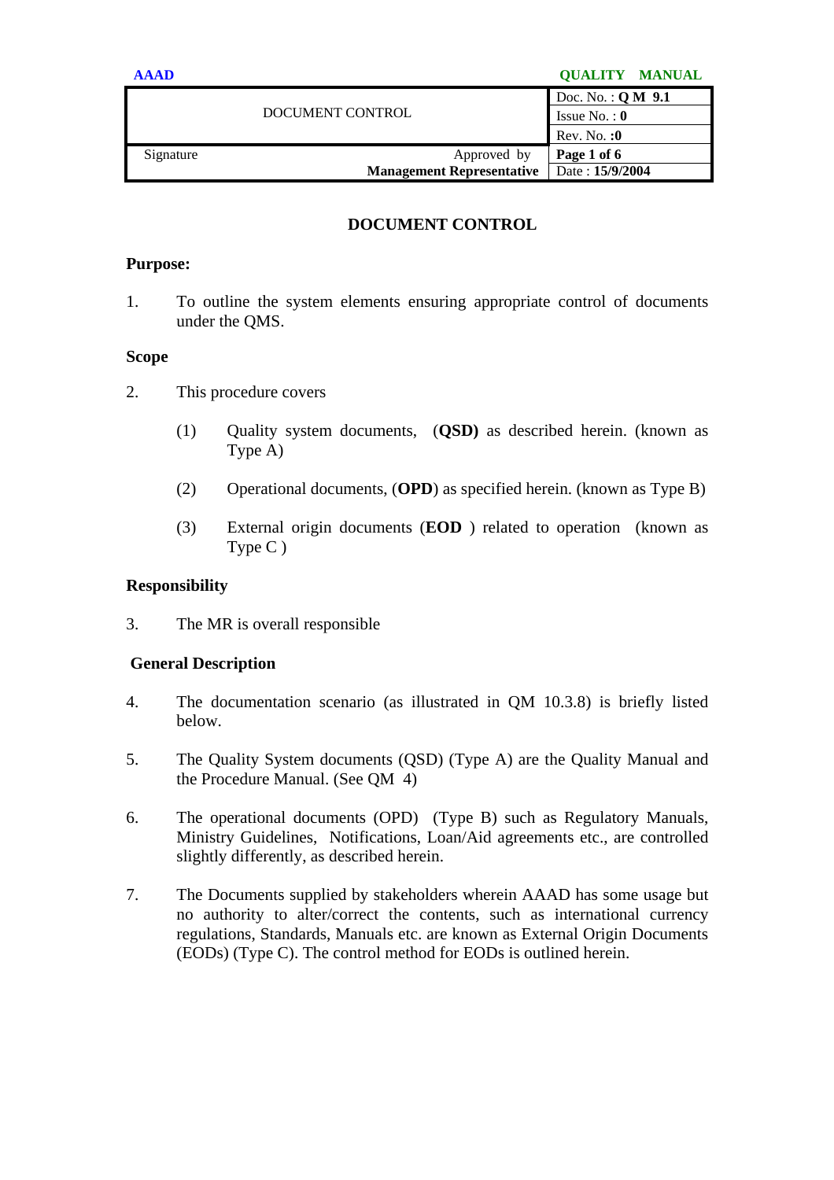# DOCUMENT CONTROL

**Purpose:**

1. To outline the system elements ensuring appropriate control of documents under the QMS.

**Scope**

2. This procedure covers

   (1) Quality system documents, (**QSD)** as described herein. (known as Type A)

   (2) Operational documents, (**OPD**) as specified herein. (known as Type B)

   (3) External origin documents (**EOD** ) related to operation (known as Type C )

**Responsibility**

3. The MR is overall responsible

**General Description**

4. The documentation scenario (as illustrated in QM 10.3.8) is briefly listed below.

5. The Quality System documents (QSD) (Type A) are the Quality Manual and the Procedure Manual. (See QM 4)

6. The operational documents (OPD) (Type B) such as Regulatory Manuals, Ministry Guidelines, Notifications, Loan/Aid agreements etc., are controlled slightly differently, as described herein.

7. The Documents supplied by stakeholders wherein AAAD has some usage but no authority to alter/correct the contents, such as international currency regulations, Standards, Manuals etc. are known as External Origin Documents (EODs) (Type C). The control method for EODs is outlined herein.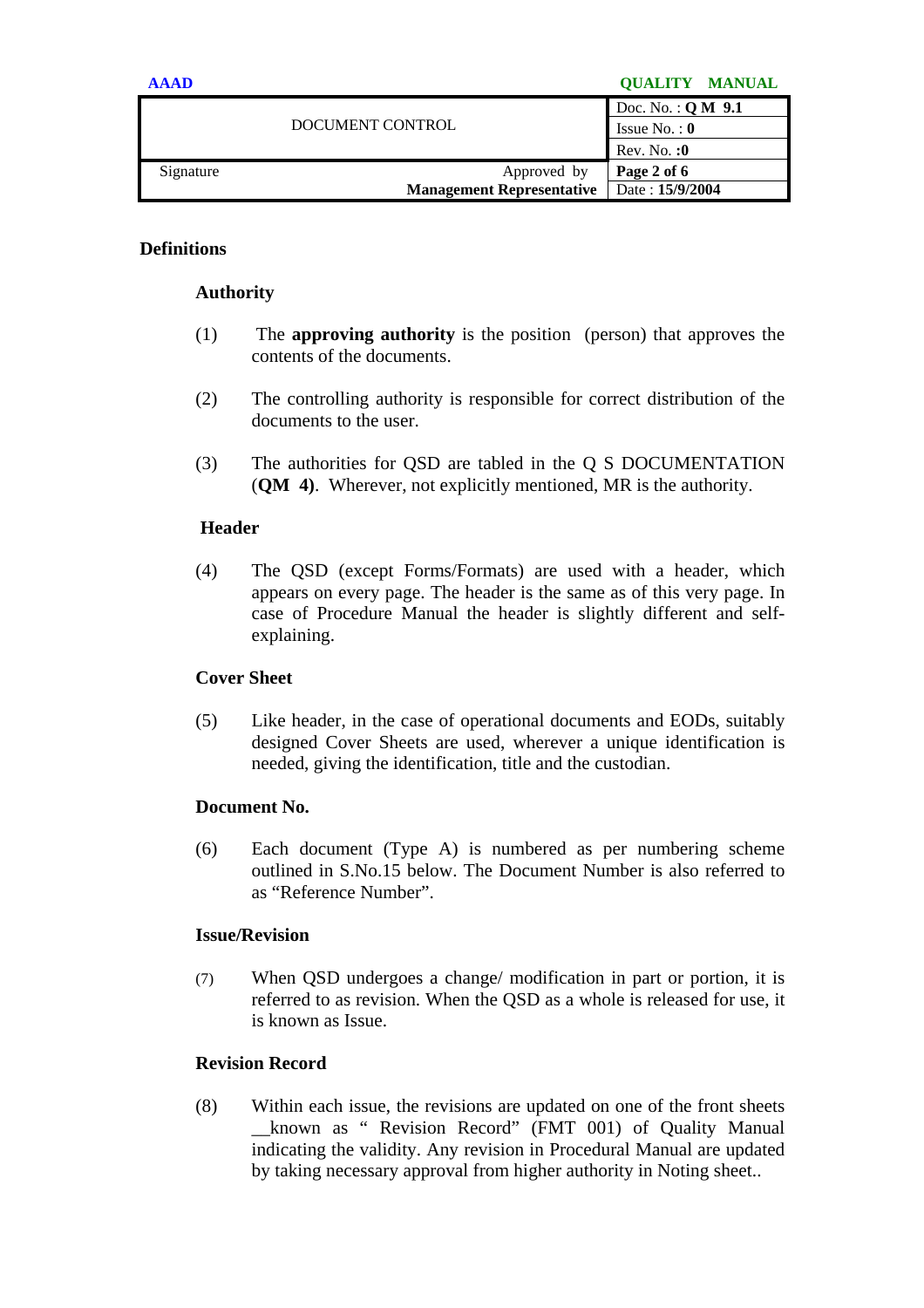## Definitions

### Authority

(1) The **approving authority** is the position (person) that approves the contents of the documents.

(2) The controlling authority is responsible for correct distribution of the documents to the user.

(3) The authorities for QSD are tabled in the Q S DOCUMENTATION (**QM 4)**. Wherever, not explicitly mentioned, MR is the authority.

### Header

(4) The QSD (except Forms/Formats) are used with a header, which appears on every page. The header is the same as of this very page. In case of Procedure Manual the header is slightly different and self-explaining.

### Cover Sheet

(5) Like header, in the case of operational documents and EODs, suitably designed Cover Sheets are used, wherever a unique identification is needed, giving the identification, title and the custodian.

### Document No.

(6) Each document (Type A) is numbered as per numbering scheme outlined in S.No.15 below. The Document Number is also referred to as “Reference Number”.

### Issue/Revision

(7) When QSD undergoes a change/ modification in part or portion, it is referred to as revision. When the QSD as a whole is released for use, it is known as Issue.

### Revision Record

(8) Within each issue, the revisions are updated on one of the front sheets __known as “ Revision Record” (FMT 001) of Quality Manual indicating the validity. Any revision in Procedural Manual are updated by taking necessary approval from higher authority in Noting sheet..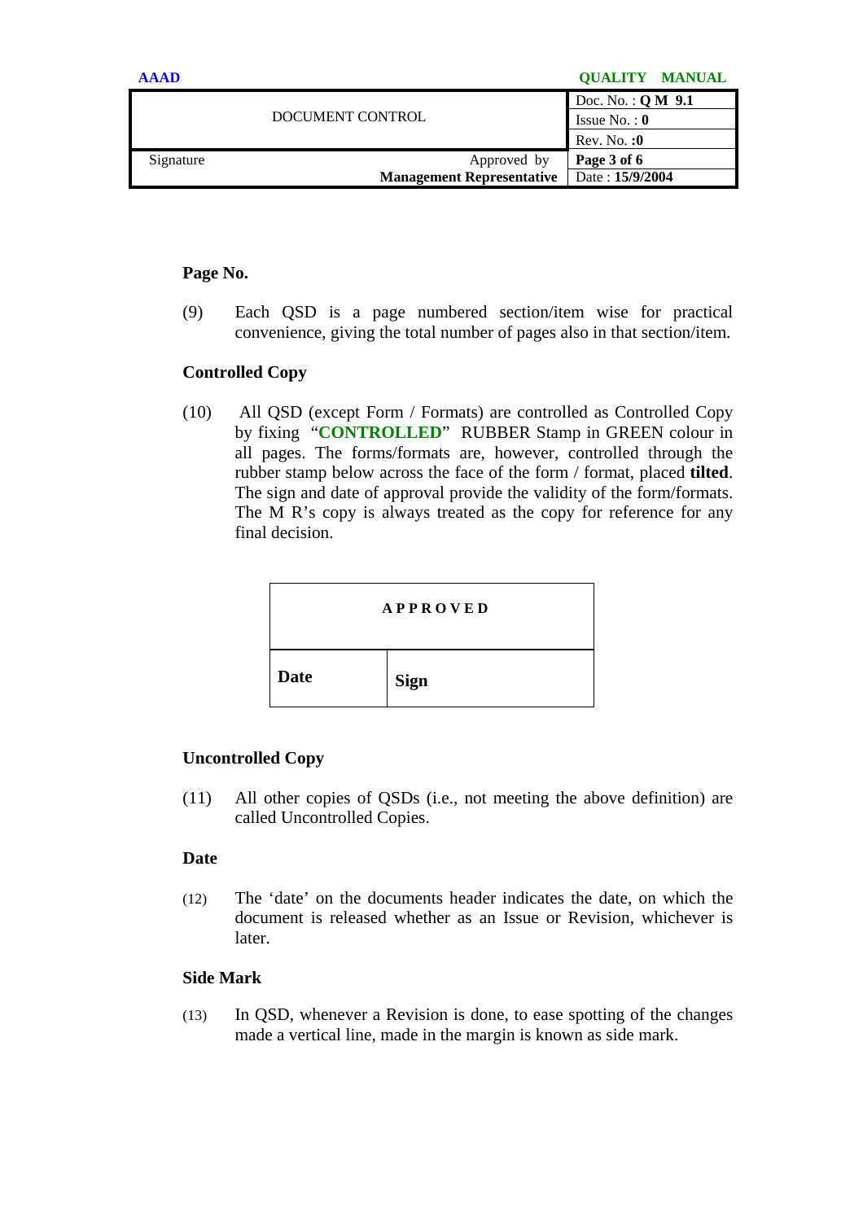**Page No.**

(9) Each QSD is a page numbered section/item wise for practical convenience, giving the total number of pages also in that section/item.

**Controlled Copy**

(10) All QSD (except Form / Formats) are controlled as Controlled Copy by fixing "**CONTROLLED**" RUBBER Stamp in GREEN colour in all pages. The forms/formats are, however, controlled through the rubber stamp below across the face of the form / format, placed **tilted**. The sign and date of approval provide the validity of the form/formats. The M R's copy is always treated as the copy for reference for any final decision.

| **APPROVED** | |
|---|---|
| **Date** | **Sign** |

**Uncontrolled Copy**

(11) All other copies of QSDs (i.e., not meeting the above definition) are called Uncontrolled Copies.

**Date**

(12) The 'date' on the documents header indicates the date, on which the document is released whether as an Issue or Revision, whichever is later.

**Side Mark**

(13) In QSD, whenever a Revision is done, to ease spotting of the changes made a vertical line, made in the margin is known as side mark.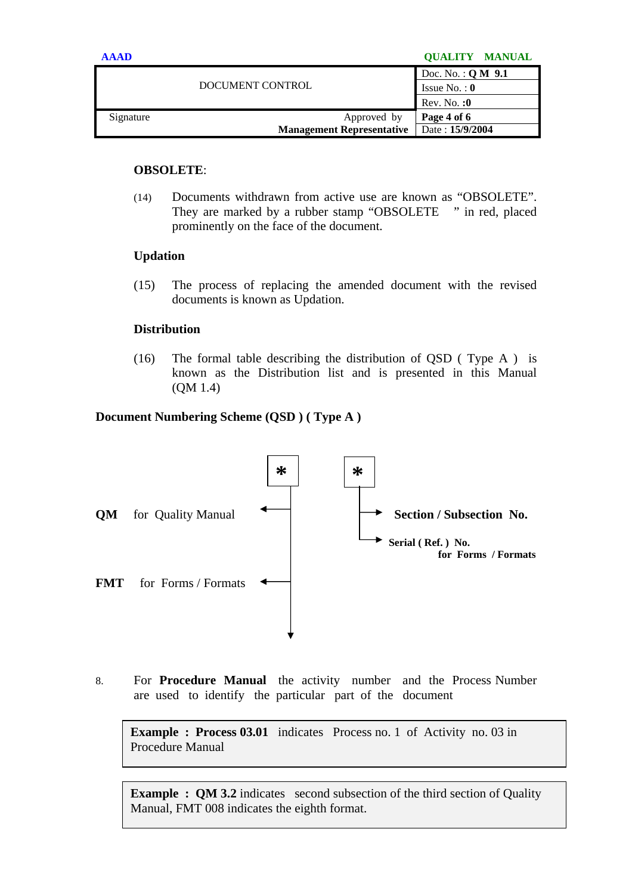**OBSOLETE**:

(14) Documents withdrawn from active use are known as "OBSOLETE". They are marked by a rubber stamp "OBSOLETE " in red, placed prominently on the face of the document.

**Updation**

(15) The process of replacing the amended document with the revised documents is known as Updation.

**Distribution**

(16) The formal table describing the distribution of QSD ( Type A ) is known as the Distribution list and is presented in this Manual (QM 1.4)

**Document Numbering Scheme (QSD ) ( Type A )**

| | * | * | |
|---|---|---|---|
| **QM** for Quality Manual | ← | → | **Section / Subsection No.** |
| | | → | **Serial ( Ref. ) No. for Forms / Formats** |
| **FMT** for Forms / Formats | ← | | |

8. For **Procedure Manual** the activity number and the Process Number are used to identify the particular part of the document

**Example : Process 03.01** indicates Process no. 1 of Activity no. 03 in Procedure Manual

**Example : QM 3.2** indicates second subsection of the third section of Quality Manual, FMT 008 indicates the eighth format.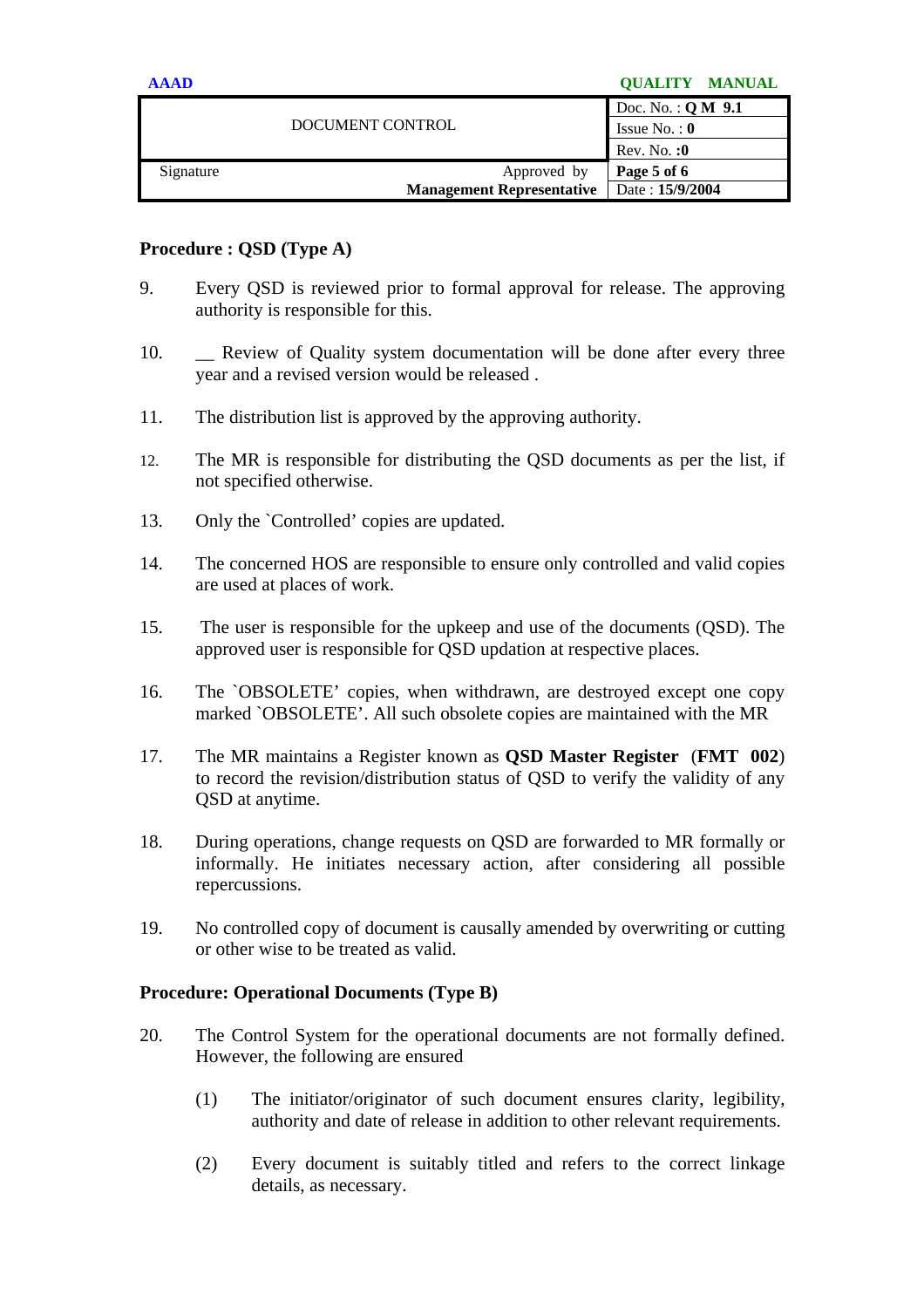**Procedure : QSD (Type A)**

9. Every QSD is reviewed prior to formal approval for release. The approving authority is responsible for this.

10. __ Review of Quality system documentation will be done after every three year and a revised version would be released .

11. The distribution list is approved by the approving authority.

12. The MR is responsible for distributing the QSD documents as per the list, if not specified otherwise.

13. Only the `Controlled' copies are updated.

14. The concerned HOS are responsible to ensure only controlled and valid copies are used at places of work.

15. The user is responsible for the upkeep and use of the documents (QSD). The approved user is responsible for QSD updation at respective places.

16. The `OBSOLETE' copies, when withdrawn, are destroyed except one copy marked `OBSOLETE'. All such obsolete copies are maintained with the MR

17. The MR maintains a Register known as **QSD Master Register** (**FMT 002**) to record the revision/distribution status of QSD to verify the validity of any QSD at anytime.

18. During operations, change requests on QSD are forwarded to MR formally or informally. He initiates necessary action, after considering all possible repercussions.

19. No controlled copy of document is causally amended by overwriting or cutting or other wise to be treated as valid.

**Procedure: Operational Documents (Type B)**

20. The Control System for the operational documents are not formally defined. However, the following are ensured

    (1) The initiator/originator of such document ensures clarity, legibility, authority and date of release in addition to other relevant requirements.

    (2) Every document is suitably titled and refers to the correct linkage details, as necessary.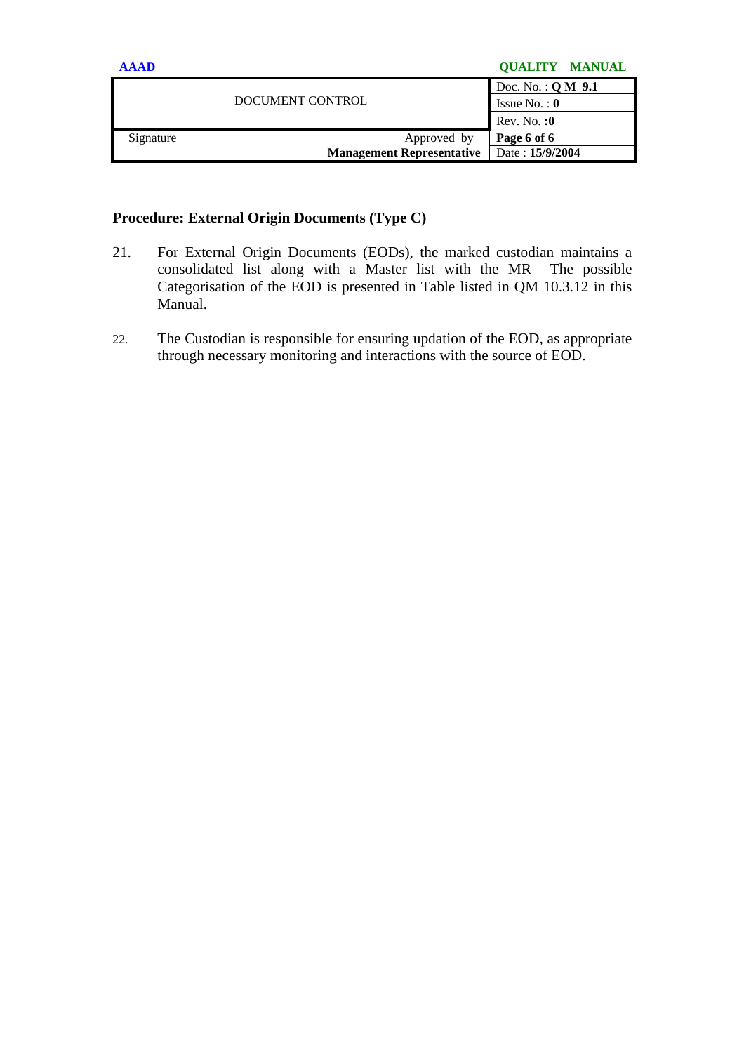**Procedure: External Origin Documents (Type C)**

21. For External Origin Documents (EODs), the marked custodian maintains a consolidated list along with a Master list with the MR The possible Categorisation of the EOD is presented in Table listed in QM 10.3.12 in this Manual.

22. The Custodian is responsible for ensuring updation of the EOD, as appropriate through necessary monitoring and interactions with the source of EOD.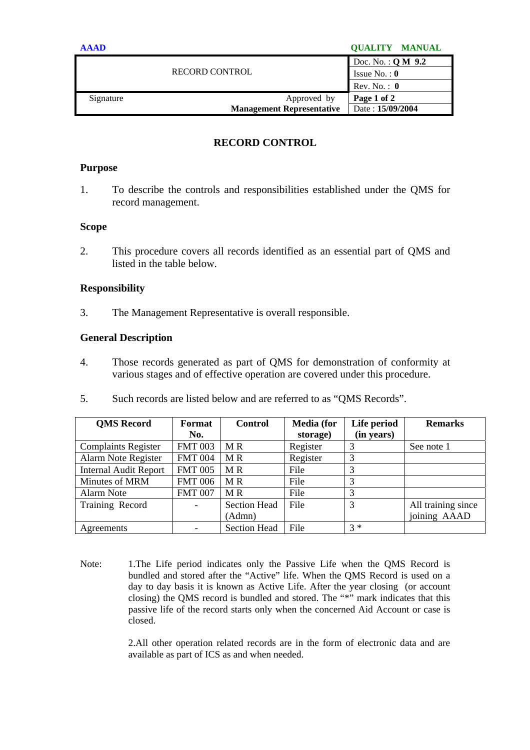| RECORD CONTROL | | Doc. No. : **Q M 9.2** |
|---|---|---|
| | | Issue No. : **0** |
| | | Rev. No. : **0** |
| Signature | Approved by **Management Representative** | **Page 1 of 2** |
| | | Date : **15/09/2004** |

## RECORD CONTROL

### Purpose

1. To describe the controls and responsibilities established under the QMS for record management.

### Scope

2. This procedure covers all records identified as an essential part of QMS and listed in the table below.

### Responsibility

3. The Management Representative is overall responsible.

### General Description

4. Those records generated as part of QMS for demonstration of conformity at various stages and of effective operation are covered under this procedure.

5. Such records are listed below and are referred to as "QMS Records".

| QMS Record | Format No. | Control | Media (for storage) | Life period (in years) | Remarks |
|---|---|---|---|---|---|
| Complaints Register | FMT 003 | M R | Register | 3 | See note 1 |
| Alarm Note Register | FMT 004 | M R | Register | 3 | |
| Internal Audit Report | FMT 005 | M R | File | 3 | |
| Minutes of MRM | FMT 006 | M R | File | 3 | |
| Alarm Note | FMT 007 | M R | File | 3 | |
| Training Record | - | Section Head (Admn) | File | 3 | All training since joining AAAD |
| Agreements | - | Section Head | File | 3 * | |

Note: 1.The Life period indicates only the Passive Life when the QMS Record is bundled and stored after the "Active" life. When the QMS Record is used on a day to day basis it is known as Active Life. After the year closing (or account closing) the QMS record is bundled and stored. The "*" mark indicates that this passive life of the record starts only when the concerned Aid Account or case is closed.

2.All other operation related records are in the form of electronic data and are available as part of ICS as and when needed.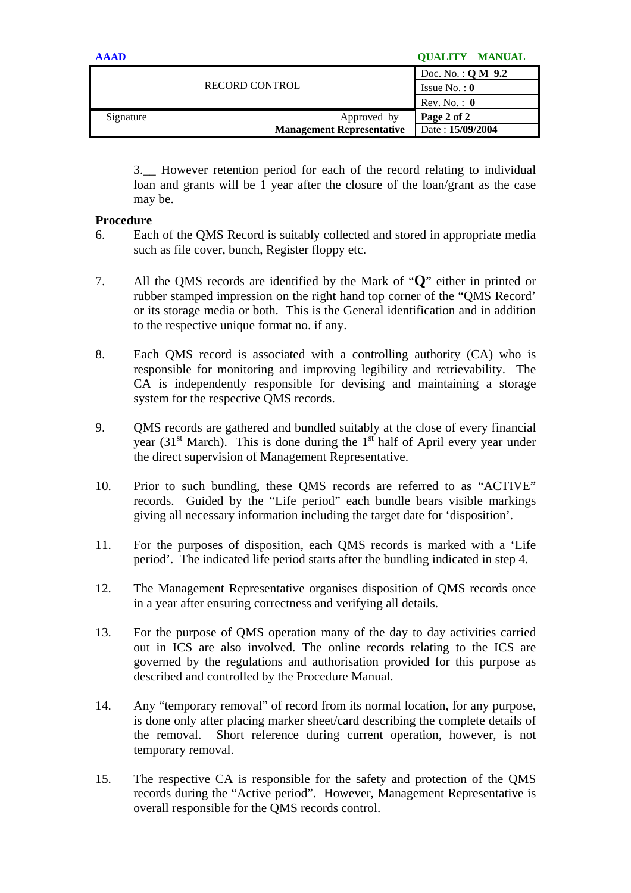3.__ However retention period for each of the record relating to individual loan and grants will be 1 year after the closure of the loan/grant as the case may be.

**Procedure**

6. Each of the QMS Record is suitably collected and stored in appropriate media such as file cover, bunch, Register floppy etc.

7. All the QMS records are identified by the Mark of "**Q**" either in printed or rubber stamped impression on the right hand top corner of the "QMS Record' or its storage media or both. This is the General identification and in addition to the respective unique format no. if any.

8. Each QMS record is associated with a controlling authority (CA) who is responsible for monitoring and improving legibility and retrievability. The CA is independently responsible for devising and maintaining a storage system for the respective QMS records.

9. QMS records are gathered and bundled suitably at the close of every financial year (31st March). This is done during the 1st half of April every year under the direct supervision of Management Representative.

10. Prior to such bundling, these QMS records are referred to as "ACTIVE" records. Guided by the "Life period" each bundle bears visible markings giving all necessary information including the target date for 'disposition'.

11. For the purposes of disposition, each QMS records is marked with a 'Life period'. The indicated life period starts after the bundling indicated in step 4.

12. The Management Representative organises disposition of QMS records once in a year after ensuring correctness and verifying all details.

13. For the purpose of QMS operation many of the day to day activities carried out in ICS are also involved. The online records relating to the ICS are governed by the regulations and authorisation provided for this purpose as described and controlled by the Procedure Manual.

14. Any "temporary removal" of record from its normal location, for any purpose, is done only after placing marker sheet/card describing the complete details of the removal. Short reference during current operation, however, is not temporary removal.

15. The respective CA is responsible for the safety and protection of the QMS records during the "Active period". However, Management Representative is overall responsible for the QMS records control.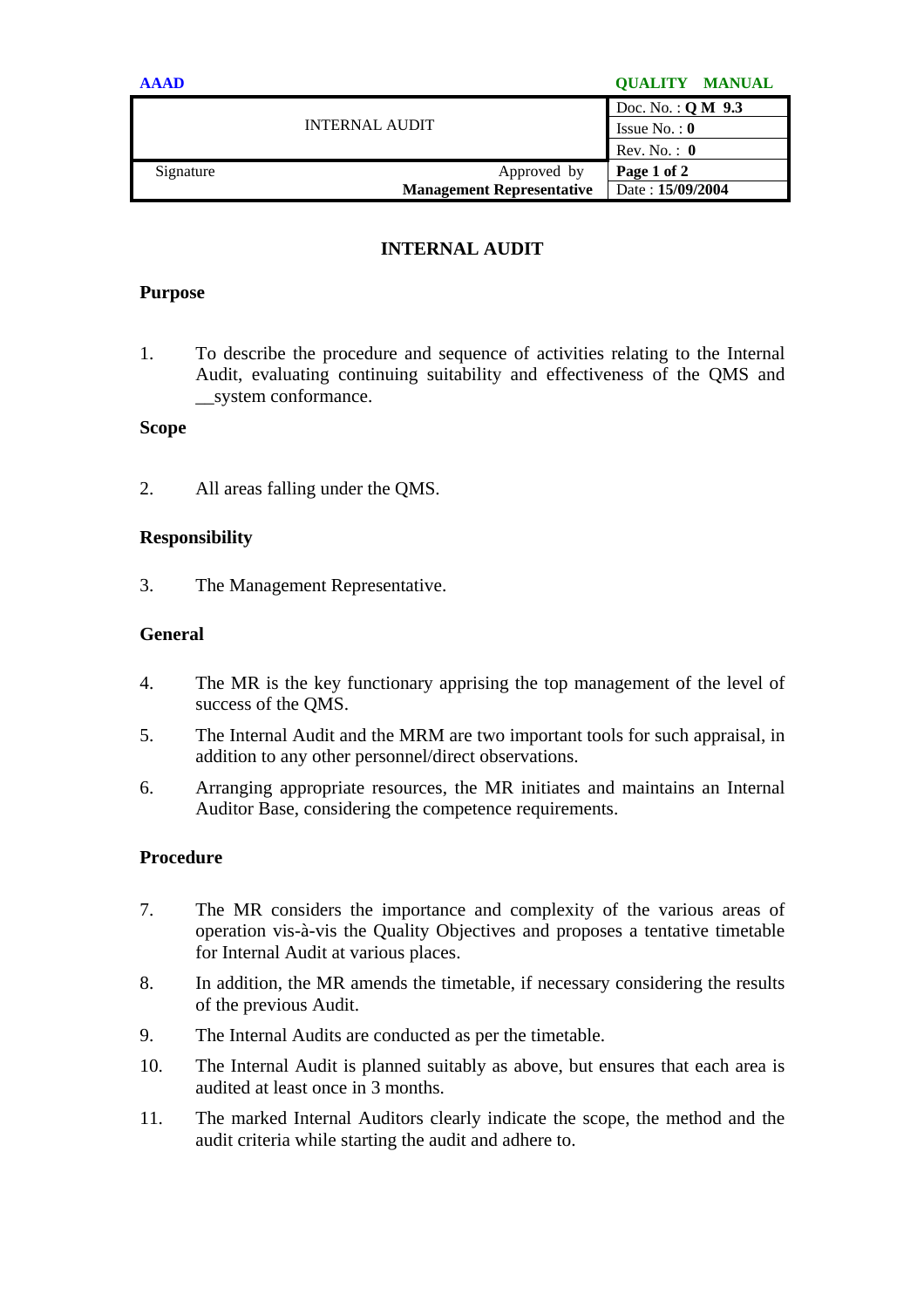# INTERNAL AUDIT

## Purpose

1. To describe the procedure and sequence of activities relating to the Internal Audit, evaluating continuing suitability and effectiveness of the QMS and __system conformance.

## Scope

2. All areas falling under the QMS.

## Responsibility

3. The Management Representative.

## General

4. The MR is the key functionary apprising the top management of the level of success of the QMS.

5. The Internal Audit and the MRM are two important tools for such appraisal, in addition to any other personnel/direct observations.

6. Arranging appropriate resources, the MR initiates and maintains an Internal Auditor Base, considering the competence requirements.

## Procedure

7. The MR considers the importance and complexity of the various areas of operation vis-à-vis the Quality Objectives and proposes a tentative timetable for Internal Audit at various places.

8. In addition, the MR amends the timetable, if necessary considering the results of the previous Audit.

9. The Internal Audits are conducted as per the timetable.

10. The Internal Audit is planned suitably as above, but ensures that each area is audited at least once in 3 months.

11. The marked Internal Auditors clearly indicate the scope, the method and the audit criteria while starting the audit and adhere to.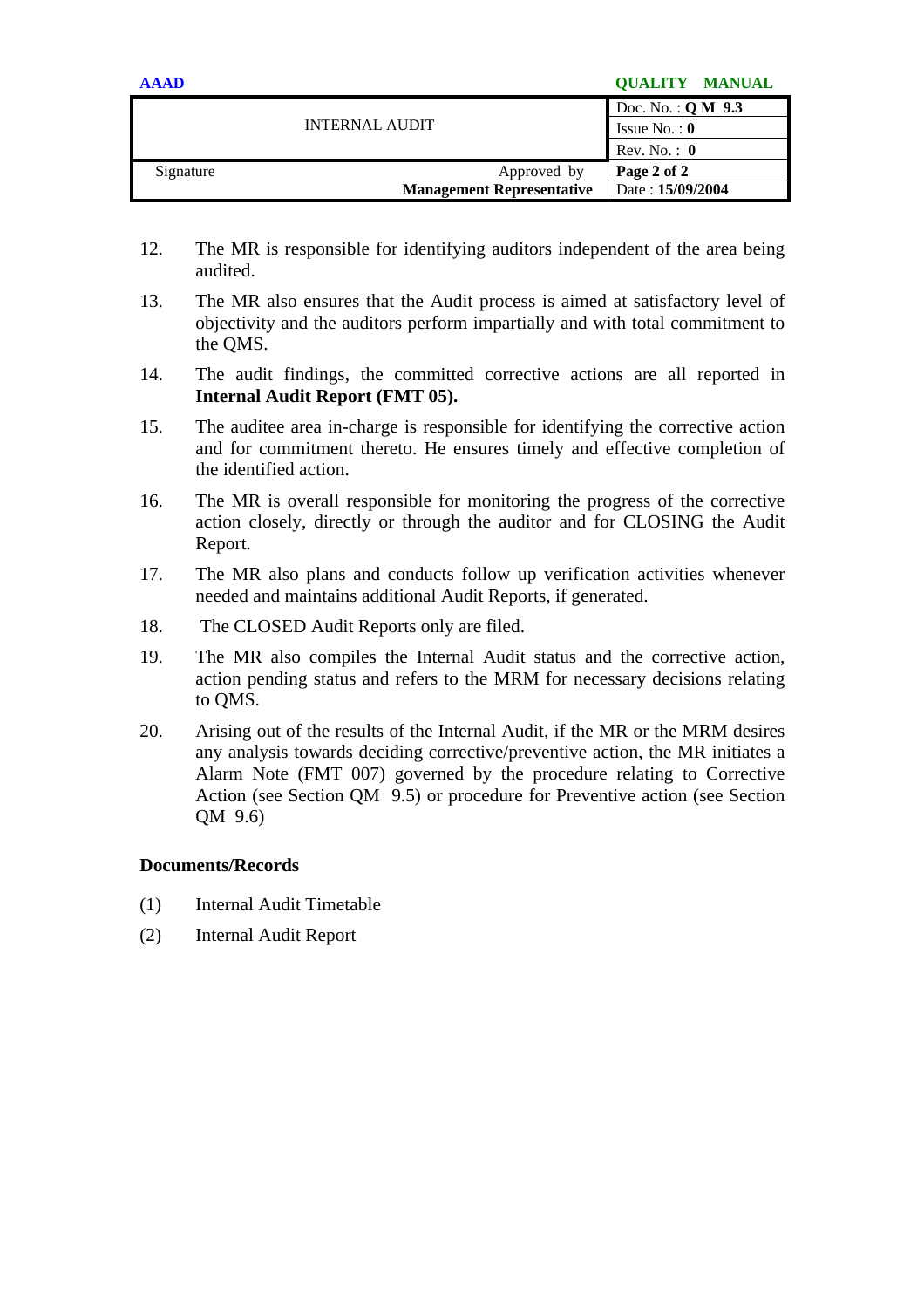12. The MR is responsible for identifying auditors independent of the area being audited.

13. The MR also ensures that the Audit process is aimed at satisfactory level of objectivity and the auditors perform impartially and with total commitment to the QMS.

14. The audit findings, the committed corrective actions are all reported in **Internal Audit Report (FMT 05).**

15. The auditee area in-charge is responsible for identifying the corrective action and for commitment thereto. He ensures timely and effective completion of the identified action.

16. The MR is overall responsible for monitoring the progress of the corrective action closely, directly or through the auditor and for CLOSING the Audit Report.

17. The MR also plans and conducts follow up verification activities whenever needed and maintains additional Audit Reports, if generated.

18. The CLOSED Audit Reports only are filed.

19. The MR also compiles the Internal Audit status and the corrective action, action pending status and refers to the MRM for necessary decisions relating to QMS.

20. Arising out of the results of the Internal Audit, if the MR or the MRM desires any analysis towards deciding corrective/preventive action, the MR initiates a Alarm Note (FMT 007) governed by the procedure relating to Corrective Action (see Section QM 9.5) or procedure for Preventive action (see Section QM 9.6)

**Documents/Records**

(1) Internal Audit Timetable

(2) Internal Audit Report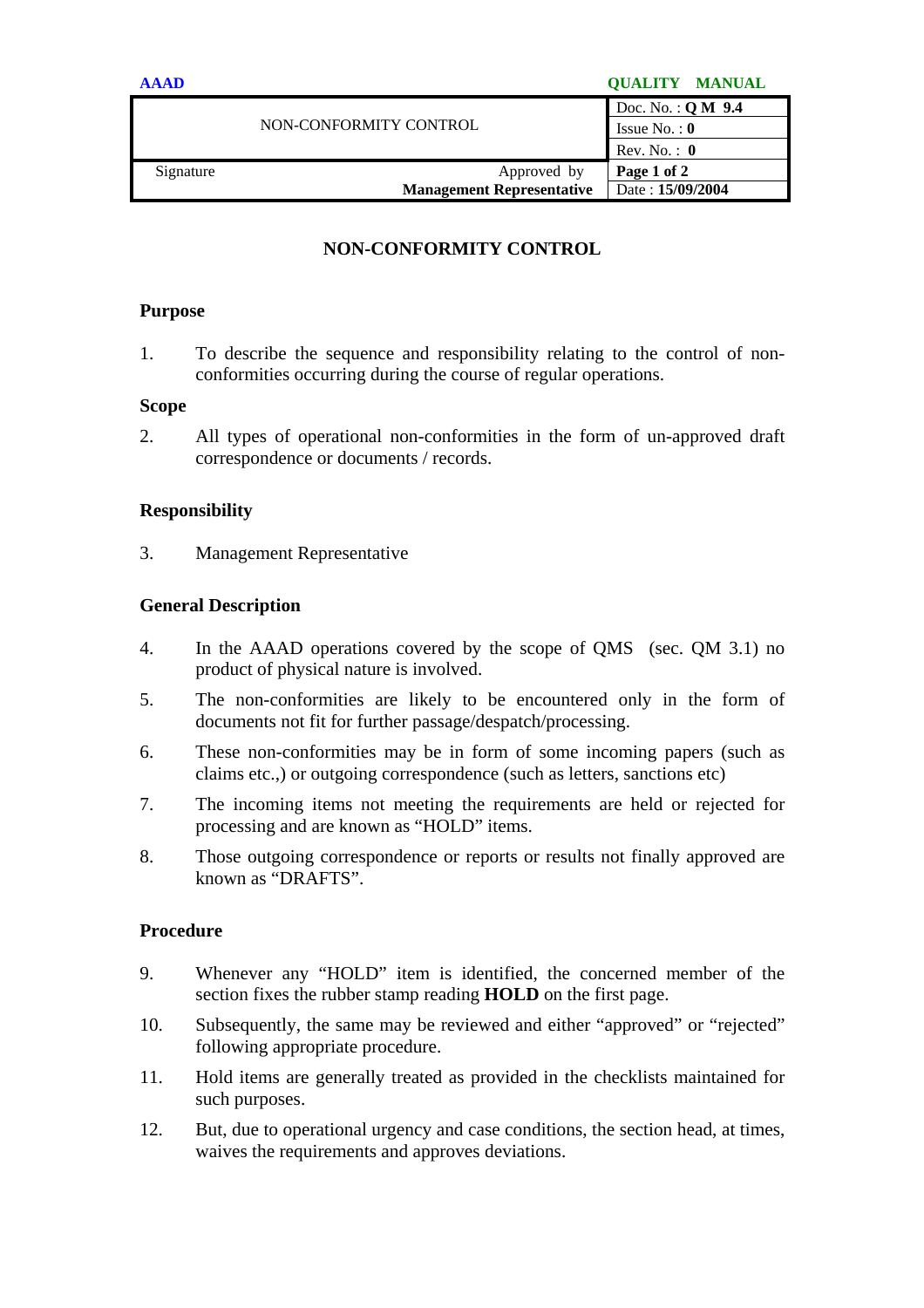# NON-CONFORMITY CONTROL

### Purpose

1. To describe the sequence and responsibility relating to the control of non-conformities occurring during the course of regular operations.

### Scope

2. All types of operational non-conformities in the form of un-approved draft correspondence or documents / records.

### Responsibility

3. Management Representative

### General Description

4. In the AAAD operations covered by the scope of QMS (sec. QM 3.1) no product of physical nature is involved.

5. The non-conformities are likely to be encountered only in the form of documents not fit for further passage/despatch/processing.

6. These non-conformities may be in form of some incoming papers (such as claims etc.,) or outgoing correspondence (such as letters, sanctions etc)

7. The incoming items not meeting the requirements are held or rejected for processing and are known as "HOLD" items.

8. Those outgoing correspondence or reports or results not finally approved are known as "DRAFTS".

### Procedure

9. Whenever any "HOLD" item is identified, the concerned member of the section fixes the rubber stamp reading **HOLD** on the first page.

10. Subsequently, the same may be reviewed and either "approved" or "rejected" following appropriate procedure.

11. Hold items are generally treated as provided in the checklists maintained for such purposes.

12. But, due to operational urgency and case conditions, the section head, at times, waives the requirements and approves deviations.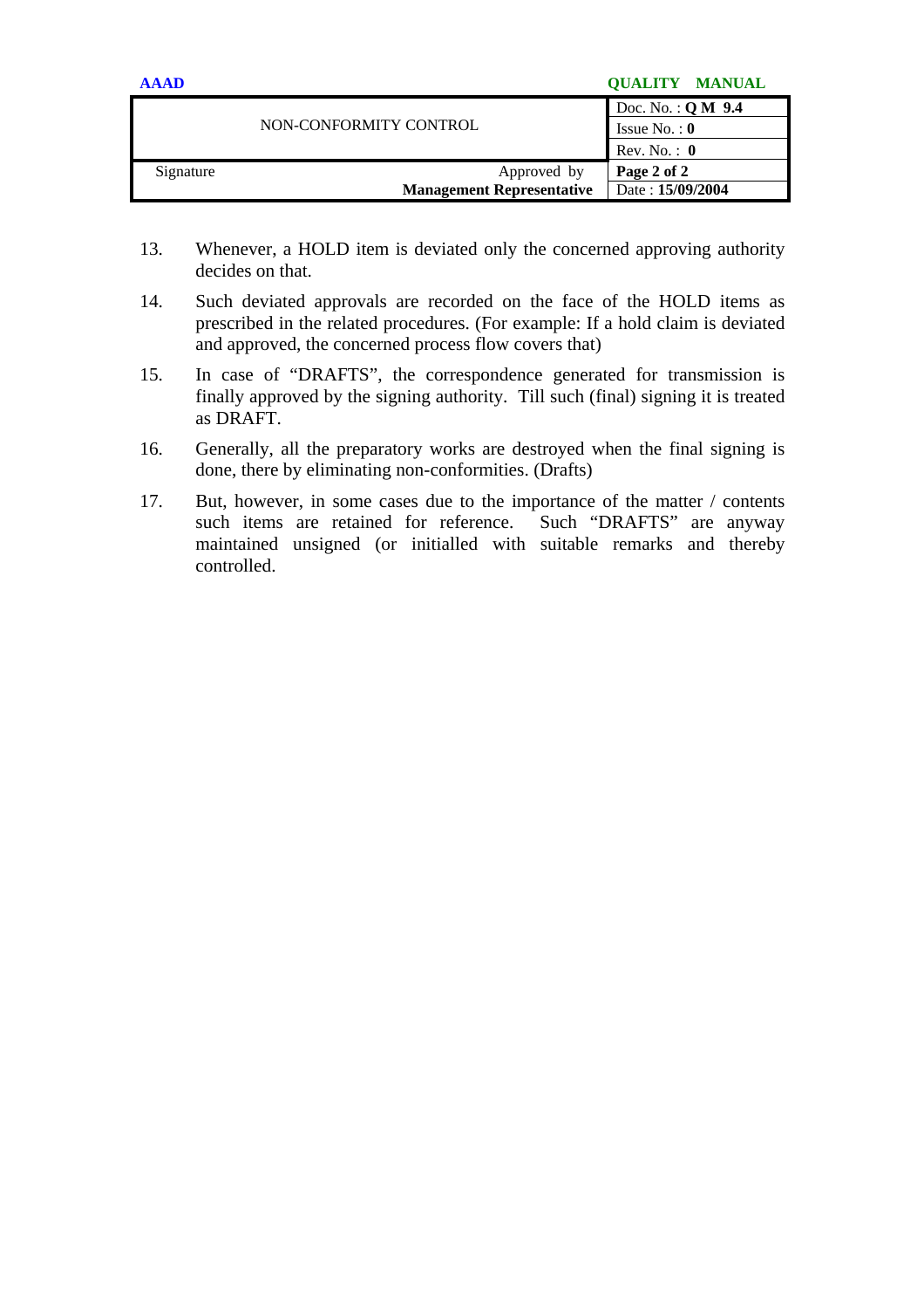13. Whenever, a HOLD item is deviated only the concerned approving authority decides on that.

14. Such deviated approvals are recorded on the face of the HOLD items as prescribed in the related procedures. (For example: If a hold claim is deviated and approved, the concerned process flow covers that)

15. In case of "DRAFTS", the correspondence generated for transmission is finally approved by the signing authority. Till such (final) signing it is treated as DRAFT.

16. Generally, all the preparatory works are destroyed when the final signing is done, there by eliminating non-conformities. (Drafts)

17. But, however, in some cases due to the importance of the matter / contents such items are retained for reference. Such "DRAFTS" are anyway maintained unsigned (or initialled with suitable remarks and thereby controlled.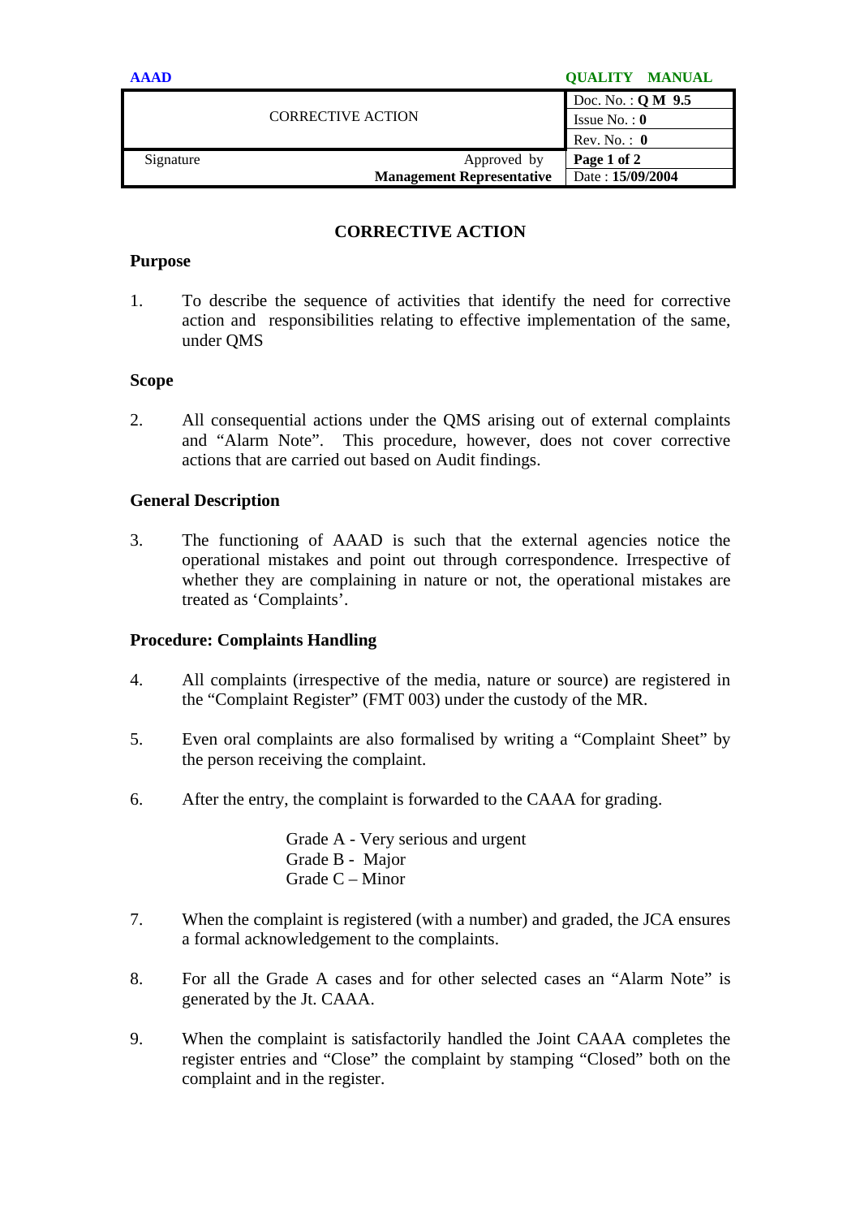# CORRECTIVE ACTION

## Purpose

1. To describe the sequence of activities that identify the need for corrective action and responsibilities relating to effective implementation of the same, under QMS

## Scope

2. All consequential actions under the QMS arising out of external complaints and "Alarm Note". This procedure, however, does not cover corrective actions that are carried out based on Audit findings.

## General Description

3. The functioning of AAAD is such that the external agencies notice the operational mistakes and point out through correspondence. Irrespective of whether they are complaining in nature or not, the operational mistakes are treated as 'Complaints'.

## Procedure: Complaints Handling

4. All complaints (irrespective of the media, nature or source) are registered in the "Complaint Register" (FMT 003) under the custody of the MR.

5. Even oral complaints are also formalised by writing a "Complaint Sheet" by the person receiving the complaint.

6. After the entry, the complaint is forwarded to the CAAA for grading.

   Grade A - Very serious and urgent
   Grade B - Major
   Grade C – Minor

7. When the complaint is registered (with a number) and graded, the JCA ensures a formal acknowledgement to the complaints.

8. For all the Grade A cases and for other selected cases an "Alarm Note" is generated by the Jt. CAAA.

9. When the complaint is satisfactorily handled the Joint CAAA completes the register entries and "Close" the complaint by stamping "Closed" both on the complaint and in the register.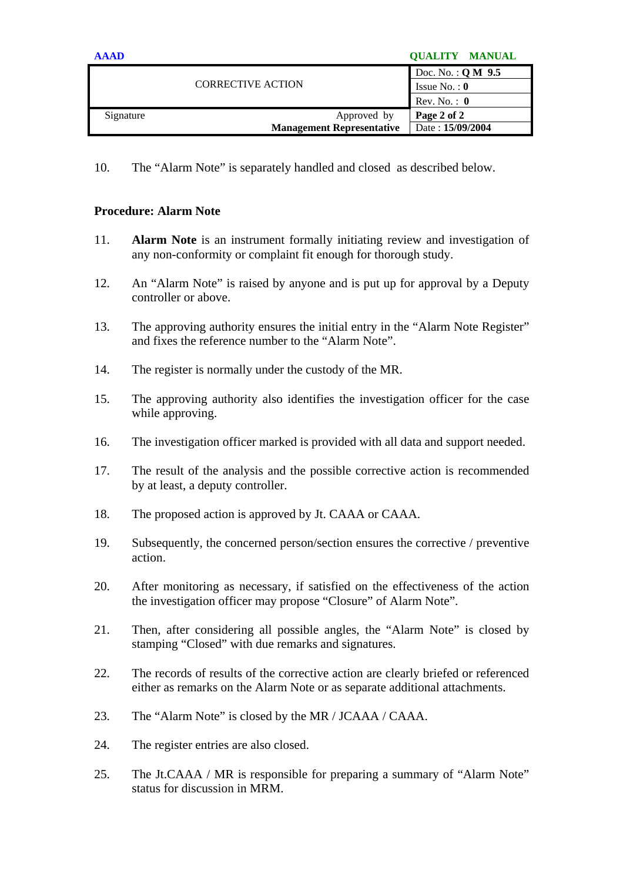10. The "Alarm Note" is separately handled and closed as described below.

**Procedure: Alarm Note**

11. **Alarm Note** is an instrument formally initiating review and investigation of any non-conformity or complaint fit enough for thorough study.

12. An "Alarm Note" is raised by anyone and is put up for approval by a Deputy controller or above.

13. The approving authority ensures the initial entry in the "Alarm Note Register" and fixes the reference number to the "Alarm Note".

14. The register is normally under the custody of the MR.

15. The approving authority also identifies the investigation officer for the case while approving.

16. The investigation officer marked is provided with all data and support needed.

17. The result of the analysis and the possible corrective action is recommended by at least, a deputy controller.

18. The proposed action is approved by Jt. CAAA or CAAA.

19. Subsequently, the concerned person/section ensures the corrective / preventive action.

20. After monitoring as necessary, if satisfied on the effectiveness of the action the investigation officer may propose "Closure" of Alarm Note".

21. Then, after considering all possible angles, the "Alarm Note" is closed by stamping "Closed" with due remarks and signatures.

22. The records of results of the corrective action are clearly briefed or referenced either as remarks on the Alarm Note or as separate additional attachments.

23. The "Alarm Note" is closed by the MR / JCAAA / CAAA.

24. The register entries are also closed.

25. The Jt.CAAA / MR is responsible for preparing a summary of "Alarm Note" status for discussion in MRM.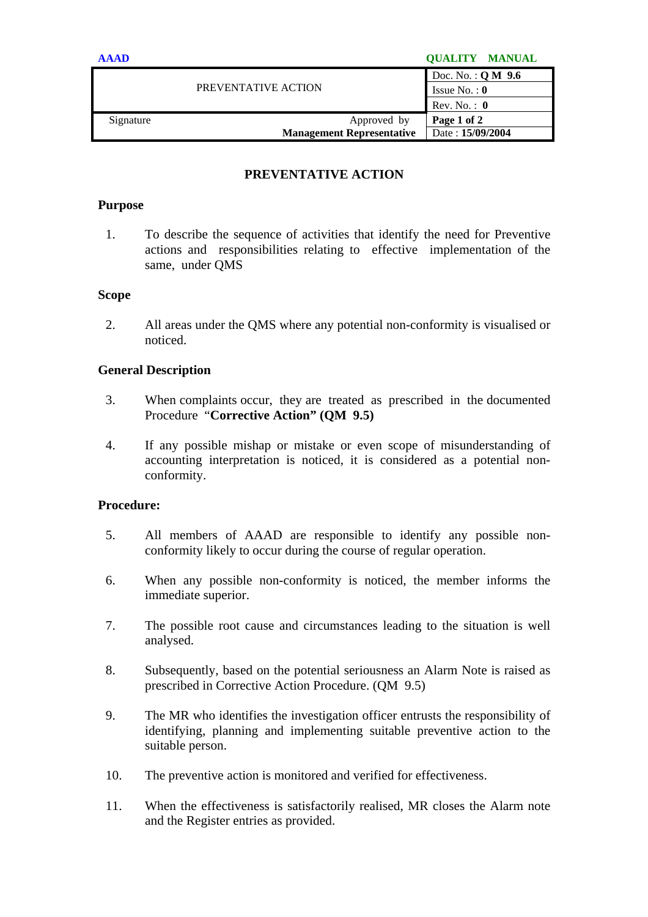| PREVENTATIVE ACTION | | Doc. No. : **Q M 9.6** |
|---|---|---|
| | | Issue No. : **0** |
| | | Rev. No. : **0** |
| Signature | Approved by **Management Representative** | **Page 1 of 2** |
| | | Date : **15/09/2004** |

## PREVENTATIVE ACTION

### Purpose

1. To describe the sequence of activities that identify the need for Preventive actions and responsibilities relating to effective implementation of the same, under QMS

### Scope

2. All areas under the QMS where any potential non-conformity is visualised or noticed.

### General Description

3. When complaints occur, they are treated as prescribed in the documented Procedure "**Corrective Action" (QM 9.5)**

4. If any possible mishap or mistake or even scope of misunderstanding of accounting interpretation is noticed, it is considered as a potential non-conformity.

### Procedure:

5. All members of AAAD are responsible to identify any possible non-conformity likely to occur during the course of regular operation.

6. When any possible non-conformity is noticed, the member informs the immediate superior.

7. The possible root cause and circumstances leading to the situation is well analysed.

8. Subsequently, based on the potential seriousness an Alarm Note is raised as prescribed in Corrective Action Procedure. (QM 9.5)

9. The MR who identifies the investigation officer entrusts the responsibility of identifying, planning and implementing suitable preventive action to the suitable person.

10. The preventive action is monitored and verified for effectiveness.

11. When the effectiveness is satisfactorily realised, MR closes the Alarm note and the Register entries as provided.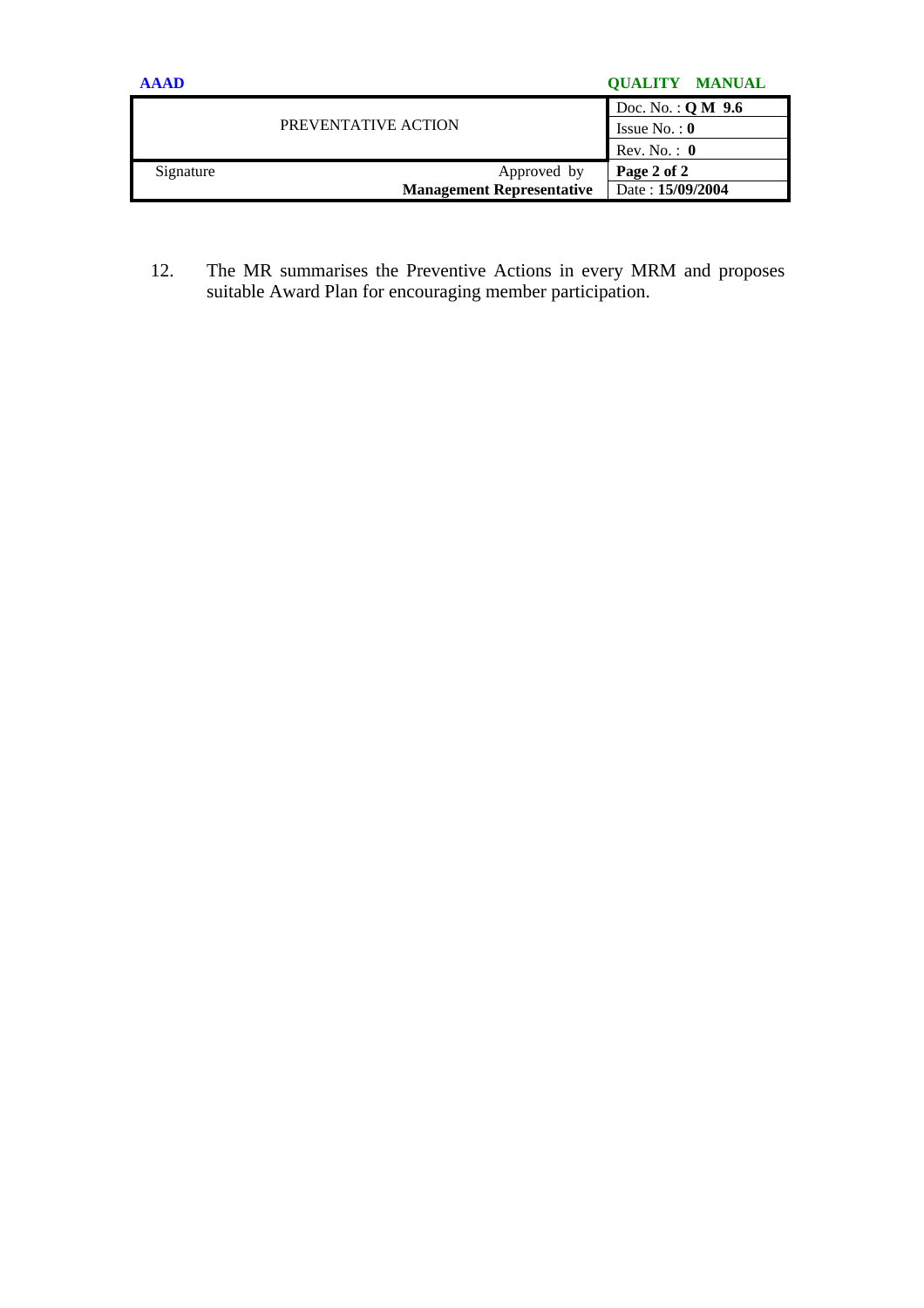12. The MR summarises the Preventive Actions in every MRM and proposes suitable Award Plan for encouraging member participation.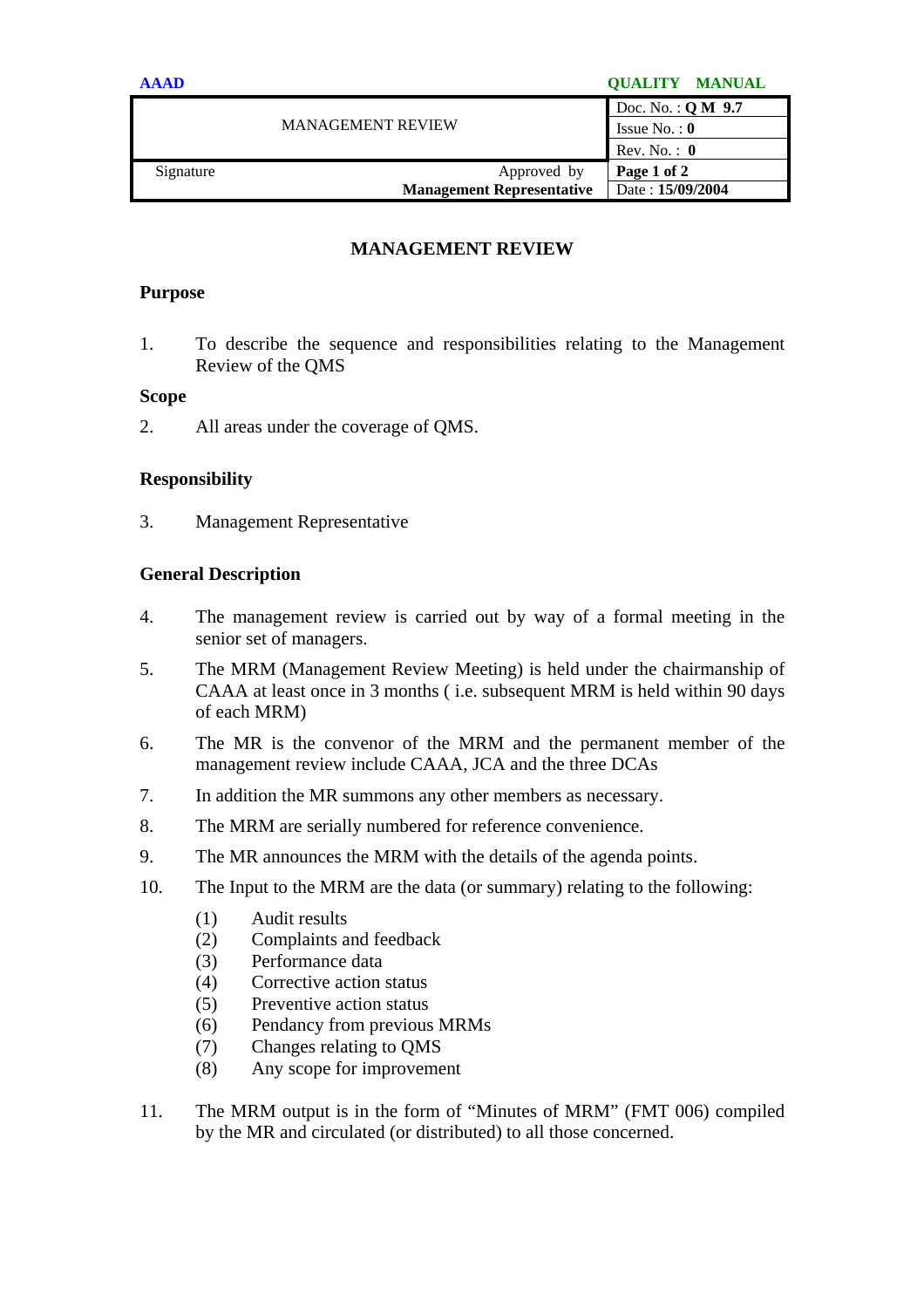| MANAGEMENT REVIEW | Doc. No. : **Q M 9.7** |
| --- | --- |
| | Issue No. : **0** |
| | Rev. No. : **0** |
| Signature Approved by **Management Representative** | **Page 1 of 2** |
| | Date : **15/09/2004** |

# MANAGEMENT REVIEW

## Purpose

1. To describe the sequence and responsibilities relating to the Management Review of the QMS

## Scope

2. All areas under the coverage of QMS.

## Responsibility

3. Management Representative

## General Description

4. The management review is carried out by way of a formal meeting in the senior set of managers.

5. The MRM (Management Review Meeting) is held under the chairmanship of CAAA at least once in 3 months ( i.e. subsequent MRM is held within 90 days of each MRM)

6. The MR is the convenor of the MRM and the permanent member of the management review include CAAA, JCA and the three DCAs

7. In addition the MR summons any other members as necessary.

8. The MRM are serially numbered for reference convenience.

9. The MR announces the MRM with the details of the agenda points.

10. The Input to the MRM are the data (or summary) relating to the following:

    (1) Audit results
    (2) Complaints and feedback
    (3) Performance data
    (4) Corrective action status
    (5) Preventive action status
    (6) Pendancy from previous MRMs
    (7) Changes relating to QMS
    (8) Any scope for improvement

11. The MRM output is in the form of "Minutes of MRM" (FMT 006) compiled by the MR and circulated (or distributed) to all those concerned.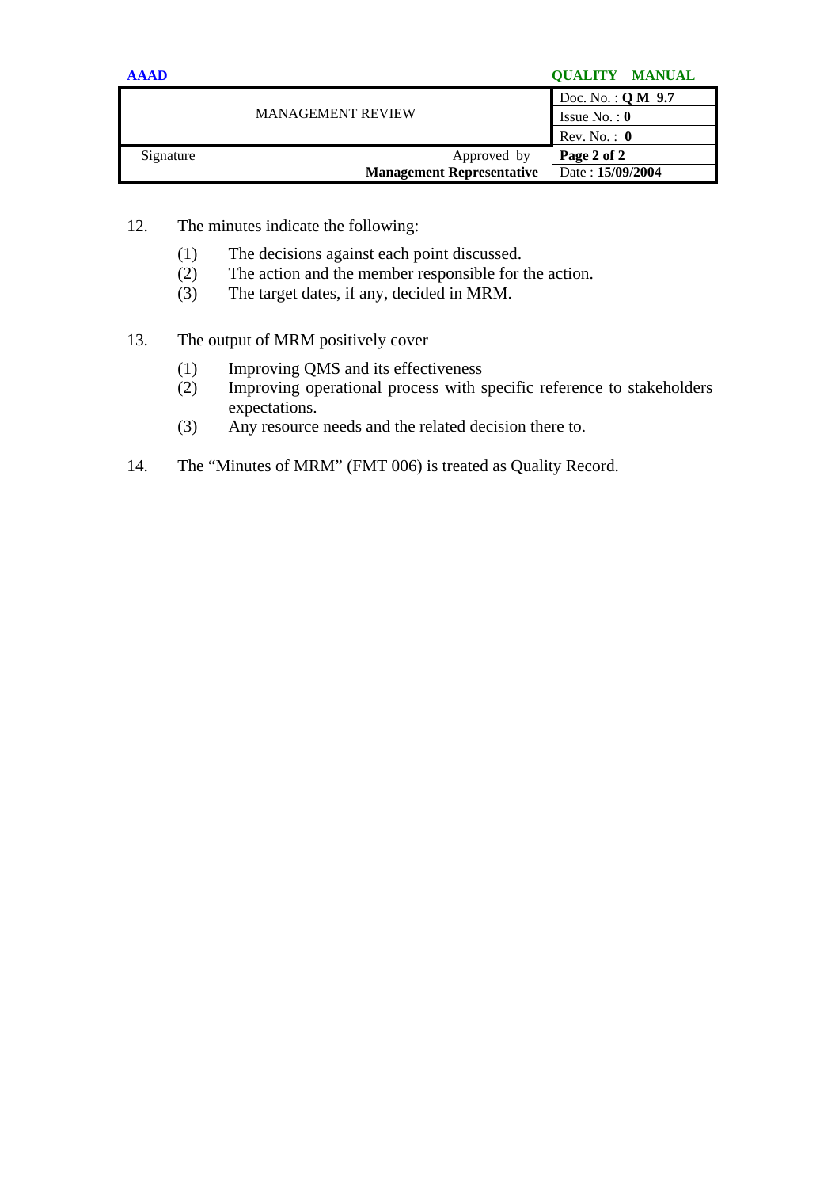12. The minutes indicate the following:

    (1) The decisions against each point discussed.
    (2) The action and the member responsible for the action.
    (3) The target dates, if any, decided in MRM.

13. The output of MRM positively cover

    (1) Improving QMS and its effectiveness
    (2) Improving operational process with specific reference to stakeholders expectations.
    (3) Any resource needs and the related decision there to.

14. The “Minutes of MRM” (FMT 006) is treated as Quality Record.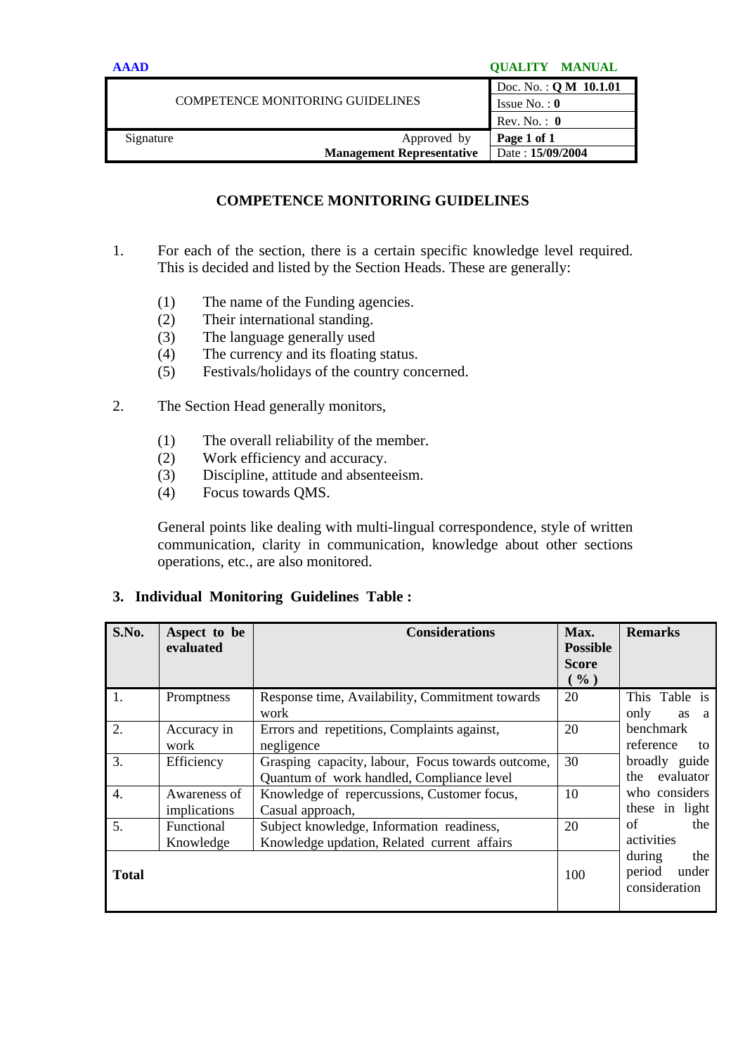| COMPETENCE MONITORING GUIDELINES | Doc. No. : **Q M 10.1.01** |
| --- | --- |
| | Issue No. : **0** |
| | Rev. No. : **0** |
| Signature Approved by **Management Representative** | **Page 1 of 1** |
| | Date : **15/09/2004** |

# COMPETENCE MONITORING GUIDELINES

1. For each of the section, there is a certain specific knowledge level required. This is decided and listed by the Section Heads. These are generally:

   (1) The name of the Funding agencies.
   (2) Their international standing.
   (3) The language generally used
   (4) The currency and its floating status.
   (5) Festivals/holidays of the country concerned.

2. The Section Head generally monitors,

   (1) The overall reliability of the member.
   (2) Work efficiency and accuracy.
   (3) Discipline, attitude and absenteeism.
   (4) Focus towards QMS.

   General points like dealing with multi-lingual correspondence, style of written communication, clarity in communication, knowledge about other sections operations, etc., are also monitored.

**3. Individual Monitoring Guidelines Table :**

| S.No. | Aspect to be evaluated | Considerations | Max. Possible Score ( % ) | Remarks |
| --- | --- | --- | --- | --- |
| 1. | Promptness | Response time, Availability, Commitment towards work | 20 | This Table is only as a benchmark reference to broadly guide the evaluator who considers these in light of the activities during the period under consideration |
| 2. | Accuracy in work | Errors and repetitions, Complaints against, negligence | 20 | |
| 3. | Efficiency | Grasping capacity, labour, Focus towards outcome, Quantum of work handled, Compliance level | 30 | |
| 4. | Awareness of implications | Knowledge of repercussions, Customer focus, Casual approach, | 10 | |
| 5. | Functional Knowledge | Subject knowledge, Information readiness, Knowledge updation, Related current affairs | 20 | |
| **Total** | | | 100 | |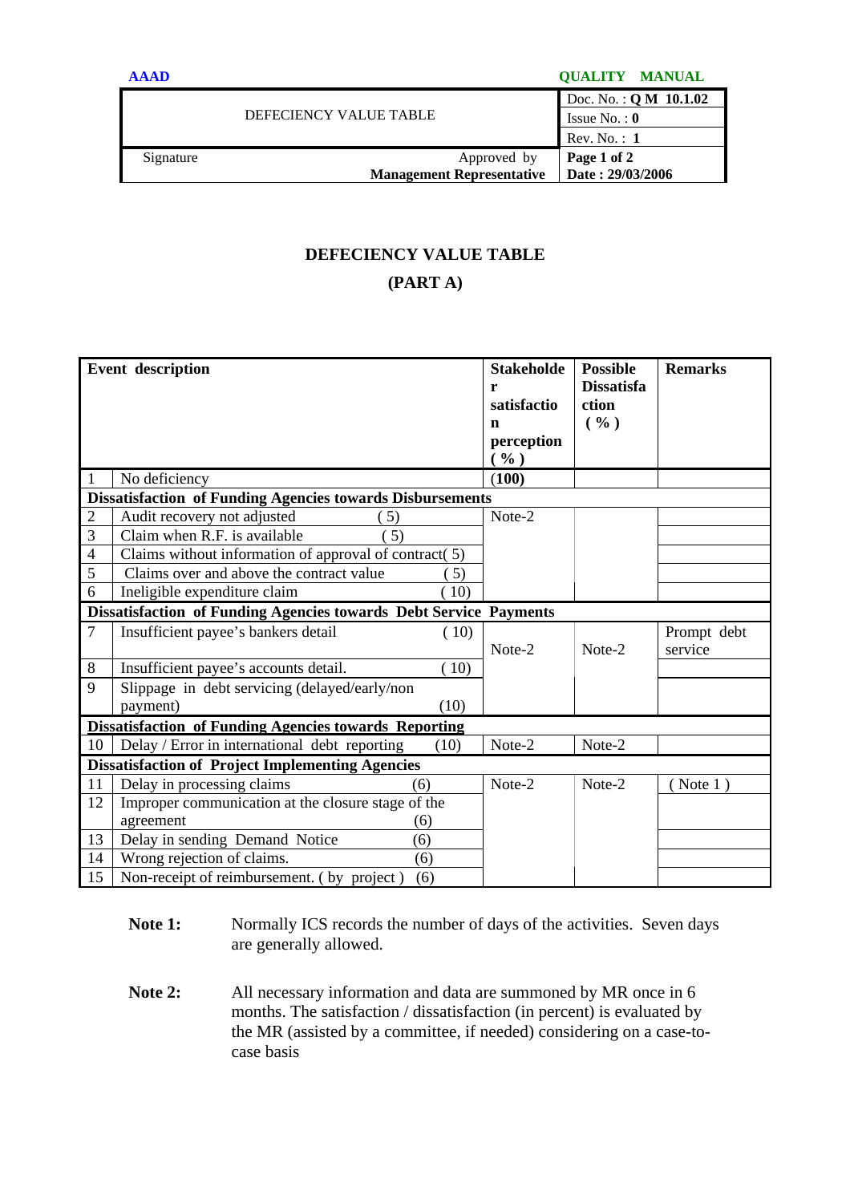# DEFECIENCY VALUE TABLE

## (PART A)

| | Event description | Stakeholder satisfaction perception ( % ) | Possible Dissatisfaction ( % ) | Remarks |
|---|---|---|---|---|
| 1 | No deficiency | (100) | | |
| **Dissatisfaction of Funding Agencies towards Disbursements** | | | | |
| 2 | Audit recovery not adjusted ( 5) | Note-2 | | |
| 3 | Claim when R.F. is available ( 5) | | | |
| 4 | Claims without information of approval of contract( 5) | | | |
| 5 | Claims over and above the contract value ( 5) | | | |
| 6 | Ineligible expenditure claim ( 10) | | | |
| **Dissatisfaction of Funding Agencies towards Debt Service Payments** | | | | |
| 7 | Insufficient payee's bankers detail ( 10) | Note-2 | Note-2 | Prompt debt service |
| 8 | Insufficient payee's accounts detail. ( 10) | | | |
| 9 | Slippage in debt servicing (delayed/early/non payment) (10) | | | |
| **Dissatisfaction of Funding Agencies towards Reporting** | | | | |
| 10 | Delay / Error in international debt reporting (10) | Note-2 | Note-2 | |
| **Dissatisfaction of Project Implementing Agencies** | | | | |
| 11 | Delay in processing claims (6) | Note-2 | Note-2 | ( Note 1 ) |
| 12 | Improper communication at the closure stage of the agreement (6) | | | |
| 13 | Delay in sending Demand Notice (6) | | | |
| 14 | Wrong rejection of claims. (6) | | | |
| 15 | Non-receipt of reimbursement. ( by project ) (6) | | | |

**Note 1:** Normally ICS records the number of days of the activities. Seven days are generally allowed.

**Note 2:** All necessary information and data are summoned by MR once in 6 months. The satisfaction / dissatisfaction (in percent) is evaluated by the MR (assisted by a committee, if needed) considering on a case-to-case basis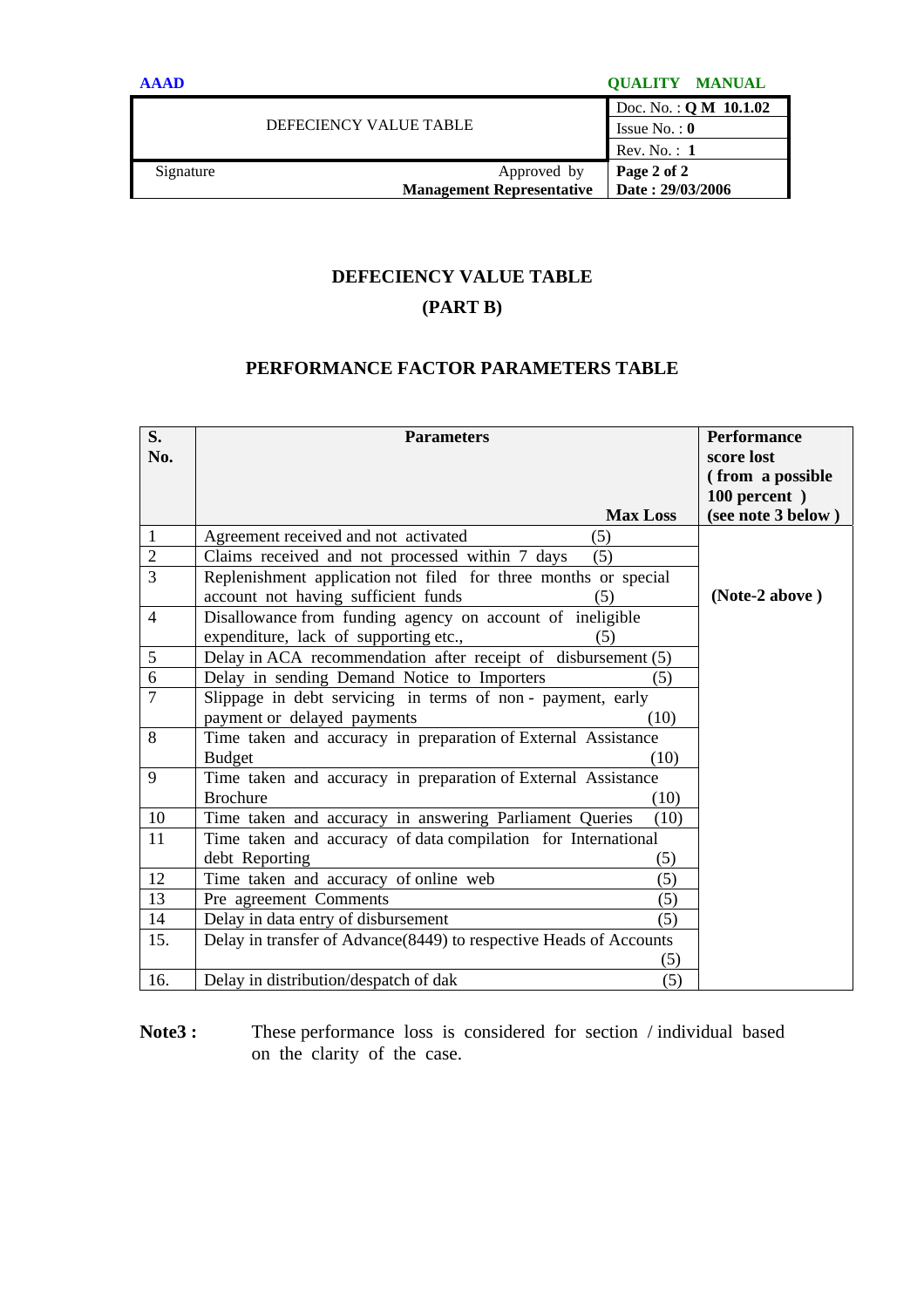# DEFECIENCY VALUE TABLE

## (PART B)

### PERFORMANCE FACTOR PARAMETERS TABLE

| S. No. | Parameters | Max Loss | Performance score lost ( from a possible 100 percent ) (see note 3 below ) |
|---|---|---|---|
| 1 | Agreement received and not activated | (5) | (Note-2 above ) |
| 2 | Claims received and not processed within 7 days | (5) | |
| 3 | Replenishment application not filed for three months or special account not having sufficient funds | (5) | |
| 4 | Disallowance from funding agency on account of ineligible expenditure, lack of supporting etc., | (5) | |
| 5 | Delay in ACA recommendation after receipt of disbursement | (5) | |
| 6 | Delay in sending Demand Notice to Importers | (5) | |
| 7 | Slippage in debt servicing in terms of non - payment, early payment or delayed payments | (10) | |
| 8 | Time taken and accuracy in preparation of External Assistance Budget | (10) | |
| 9 | Time taken and accuracy in preparation of External Assistance Brochure | (10) | |
| 10 | Time taken and accuracy in answering Parliament Queries | (10) | |
| 11 | Time taken and accuracy of data compilation for International debt Reporting | (5) | |
| 12 | Time taken and accuracy of online web | (5) | |
| 13 | Pre agreement Comments | (5) | |
| 14 | Delay in data entry of disbursement | (5) | |
| 15. | Delay in transfer of Advance(8449) to respective Heads of Accounts | (5) | |
| 16. | Delay in distribution/despatch of dak | (5) | |

**Note3 :** These performance loss is considered for section / individual based on the clarity of the case.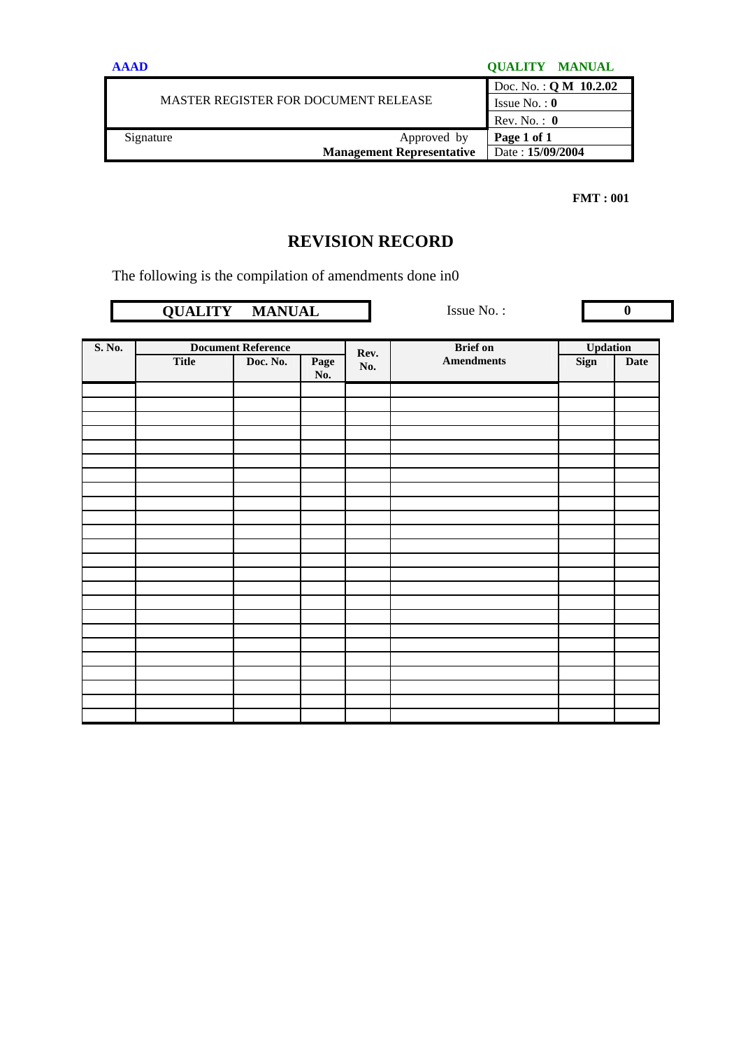| MASTER REGISTER FOR DOCUMENT RELEASE | | Doc. No. : **Q M 10.2.02** |
|---|---|---|
| | | Issue No. : **0** |
| | | Rev. No. : **0** |
| Signature | Approved by **Management Representative** | **Page 1 of 1** |
| | | Date : **15/09/2004** |

**FMT : 001**

# REVISION RECORD

The following is the compilation of amendments done in0

**QUALITY MANUAL** Issue No. : **0**

| S. No. | Document Reference | | | Rev. No. | Brief on Amendments | Updation | |
|---|---|---|---|---|---|---|---|
| | Title | Doc. No. | Page No. | | | Sign | Date |
| | | | | | | | |
| | | | | | | | |
| | | | | | | | |
| | | | | | | | |
| | | | | | | | |
| | | | | | | | |
| | | | | | | | |
| | | | | | | | |
| | | | | | | | |
| | | | | | | | |
| | | | | | | | |
| | | | | | | | |
| | | | | | | | |
| | | | | | | | |
| | | | | | | | |
| | | | | | | | |
| | | | | | | | |
| | | | | | | | |
| | | | | | | | |
| | | | | | | | |
| | | | | | | | |
| | | | | | | | |
| | | | | | | | |
| | | | | | | | |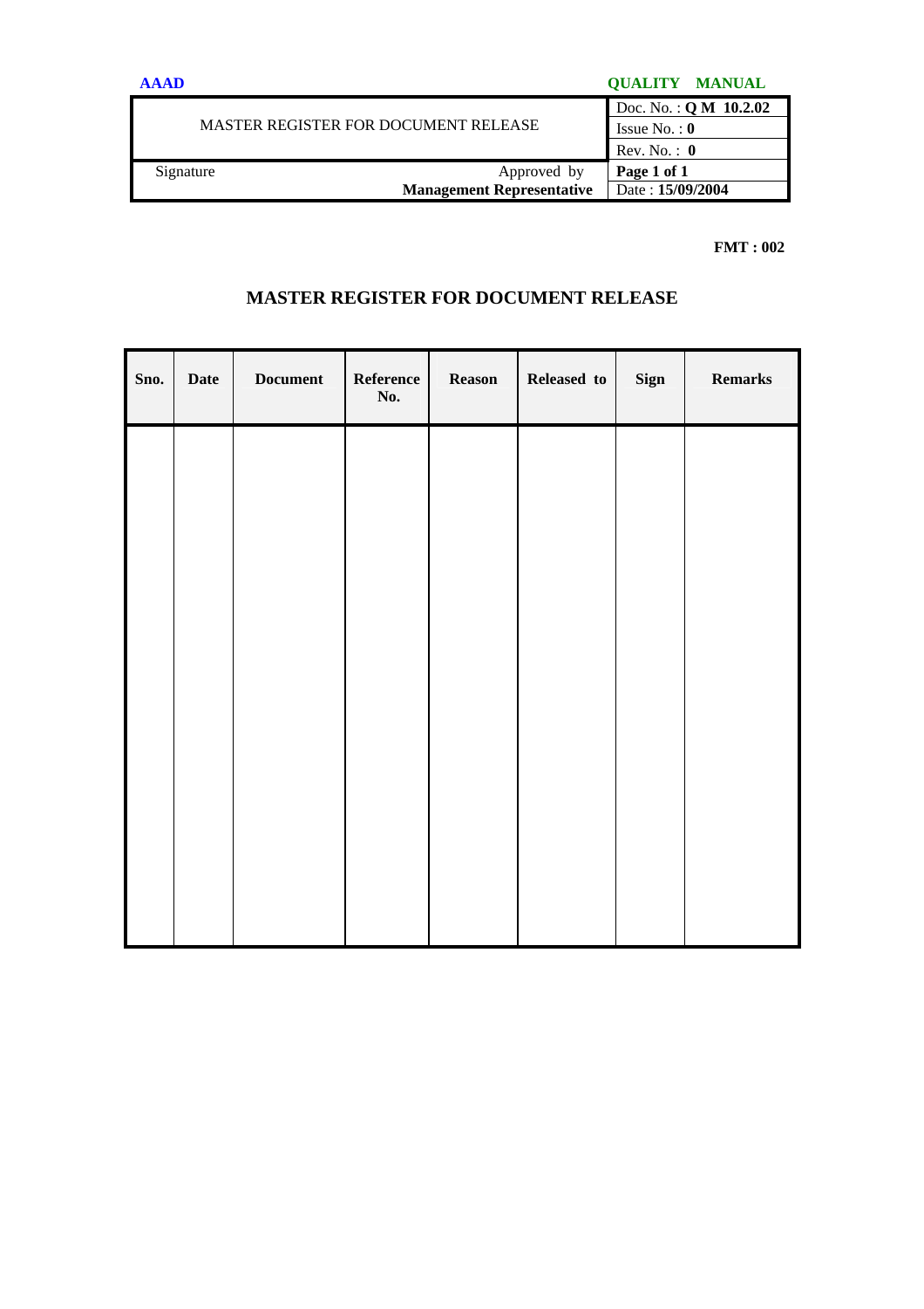| MASTER REGISTER FOR DOCUMENT RELEASE | | Doc. No. : **Q M 10.2.02** |
|---|---|---|
| | | Issue No. : **0** |
| | | Rev. No. : **0** |
| Signature | Approved by **Management Representative** | **Page 1 of 1** |
| | | Date : **15/09/2004** |

**FMT : 002**

## MASTER REGISTER FOR DOCUMENT RELEASE

| Sno. | Date | Document | Reference No. | Reason | Released to | Sign | Remarks |
|---|---|---|---|---|---|---|---|
| | | | | | | | |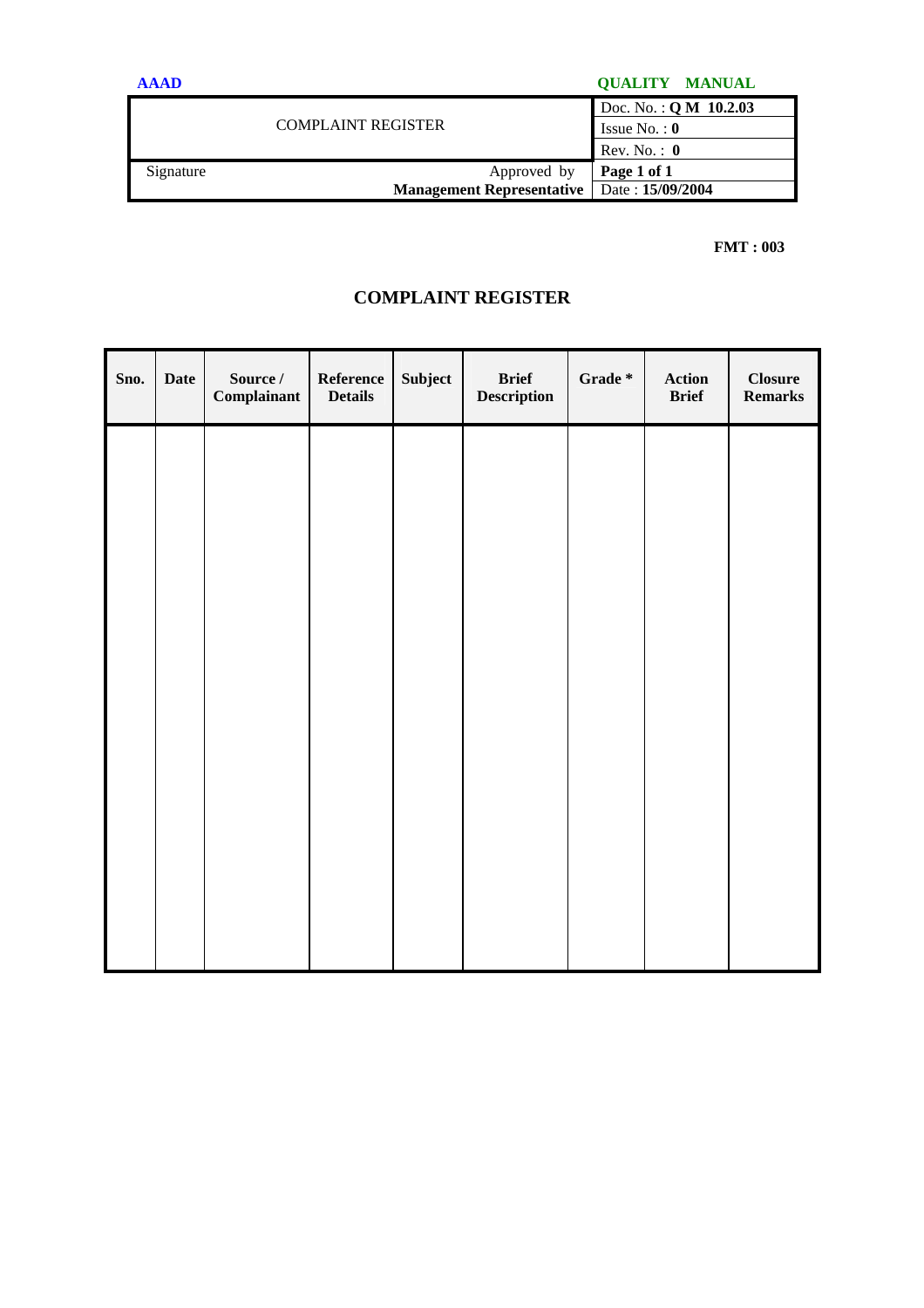| AAAD | QUALITY MANUAL |
|---|---|
| COMPLAINT REGISTER | Doc. No. : **Q M 10.2.03** |
| | Issue No. : **0** |
| | Rev. No. : **0** |
| Signature / Approved by **Management Representative** | **Page 1 of 1** |
| | Date : **15/09/2004** |

**FMT : 003**

## COMPLAINT REGISTER

| Sno. | Date | Source / Complainant | Reference Details | Subject | Brief Description | Grade * | Action Brief | Closure Remarks |
|---|---|---|---|---|---|---|---|---|
| | | | | | | | | |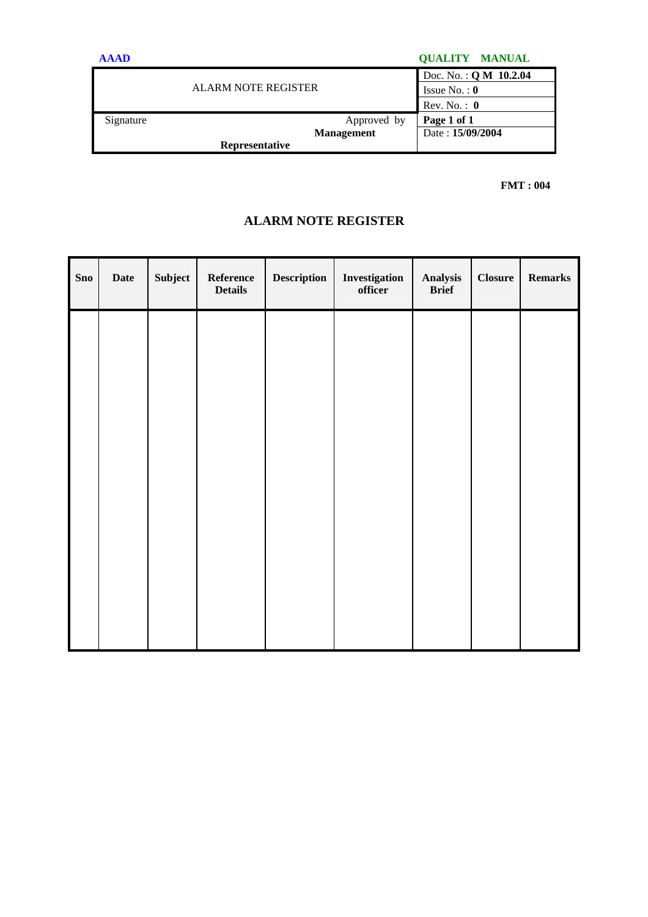**AAAD** **QUALITY MANUAL**

| ALARM NOTE REGISTER | Doc. No. : **Q M 10.2.04** |
|---|---|
| | Issue No. : **0** |
| | Rev. No. : **0** |
| Signature Approved by **Management Representative** | **Page 1 of 1** |
| | Date : **15/09/2004** |

**FMT : 004**

## ALARM NOTE REGISTER

| Sno | Date | Subject | Reference Details | Description | Investigation officer | Analysis Brief | Closure | Remarks |
|---|---|---|---|---|---|---|---|---|
| | | | | | | | | |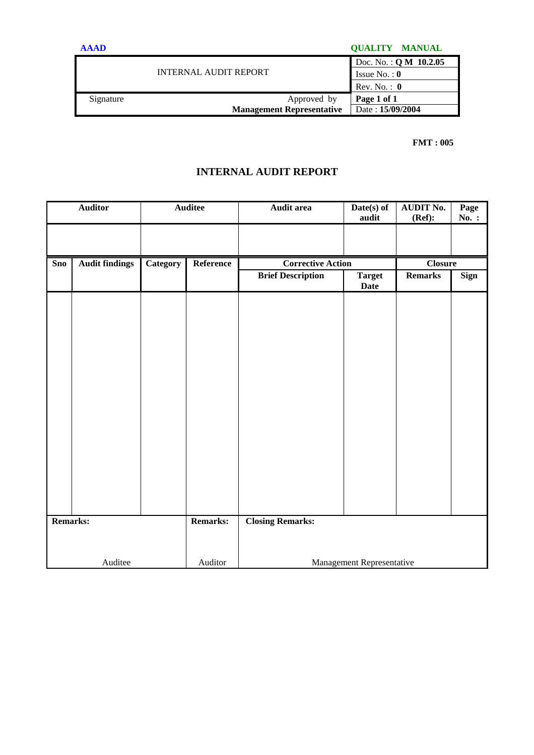| AAAD | QUALITY MANUAL |
|---|---|
| INTERNAL AUDIT REPORT | Doc. No. : **Q M 10.2.05** |
| | Issue No. : **0** |
| | Rev. No. : **0** |
| Signature Approved by **Management Representative** | **Page 1 of 1** |
| | Date : **15/09/2004** |

**FMT : 005**

# INTERNAL AUDIT REPORT

| **Auditor** | | **Auditee** | | **Audit area** | **Date(s) of audit** | **AUDIT No. (Ref):** | **Page No. :** |
|---|---|---|---|---|---|---|---|
| | | | | | | | |
| **Sno** | **Audit findings** | **Category** | **Reference** | **Corrective Action** | | **Closure** | |
| | | | | **Brief Description** | **Target Date** | **Remarks** | **Sign** |
| | | | | | | | |
| **Remarks:** Auditee | | | **Remarks:** Auditor | **Closing Remarks:** Management Representative | | | |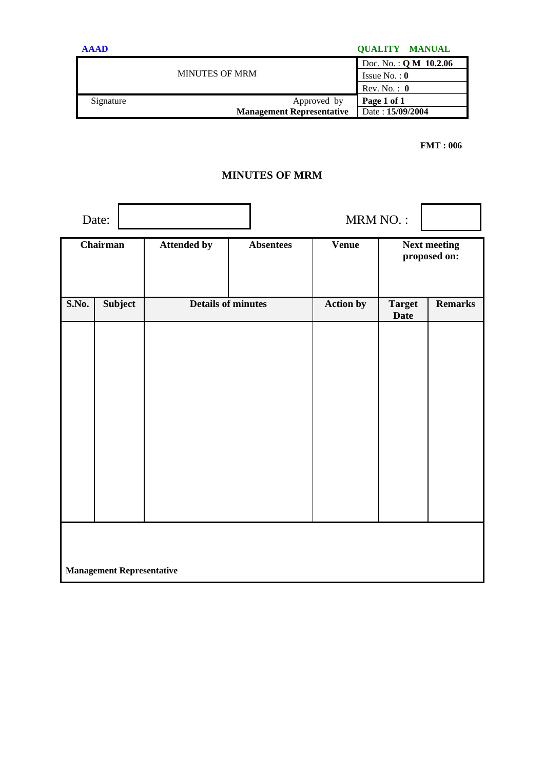**FMT : 006**

## MINUTES OF MRM

Date: 　　　　　　　　　　MRM NO. :

| Chairman | Attended by | Absentees | Venue | Next meeting proposed on: |
|---|---|---|---|---|
| | | | | |

| S.No. | Subject | Details of minutes | Action by | Target Date | Remarks |
|---|---|---|---|---|---|
| | | | | | |

**Management Representative**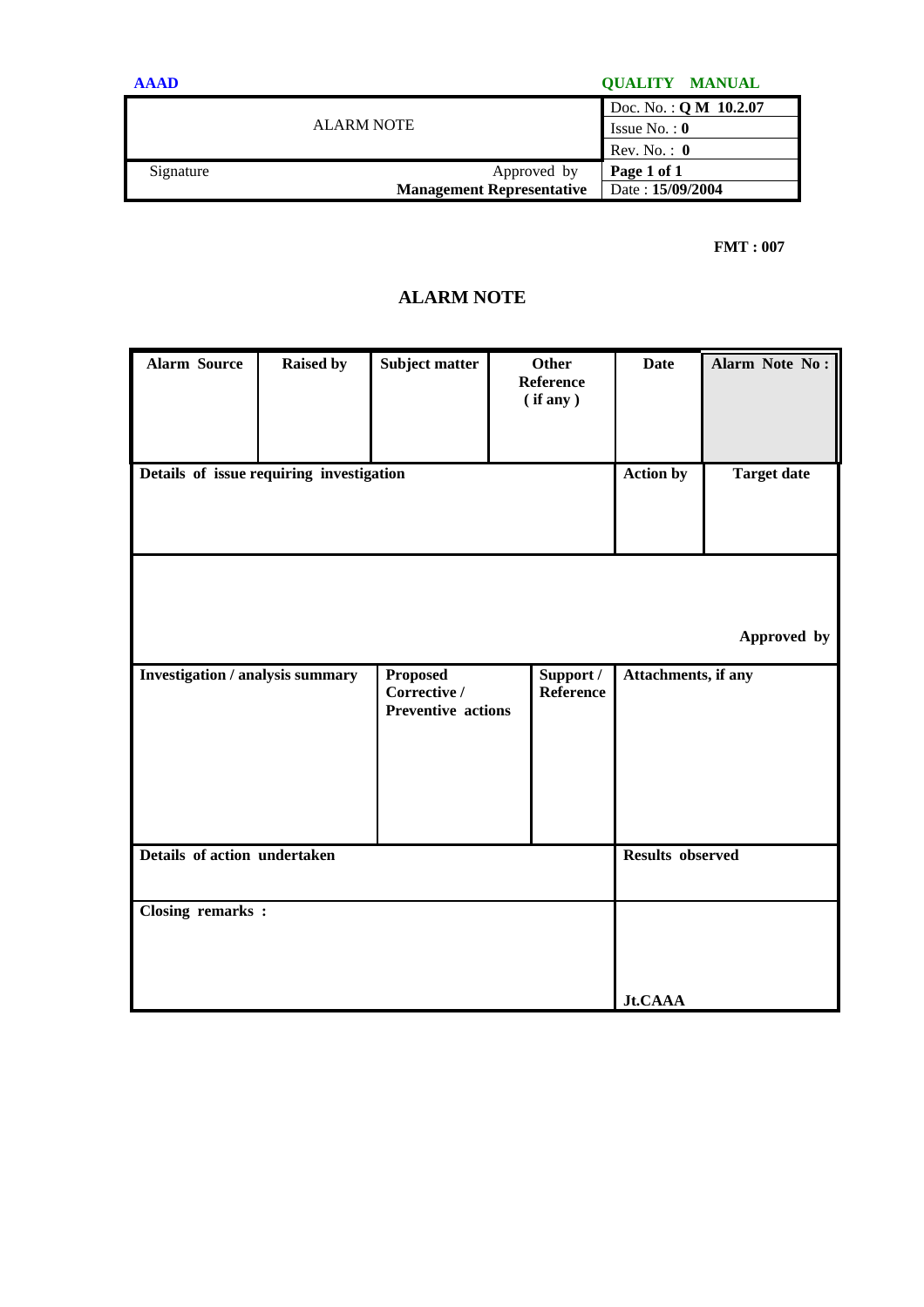**FMT : 007**

# ALARM NOTE

| Alarm Source | Raised by | Subject matter | Other Reference ( if any ) | Date | Alarm Note No : |
|---|---|---|---|---|---|
| | | | | | |

| Details of issue requiring investigation | Action by | Target date |
|---|---|---|
| | | |

Approved by

| Investigation / analysis summary | Proposed Corrective / Preventive actions | Support / Reference | Attachments, if any |
|---|---|---|---|
| | | | |

| Details of action undertaken | Results observed |
|---|---|
| Closing remarks : | Jt.CAAA |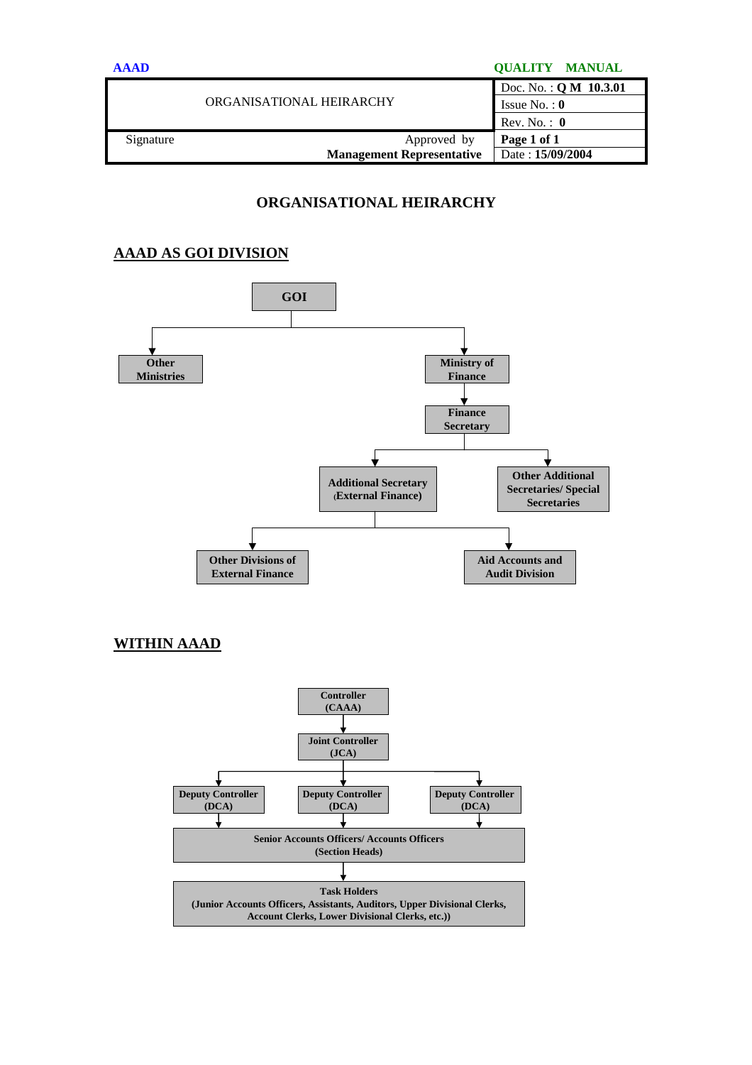| | |
|---|---|
| ORGANISATIONAL HEIRARCHY | Doc. No. : **Q M 10.3.01** |
| | Issue No. : **0** |
| | Rev. No. : **0** |
| Signature Approved by **Management Representative** | **Page 1 of 1** |
| | Date : **15/09/2004** |

# ORGANISATIONAL HEIRARCHY

## AAAD AS GOI DIVISION

- **GOI**
  - **Other Ministries**
  - **Ministry of Finance**
    - **Finance Secretary**
      - **Additional Secretary (External Finance)**
        - **Other Divisions of External Finance**
        - **Aid Accounts and Audit Division**
      - **Other Additional Secretaries/ Special Secretaries**

## WITHIN AAAD

- **Controller (CAAA)**
  - **Joint Controller (JCA)**
    - **Deputy Controller (DCA)**
    - **Deputy Controller (DCA)**
    - **Deputy Controller (DCA)**
      - **Senior Accounts Officers/ Accounts Officers (Section Heads)**
        - **Task Holders (Junior Accounts Officers, Assistants, Auditors, Upper Divisional Clerks, Account Clerks, Lower Divisional Clerks, etc.))**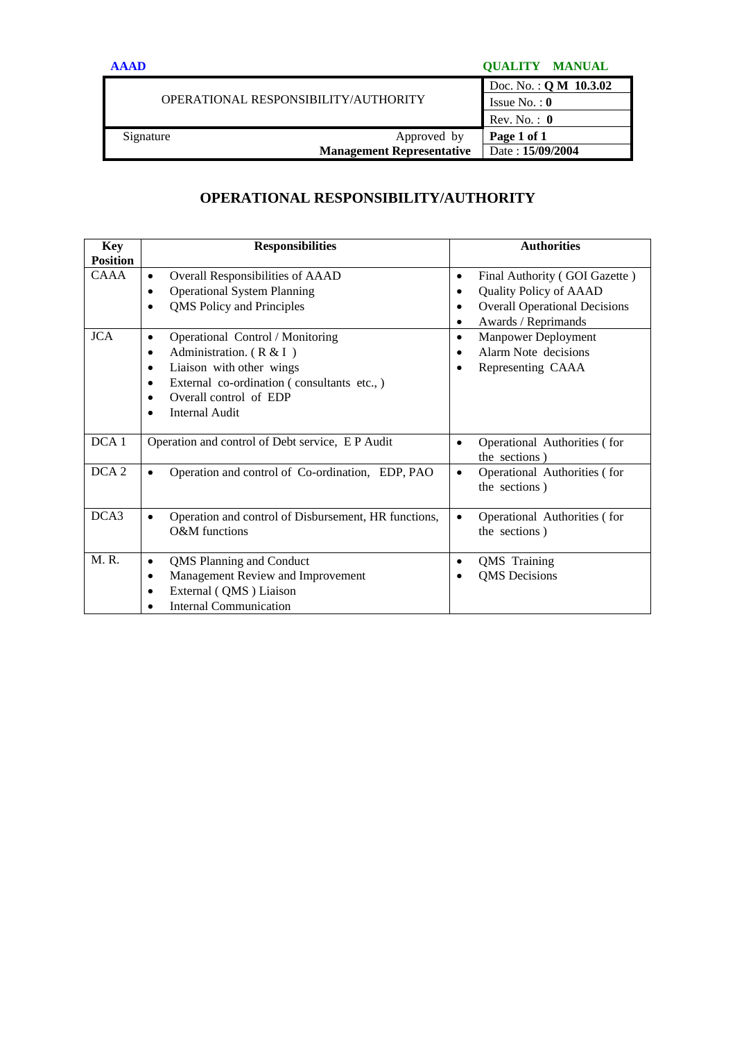# OPERATIONAL RESPONSIBILITY/AUTHORITY

| Key Position | Responsibilities | Authorities |
|---|---|---|
| CAAA | • Overall Responsibilities of AAAD<br>• Operational System Planning<br>• QMS Policy and Principles | • Final Authority ( GOI Gazette )<br>• Quality Policy of AAAD<br>• Overall Operational Decisions<br>• Awards / Reprimands |
| JCA | • Operational Control / Monitoring<br>• Administration. ( R & I )<br>• Liaison with other wings<br>• External co-ordination ( consultants etc., )<br>• Overall control of EDP<br>• Internal Audit | • Manpower Deployment<br>• Alarm Note decisions<br>• Representing CAAA |
| DCA 1 | Operation and control of Debt service, E P Audit | • Operational Authorities ( for the sections ) |
| DCA 2 | • Operation and control of Co-ordination, EDP, PAO | • Operational Authorities ( for the sections ) |
| DCA3 | • Operation and control of Disbursement, HR functions, O&M functions | • Operational Authorities ( for the sections ) |
| M. R. | • QMS Planning and Conduct<br>• Management Review and Improvement<br>• External ( QMS ) Liaison<br>• Internal Communication | • QMS Training<br>• QMS Decisions |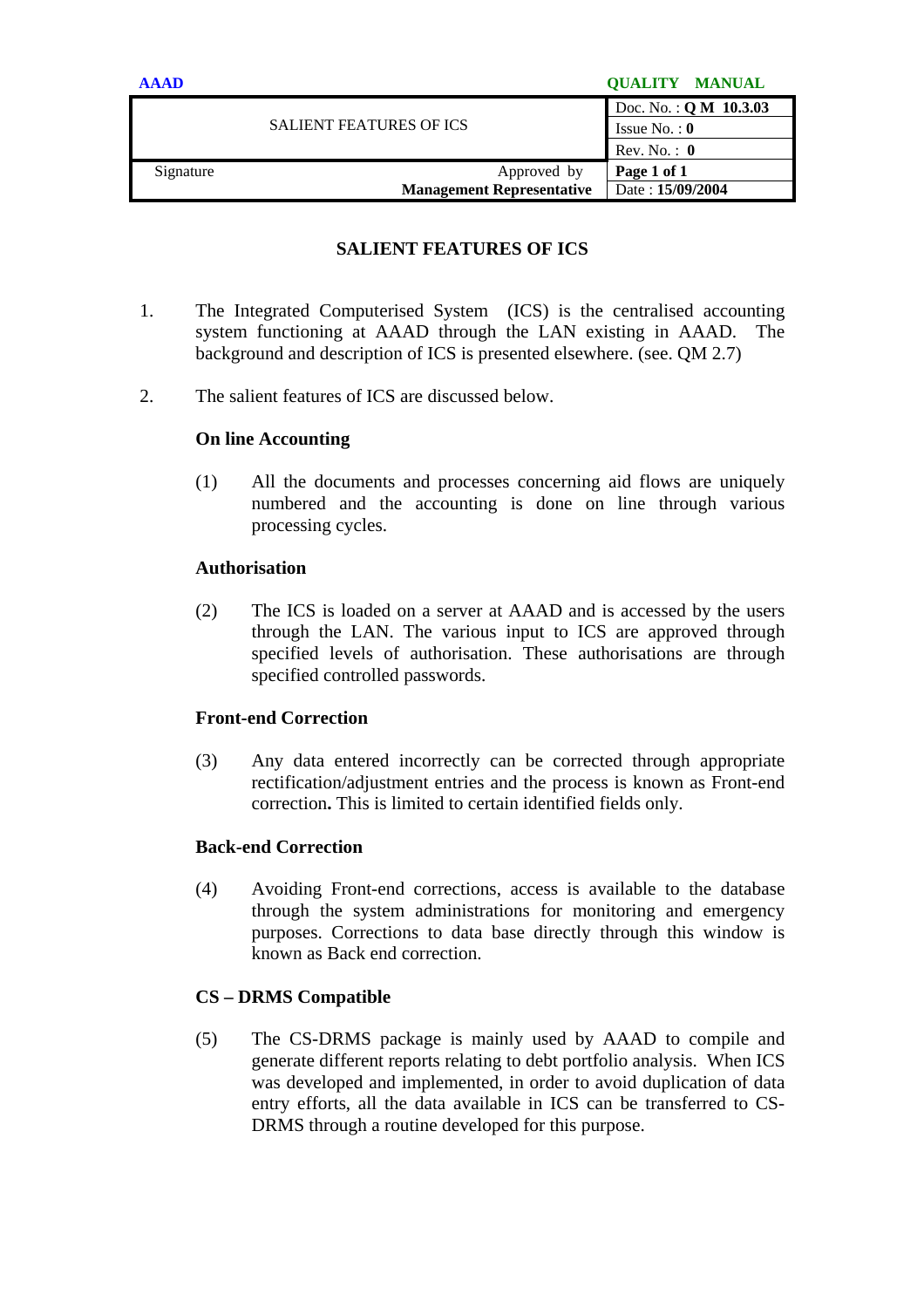# SALIENT FEATURES OF ICS

1. The Integrated Computerised System (ICS) is the centralised accounting system functioning at AAAD through the LAN existing in AAAD. The background and description of ICS is presented elsewhere. (see. QM 2.7)

2. The salient features of ICS are discussed below.

**On line Accounting**

(1) All the documents and processes concerning aid flows are uniquely numbered and the accounting is done on line through various processing cycles.

**Authorisation**

(2) The ICS is loaded on a server at AAAD and is accessed by the users through the LAN. The various input to ICS are approved through specified levels of authorisation. These authorisations are through specified controlled passwords.

**Front-end Correction**

(3) Any data entered incorrectly can be corrected through appropriate rectification/adjustment entries and the process is known as Front-end correction**.** This is limited to certain identified fields only.

**Back-end Correction**

(4) Avoiding Front-end corrections, access is available to the database through the system administrations for monitoring and emergency purposes. Corrections to data base directly through this window is known as Back end correction.

**CS – DRMS Compatible**

(5) The CS-DRMS package is mainly used by AAAD to compile and generate different reports relating to debt portfolio analysis. When ICS was developed and implemented, in order to avoid duplication of data entry efforts, all the data available in ICS can be transferred to CS-DRMS through a routine developed for this purpose.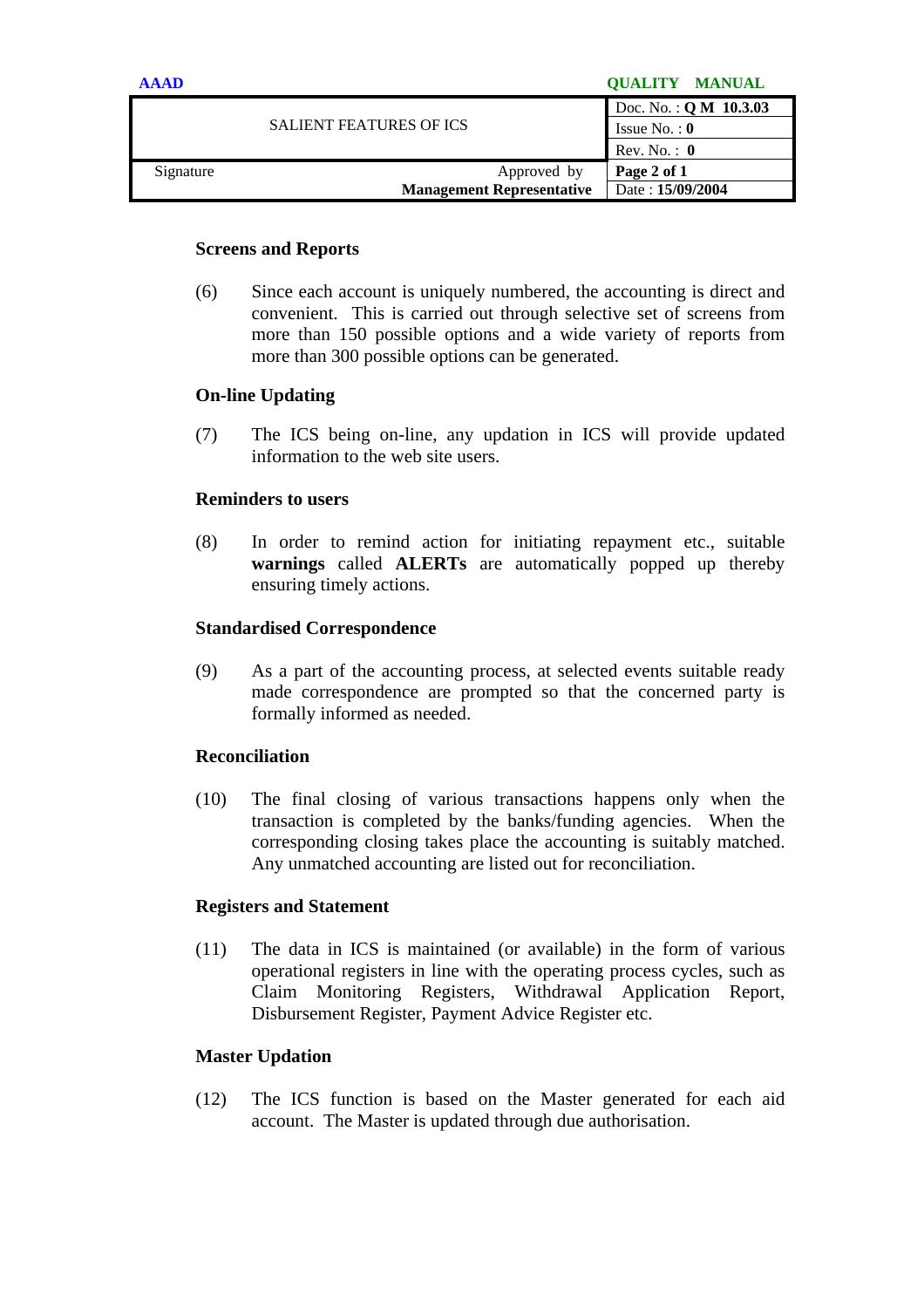### Screens and Reports

(6) Since each account is uniquely numbered, the accounting is direct and convenient. This is carried out through selective set of screens from more than 150 possible options and a wide variety of reports from more than 300 possible options can be generated.

### On-line Updating

(7) The ICS being on-line, any updation in ICS will provide updated information to the web site users.

### Reminders to users

(8) In order to remind action for initiating repayment etc., suitable **warnings** called **ALERTs** are automatically popped up thereby ensuring timely actions.

### Standardised Correspondence

(9) As a part of the accounting process, at selected events suitable ready made correspondence are prompted so that the concerned party is formally informed as needed.

### Reconciliation

(10) The final closing of various transactions happens only when the transaction is completed by the banks/funding agencies. When the corresponding closing takes place the accounting is suitably matched. Any unmatched accounting are listed out for reconciliation.

### Registers and Statement

(11) The data in ICS is maintained (or available) in the form of various operational registers in line with the operating process cycles, such as Claim Monitoring Registers, Withdrawal Application Report, Disbursement Register, Payment Advice Register etc.

### Master Updation

(12) The ICS function is based on the Master generated for each aid account. The Master is updated through due authorisation.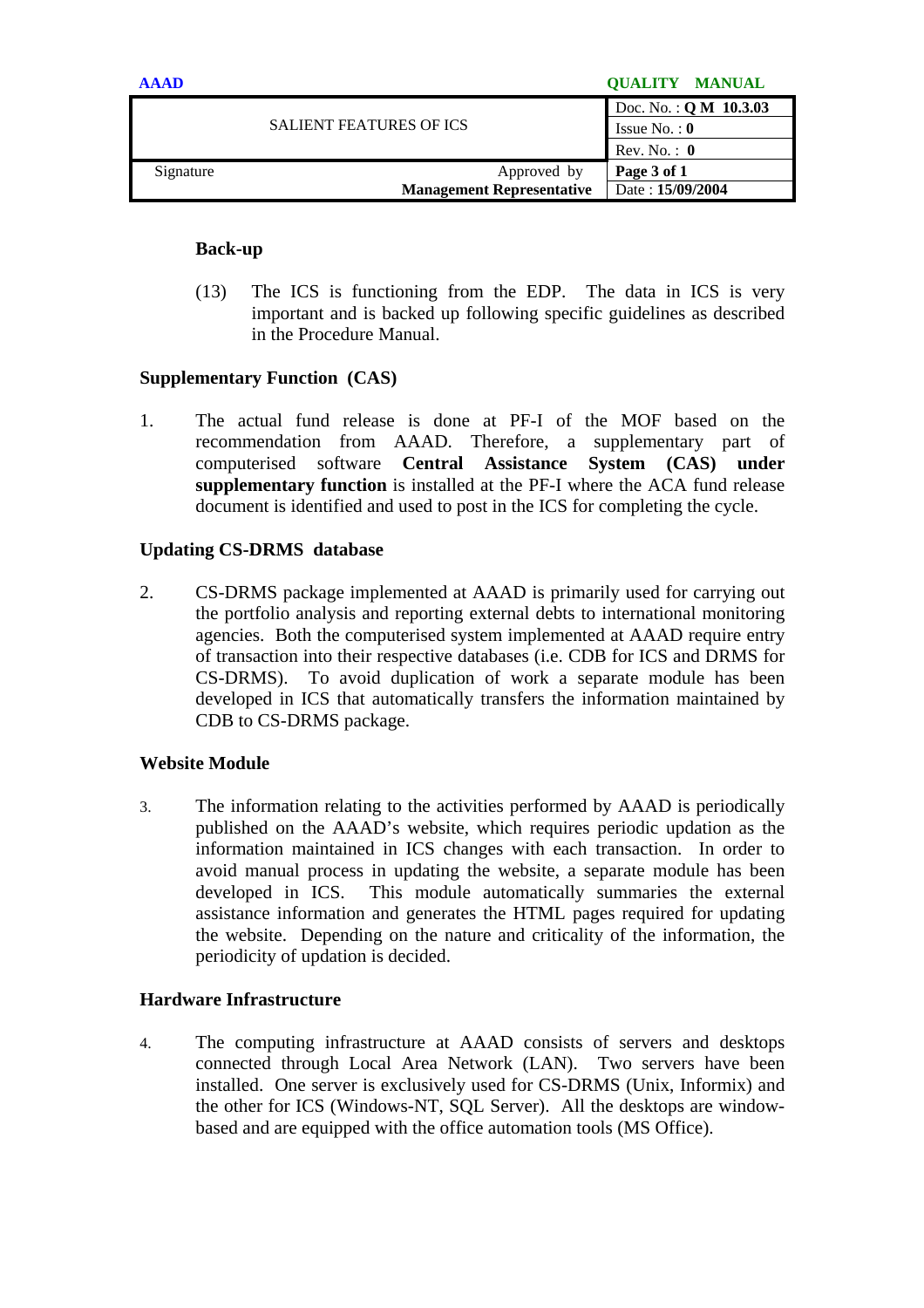### Back-up

(13) The ICS is functioning from the EDP. The data in ICS is very important and is backed up following specific guidelines as described in the Procedure Manual.

### Supplementary Function (CAS)

1. The actual fund release is done at PF-I of the MOF based on the recommendation from AAAD. Therefore, a supplementary part of computerised software **Central Assistance System (CAS) under supplementary function** is installed at the PF-I where the ACA fund release document is identified and used to post in the ICS for completing the cycle.

### Updating CS-DRMS database

2. CS-DRMS package implemented at AAAD is primarily used for carrying out the portfolio analysis and reporting external debts to international monitoring agencies. Both the computerised system implemented at AAAD require entry of transaction into their respective databases (i.e. CDB for ICS and DRMS for CS-DRMS). To avoid duplication of work a separate module has been developed in ICS that automatically transfers the information maintained by CDB to CS-DRMS package.

### Website Module

3. The information relating to the activities performed by AAAD is periodically published on the AAAD's website, which requires periodic updation as the information maintained in ICS changes with each transaction. In order to avoid manual process in updating the website, a separate module has been developed in ICS. This module automatically summaries the external assistance information and generates the HTML pages required for updating the website. Depending on the nature and criticality of the information, the periodicity of updation is decided.

### Hardware Infrastructure

4. The computing infrastructure at AAAD consists of servers and desktops connected through Local Area Network (LAN). Two servers have been installed. One server is exclusively used for CS-DRMS (Unix, Informix) and the other for ICS (Windows-NT, SQL Server). All the desktops are window-based and are equipped with the office automation tools (MS Office).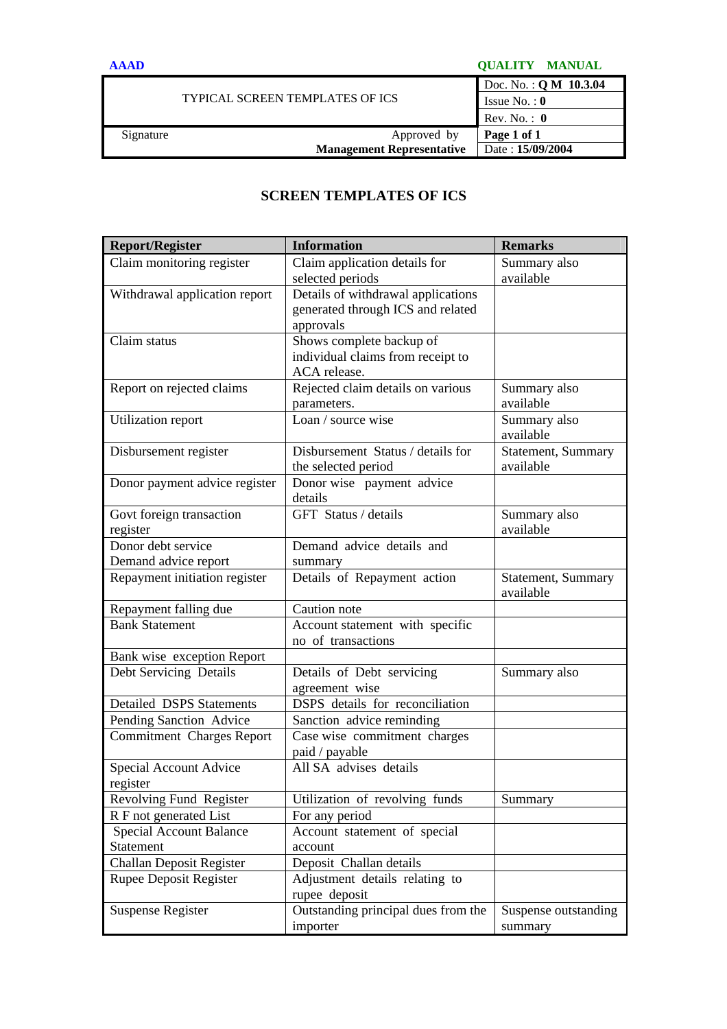| TYPICAL SCREEN TEMPLATES OF ICS | Doc. No. : **Q M 10.3.04** |
|---|---|
| | Issue No. : **0** |
| | Rev. No. : **0** |
| Signature Approved by **Management Representative** | **Page 1 of 1** |
| | Date : **15/09/2004** |

# SCREEN TEMPLATES OF ICS

| Report/Register | Information | Remarks |
|---|---|---|
| Claim monitoring register | Claim application details for selected periods | Summary also available |
| Withdrawal application report | Details of withdrawal applications generated through ICS and related approvals | |
| Claim status | Shows complete backup of individual claims from receipt to ACA release. | |
| Report on rejected claims | Rejected claim details on various parameters. | Summary also available |
| Utilization report | Loan / source wise | Summary also available |
| Disbursement register | Disbursement Status / details for the selected period | Statement, Summary available |
| Donor payment advice register | Donor wise payment advice details | |
| Govt foreign transaction register | GFT Status / details | Summary also available |
| Donor debt service Demand advice report | Demand advice details and summary | |
| Repayment initiation register | Details of Repayment action | Statement, Summary available |
| Repayment falling due | Caution note | |
| Bank Statement | Account statement with specific no of transactions | |
| Bank wise exception Report | | |
| Debt Servicing Details | Details of Debt servicing agreement wise | Summary also |
| Detailed DSPS Statements | DSPS details for reconciliation | |
| Pending Sanction Advice | Sanction advice reminding | |
| Commitment Charges Report | Case wise commitment charges paid / payable | |
| Special Account Advice register | All SA advises details | |
| Revolving Fund Register | Utilization of revolving funds | Summary |
| R F not generated List | For any period | |
| Special Account Balance Statement | Account statement of special account | |
| Challan Deposit Register | Deposit Challan details | |
| Rupee Deposit Register | Adjustment details relating to rupee deposit | |
| Suspense Register | Outstanding principal dues from the importer | Suspense outstanding summary |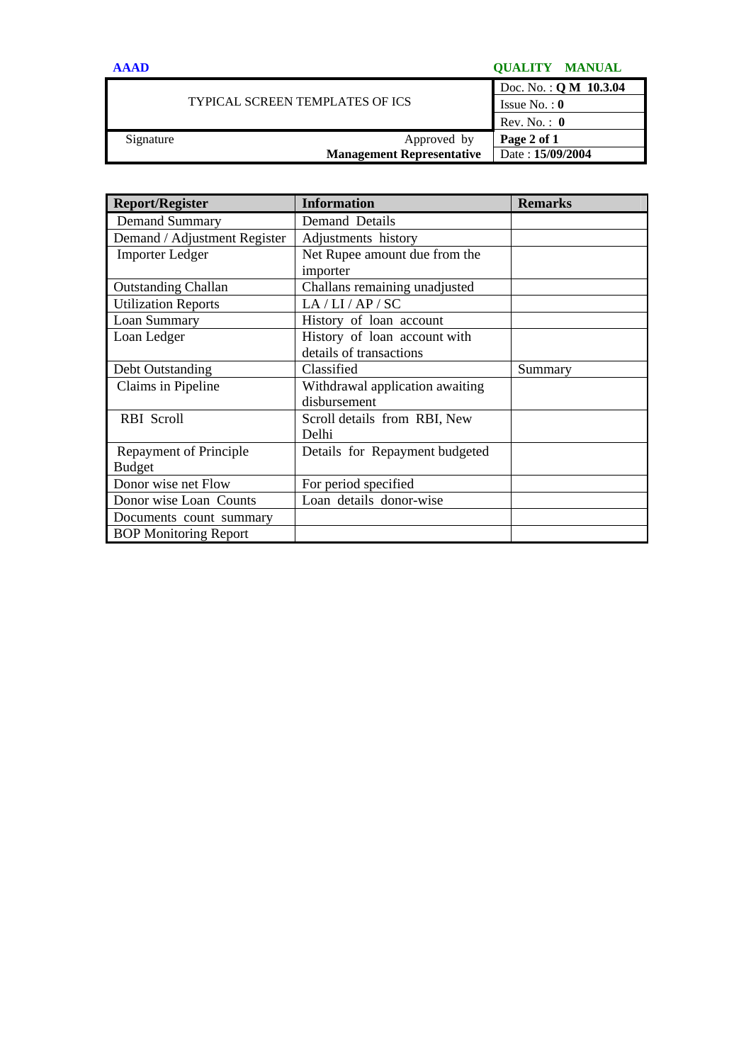| AAAD | | QUALITY MANUAL |
|---|---|---|
| TYPICAL SCREEN TEMPLATES OF ICS | | Doc. No. : **Q M 10.3.04** |
| | | Issue No. : **0** |
| | | Rev. No. : **0** |
| Signature | Approved by **Management Representative** | Date : **15/09/2004** |

| Report/Register | Information | Remarks |
|---|---|---|
| Demand Summary | Demand Details | |
| Demand / Adjustment Register | Adjustments history | |
| Importer Ledger | Net Rupee amount due from the importer | |
| Outstanding Challan | Challans remaining unadjusted | |
| Utilization Reports | LA / LI / AP / SC | |
| Loan Summary | History of loan account | |
| Loan Ledger | History of loan account with details of transactions | |
| Debt Outstanding | Classified | Summary |
| Claims in Pipeline | Withdrawal application awaiting disbursement | |
| RBI Scroll | Scroll details from RBI, New Delhi | |
| Repayment of Principle Budget | Details for Repayment budgeted | |
| Donor wise net Flow | For period specified | |
| Donor wise Loan Counts | Loan details donor-wise | |
| Documents count summary | | |
| BOP Monitoring Report | | |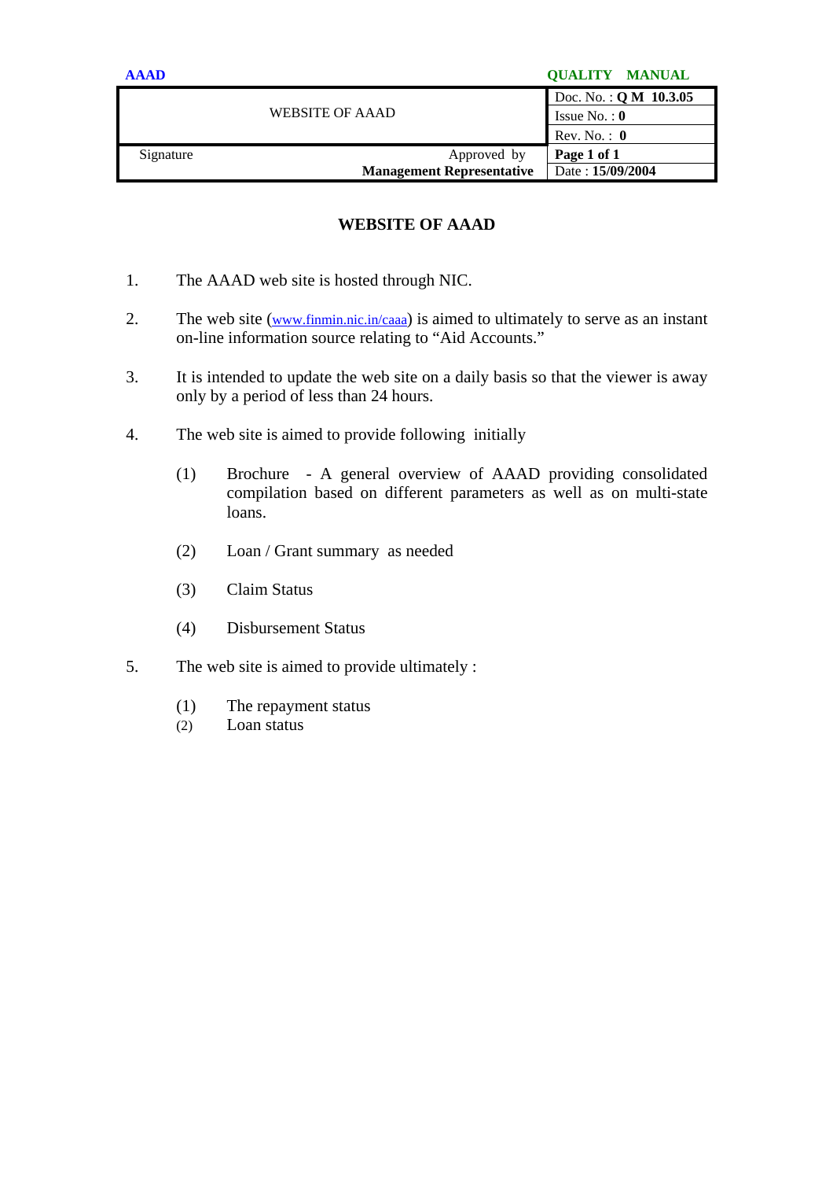| WEBSITE OF AAAD | | Doc. No. : **Q M 10.3.05** |
|---|---|---|
| | | Issue No. : **0** |
| | | Rev. No. : **0** |
| Signature | Approved by **Management Representative** | **Page 1 of 1** |
| | | Date : **15/09/2004** |

# WEBSITE OF AAAD

1. The AAAD web site is hosted through NIC.

2. The web site (www.finmin.nic.in/caaa) is aimed to ultimately to serve as an instant on-line information source relating to "Aid Accounts."

3. It is intended to update the web site on a daily basis so that the viewer is away only by a period of less than 24 hours.

4. The web site is aimed to provide following initially

   (1) Brochure - A general overview of AAAD providing consolidated compilation based on different parameters as well as on multi-state loans.

   (2) Loan / Grant summary as needed

   (3) Claim Status

   (4) Disbursement Status

5. The web site is aimed to provide ultimately :

   (1) The repayment status
   (2) Loan status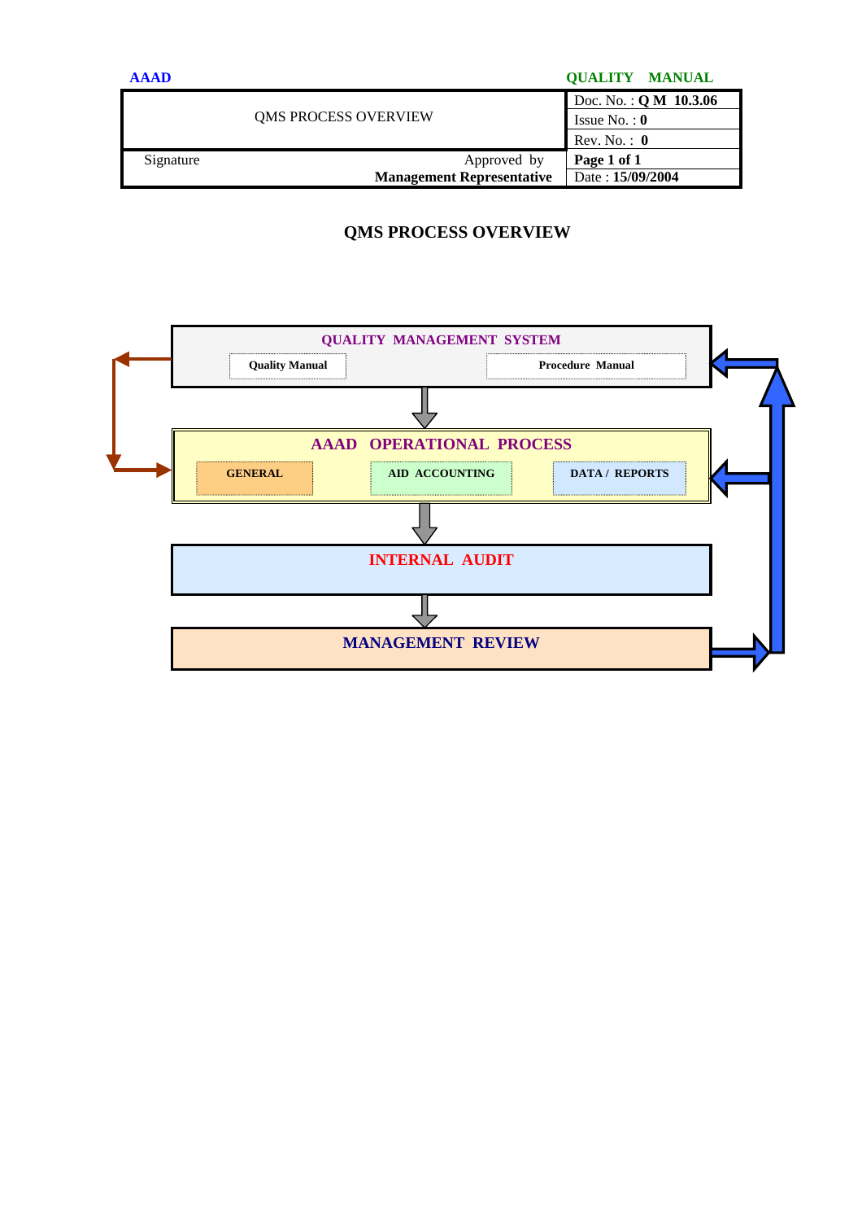| AAAD | | QUALITY MANUAL |
|---|---|---|
| QMS PROCESS OVERVIEW | | Doc. No. : **Q M 10.3.06** |
| | | Issue No. : **0** |
| | | Rev. No. : **0** |
| Signature | Approved by **Management Representative** | **Page 1 of 1** |
| | | Date : **15/09/2004** |

# QMS PROCESS OVERVIEW

**QUALITY MANAGEMENT SYSTEM**

- **Quality Manual**
- **Procedure Manual**

**AAAD OPERATIONAL PROCESS**

- **GENERAL**
- **AID ACCOUNTING**
- **DATA / REPORTS**

**INTERNAL AUDIT**

**MANAGEMENT REVIEW**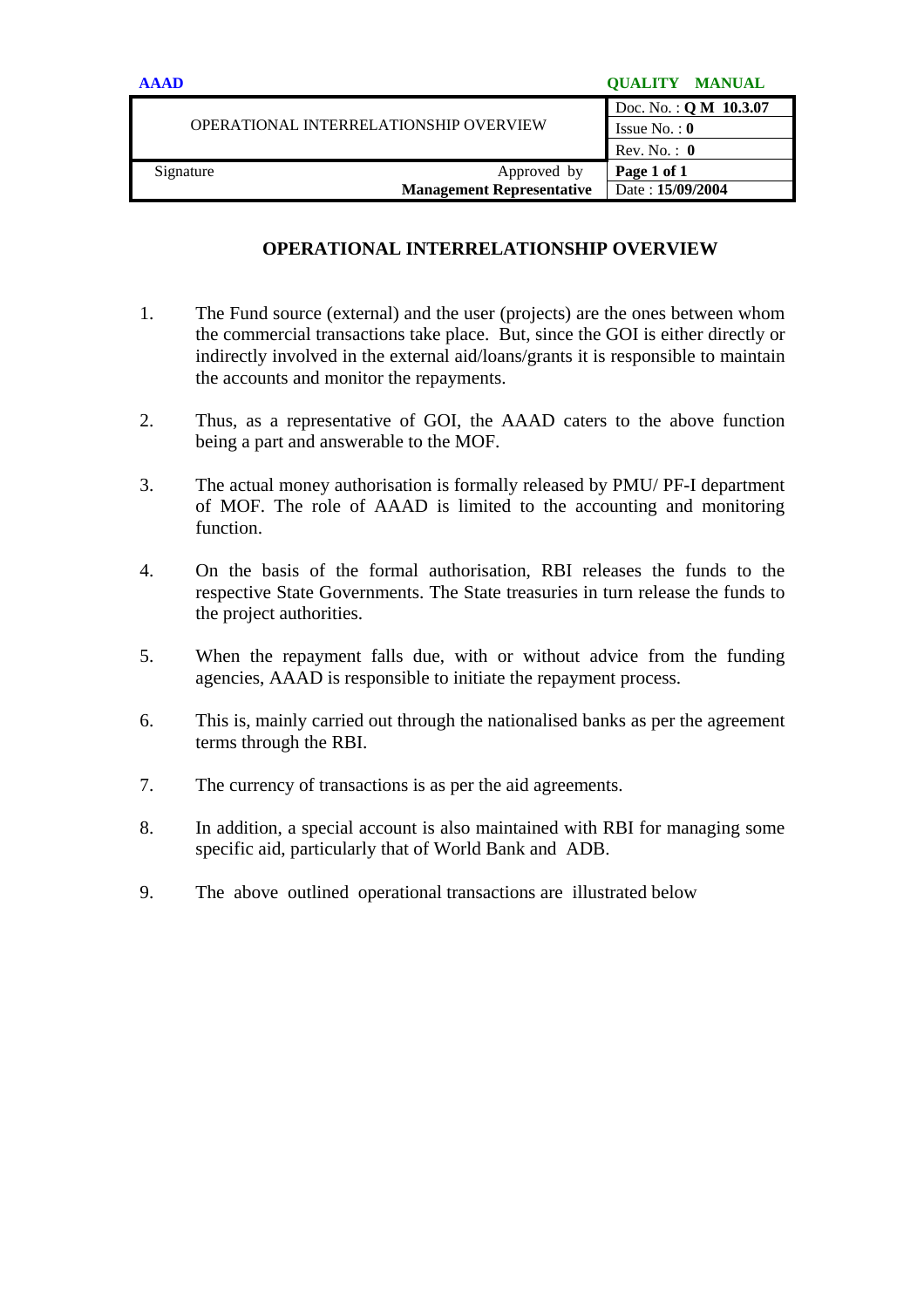| OPERATIONAL INTERRELATIONSHIP OVERVIEW | Doc. No. : **Q M 10.3.07** |
| --- | --- |
| | Issue No. : **0** |
| | Rev. No. : **0** |
| Signature &nbsp;&nbsp;&nbsp;&nbsp; Approved by **Management Representative** | **Page 1 of 1** |
| | Date : **15/09/2004** |

# OPERATIONAL INTERRELATIONSHIP OVERVIEW

1. The Fund source (external) and the user (projects) are the ones between whom the commercial transactions take place. But, since the GOI is either directly or indirectly involved in the external aid/loans/grants it is responsible to maintain the accounts and monitor the repayments.

2. Thus, as a representative of GOI, the AAAD caters to the above function being a part and answerable to the MOF.

3. The actual money authorisation is formally released by PMU/ PF-I department of MOF. The role of AAAD is limited to the accounting and monitoring function.

4. On the basis of the formal authorisation, RBI releases the funds to the respective State Governments. The State treasuries in turn release the funds to the project authorities.

5. When the repayment falls due, with or without advice from the funding agencies, AAAD is responsible to initiate the repayment process.

6. This is, mainly carried out through the nationalised banks as per the agreement terms through the RBI.

7. The currency of transactions is as per the aid agreements.

8. In addition, a special account is also maintained with RBI for managing some specific aid, particularly that of World Bank and ADB.

9. The above outlined operational transactions are illustrated below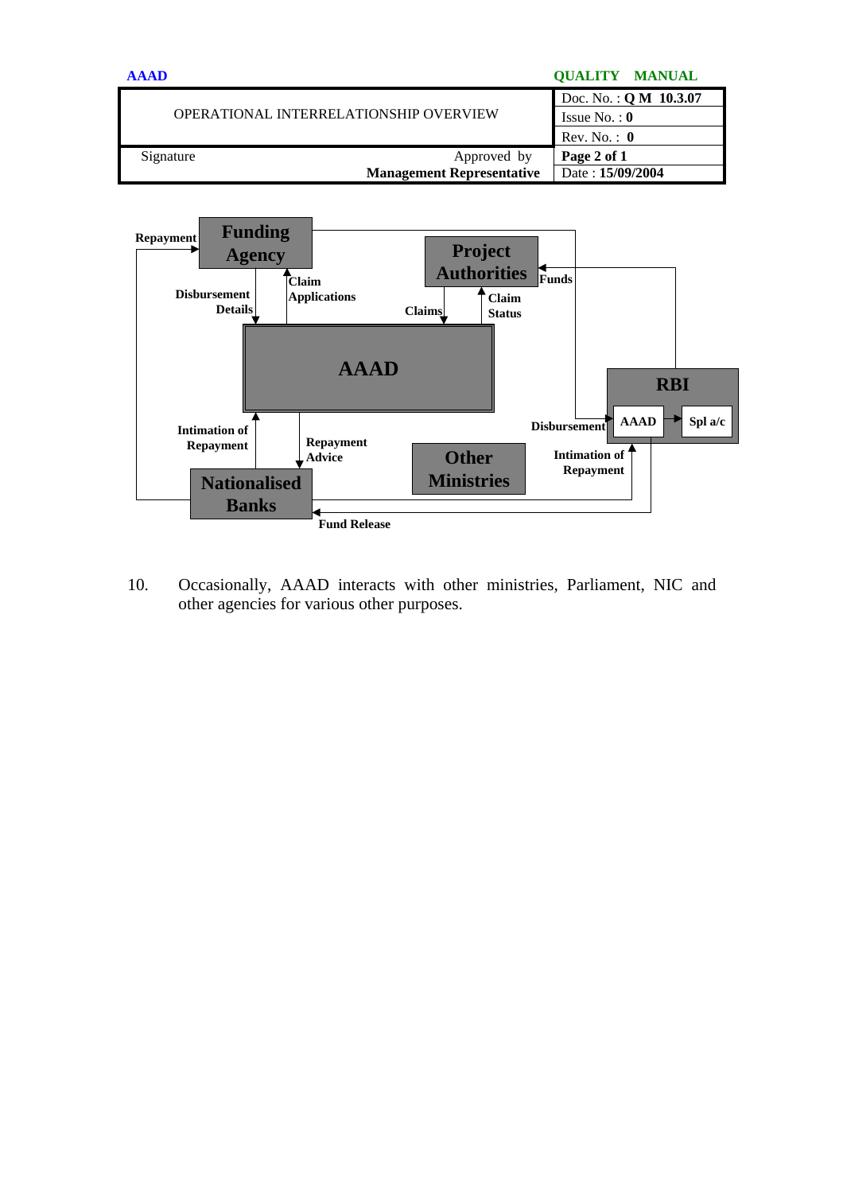10. Occasionally, AAAD interacts with other ministries, Parliament, NIC and other agencies for various other purposes.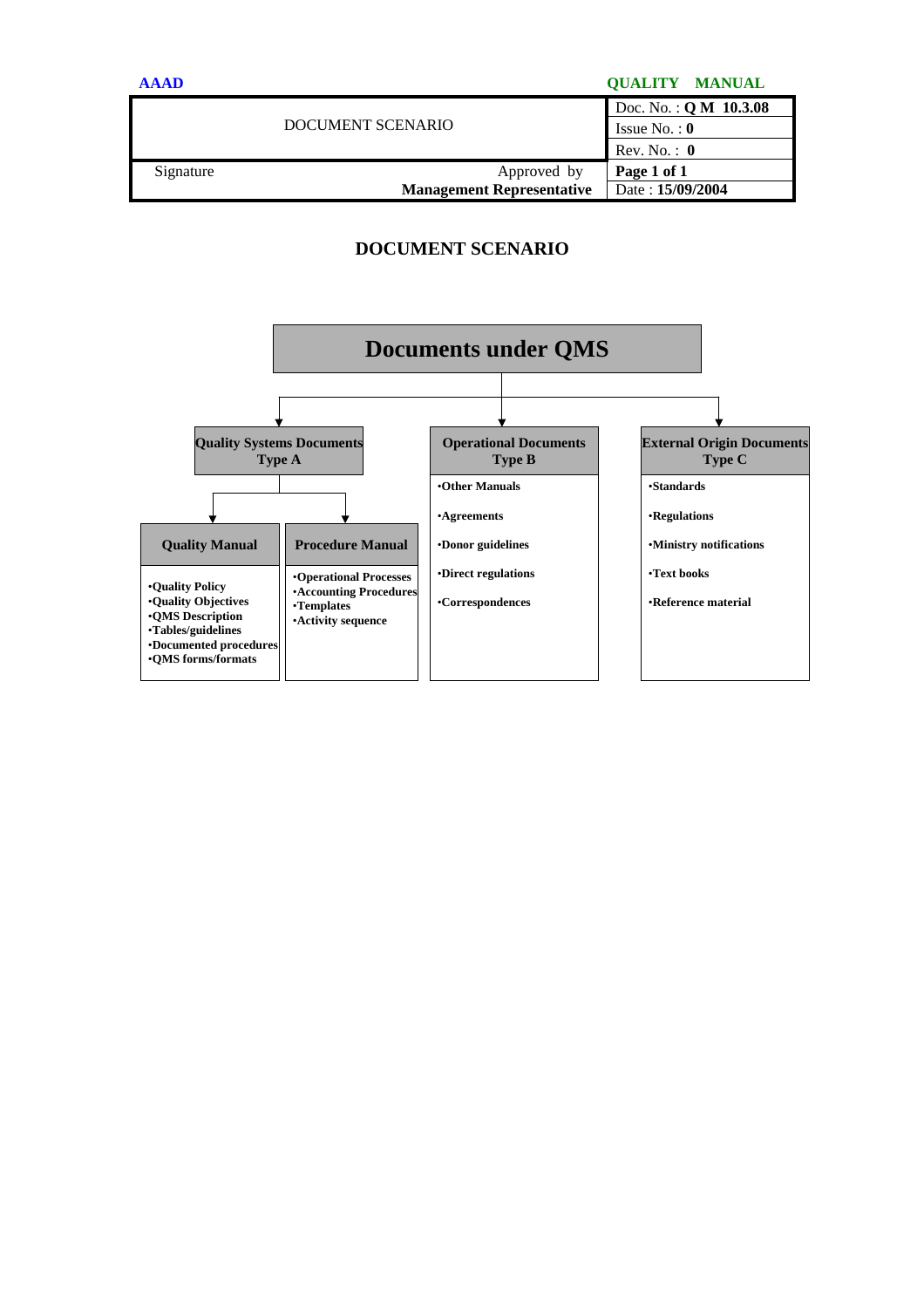| DOCUMENT SCENARIO | | Doc. No. : **Q M 10.3.08** |
|---|---|---|
| | | Issue No. : **0** |
| | | Rev. No. : **0** |
| Signature | Approved by **Management Representative** | **Page 1 of 1** |
| | | Date : **15/09/2004** |

# DOCUMENT SCENARIO

## Documents under QMS

### Quality Systems Documents Type A

**Quality Manual**

- **Quality Policy**
- **Quality Objectives**
- **QMS Description**
- **Tables/guidelines**
- **Documented procedures**
- **QMS forms/formats**

**Procedure Manual**

- **Operational Processes**
- **Accounting Procedures**
- **Templates**
- **Activity sequence**

### Operational Documents Type B

- **Other Manuals**
- **Agreements**
- **Donor guidelines**
- **Direct regulations**
- **Correspondences**

### External Origin Documents Type C

- **Standards**
- **Regulations**
- **Ministry notifications**
- **Text books**
- **Reference material**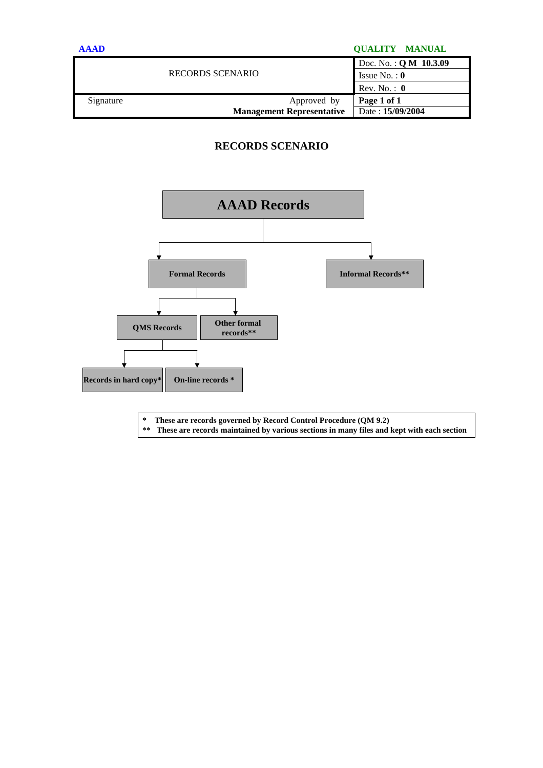| RECORDS SCENARIO | Doc. No. : **Q M 10.3.09** |
|---|---|
| | Issue No. : **0** |
| | Rev. No. : **0** |
| Signature &nbsp;&nbsp;&nbsp;&nbsp; Approved by **Management Representative** | **Page 1 of 1** |
| | Date : **15/09/2004** |

# RECORDS SCENARIO

- **AAAD Records**
  - **Formal Records**
    - **QMS Records**
      - **Records in hard copy***
      - **On-line records ***
    - **Other formal records****
  - **Informal Records****

**\* These are records governed by Record Control Procedure (QM 9.2)**
**\*\* These are records maintained by various sections in many files and kept with each section**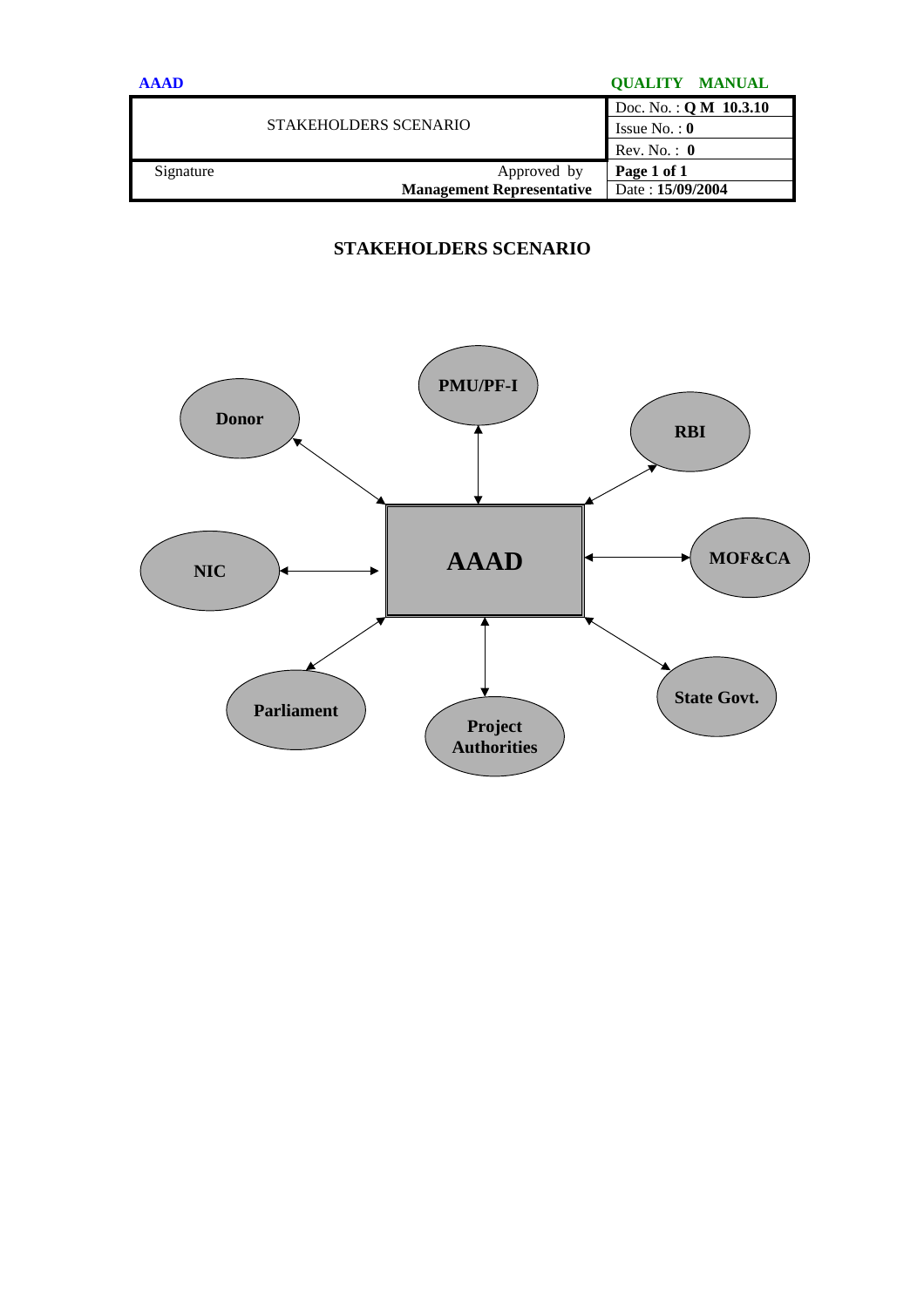| STAKEHOLDERS SCENARIO | | Doc. No. : **Q M 10.3.10** |
|---|---|---|
| | | Issue No. : **0** |
| | | Rev. No. : **0** |
| Signature | Approved by **Management Representative** | **Page 1 of 1** |
| | | Date : **15/09/2004** |

## STAKEHOLDERS SCENARIO

**AAAD**

**PMU/PF-I**

**Donor**

**RBI**

**NIC**

**MOF&CA**

**Parliament**

**Project Authorities**

**State Govt.**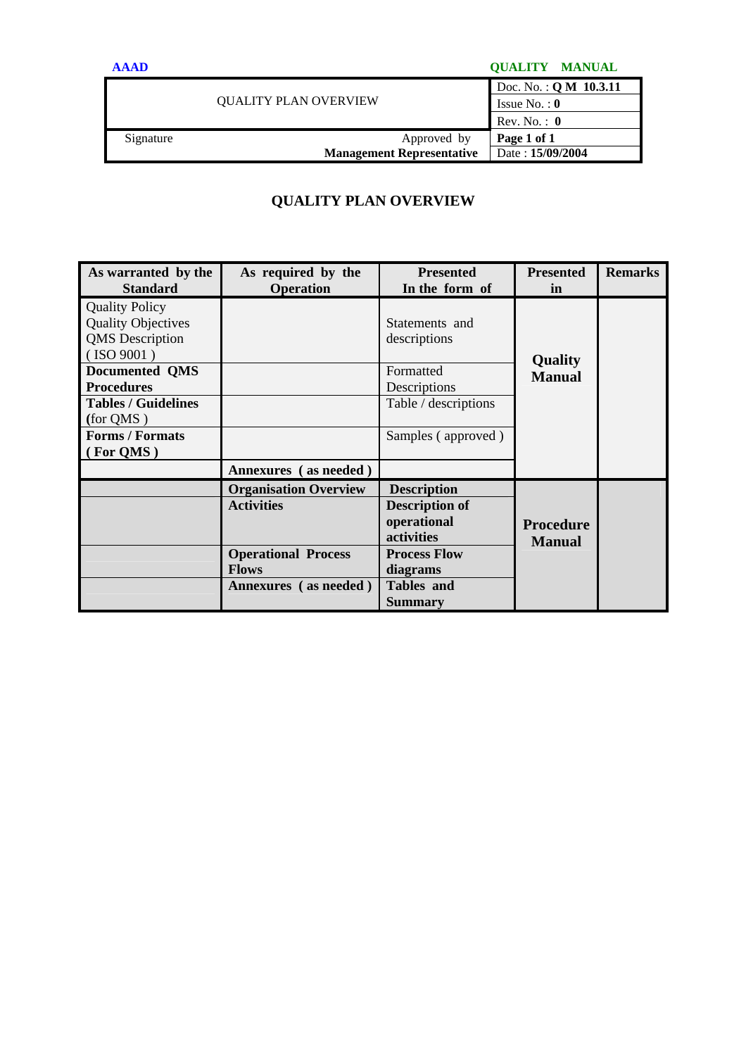| | | QUALITY PLAN OVERVIEW | Doc. No. : **Q M 10.3.11** |
|---|---|---|---|
| | | | Issue No. : **0** |
| | | | Rev. No. : **0** |
| Signature | | Approved by | **Page 1 of 1** |
| | | **Management Representative** | Date : **15/09/2004** |

# QUALITY PLAN OVERVIEW

| As warranted by the Standard | As required by the Operation | Presented In the form of | Presented in | Remarks |
|---|---|---|---|---|
| Quality Policy<br>Quality Objectives<br>QMS Description<br>( ISO 9001 ) | | Statements and descriptions | **Quality Manual** | |
| **Documented QMS Procedures** | | Formatted Descriptions | | |
| **Tables / Guidelines (**for QMS ) | | Table / descriptions | | |
| **Forms / Formats ( For QMS )** | | Samples ( approved ) | | |
| | **Annexures ( as needed )** | | | |
| | **Organisation Overview** | **Description** | **Procedure Manual** | |
| | **Activities** | **Description of operational activities** | | |
| | **Operational Process Flows** | **Process Flow diagrams** | | |
| | **Annexures ( as needed )** | **Tables and Summary** | | |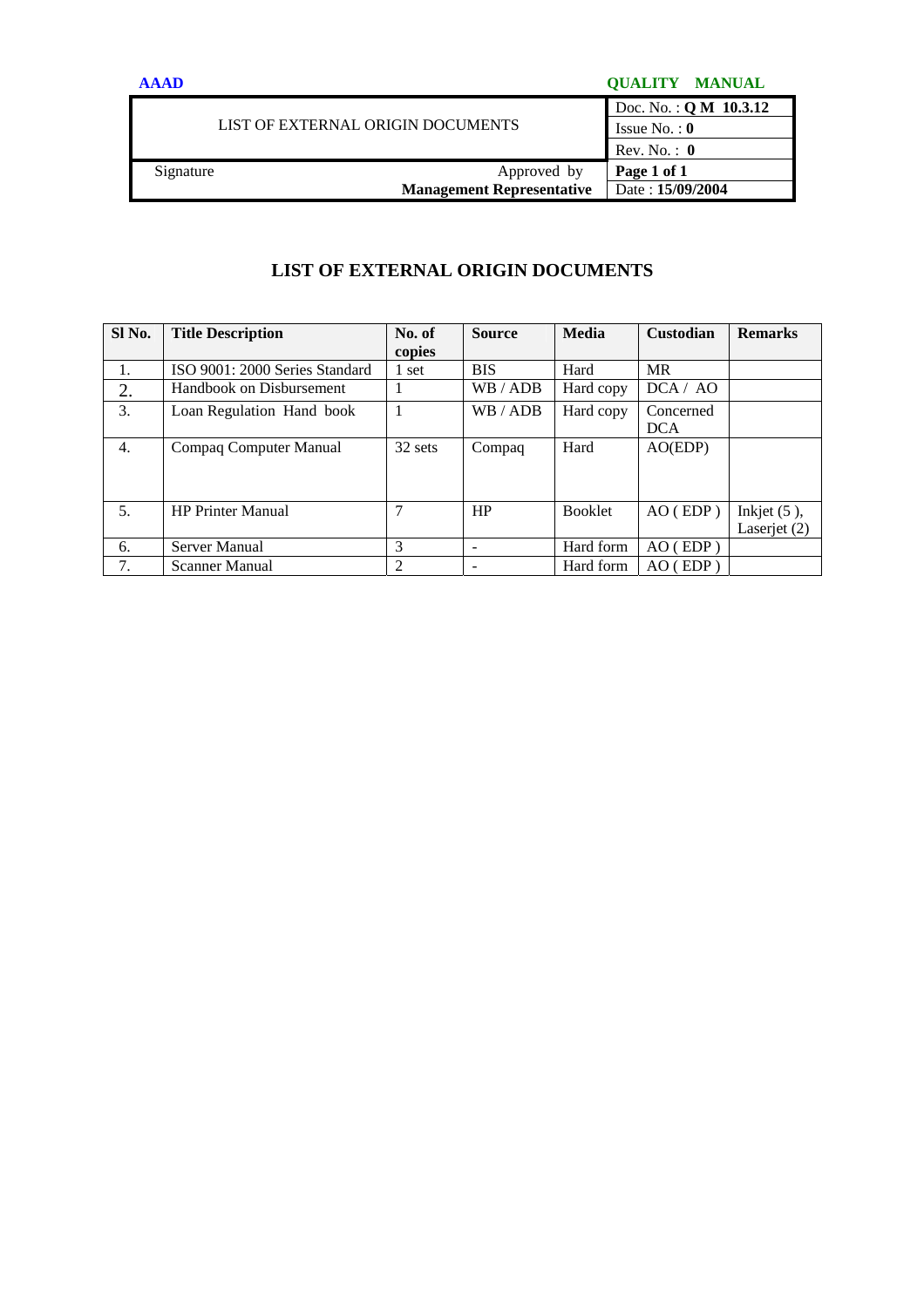| LIST OF EXTERNAL ORIGIN DOCUMENTS | Doc. No. : **Q M 10.3.12** |
|---|---|
| | Issue No. : **0** |
| | Rev. No. : **0** |
| Signature Approved by **Management Representative** | **Page 1 of 1** |
| | Date : **15/09/2004** |

# LIST OF EXTERNAL ORIGIN DOCUMENTS

| Sl No. | Title Description | No. of copies | Source | Media | Custodian | Remarks |
|---|---|---|---|---|---|---|
| 1. | ISO 9001: 2000 Series Standard | 1 set | BIS | Hard | MR | |
| 2. | Handbook on Disbursement | 1 | WB / ADB | Hard copy | DCA / AO | |
| 3. | Loan Regulation Hand book | 1 | WB / ADB | Hard copy | Concerned DCA | |
| 4. | Compaq Computer Manual | 32 sets | Compaq | Hard | AO(EDP) | |
| 5. | HP Printer Manual | 7 | HP | Booklet | AO ( EDP ) | Inkjet (5 ), Laserjet (2) |
| 6. | Server Manual | 3 | - | Hard form | AO ( EDP ) | |
| 7. | Scanner Manual | 2 | - | Hard form | AO ( EDP ) | |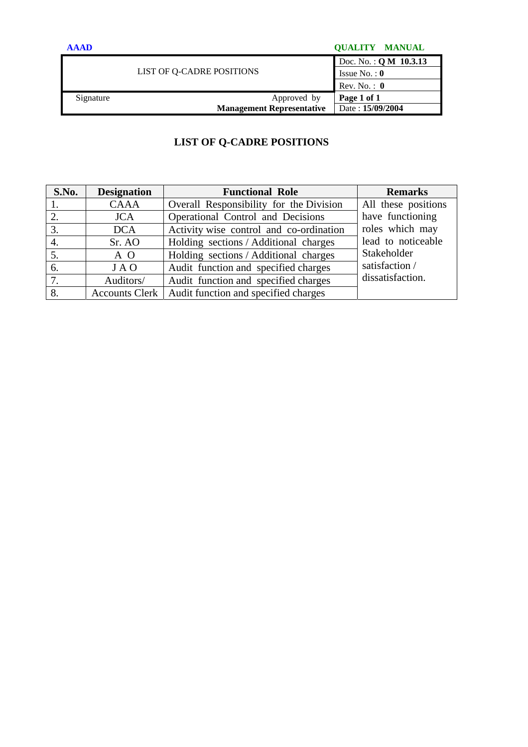| AAAD | QUALITY MANUAL |
|---|---|
| LIST OF Q-CADRE POSITIONS | Doc. No. : **Q M 10.3.13** |
| | Issue No. : **0** |
| | Rev. No. : **0** |
| Signature — Approved by **Management Representative** | **Page 1 of 1** |
| | Date : **15/09/2004** |

# LIST OF Q-CADRE POSITIONS

| S.No. | Designation | Functional Role | Remarks |
|---|---|---|---|
| 1. | CAAA | Overall Responsibility for the Division | All these positions have functioning roles which may lead to noticeable Stakeholder satisfaction / dissatisfaction. |
| 2. | JCA | Operational Control and Decisions | |
| 3. | DCA | Activity wise control and co-ordination | |
| 4. | Sr. AO | Holding sections / Additional charges | |
| 5. | A O | Holding sections / Additional charges | |
| 6. | J A O | Audit function and specified charges | |
| 7. | Auditors/ | Audit function and specified charges | |
| 8. | Accounts Clerk | Audit function and specified charges | |